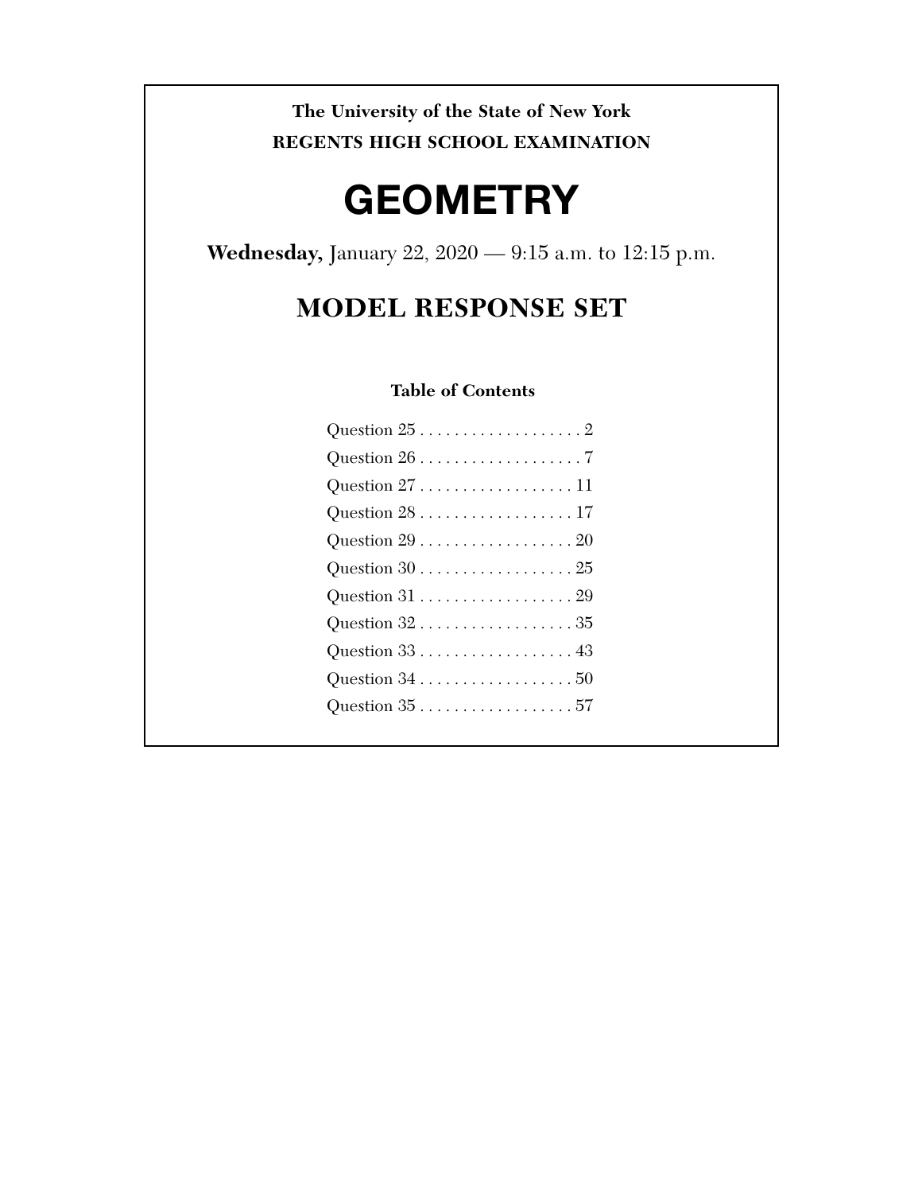**The University of the State of New York**

**REGENTS HIGH SCHOOL EXAMINATION**

# GEOMETRY

**Wednesday,** January 22, 2020 — 9:15 a.m. to 12:15 p.m.

## MODEL RESPONSE SET

### Table of Contents

Question 25 . . . . . . . . . . . . . . . . . . . 2

Question 26 . . . . . . . . . . . . . . . . . . . 7

Question 27 . . . . . . . . . . . . . . . . . . 11

Question 28 . . . . . . . . . . . . . . . . . . 17

Question 29 . . . . . . . . . . . . . . . . . . 20

Question 30 . . . . . . . . . . . . . . . . . . 25

Question 31 . . . . . . . . . . . . . . . . . . 29

Question 32 . . . . . . . . . . . . . . . . . . 35

Question 33 . . . . . . . . . . . . . . . . . . 43

Question 34 . . . . . . . . . . . . . . . . . . 50

Question 35 . . . . . . . . . . . . . . . . . . 57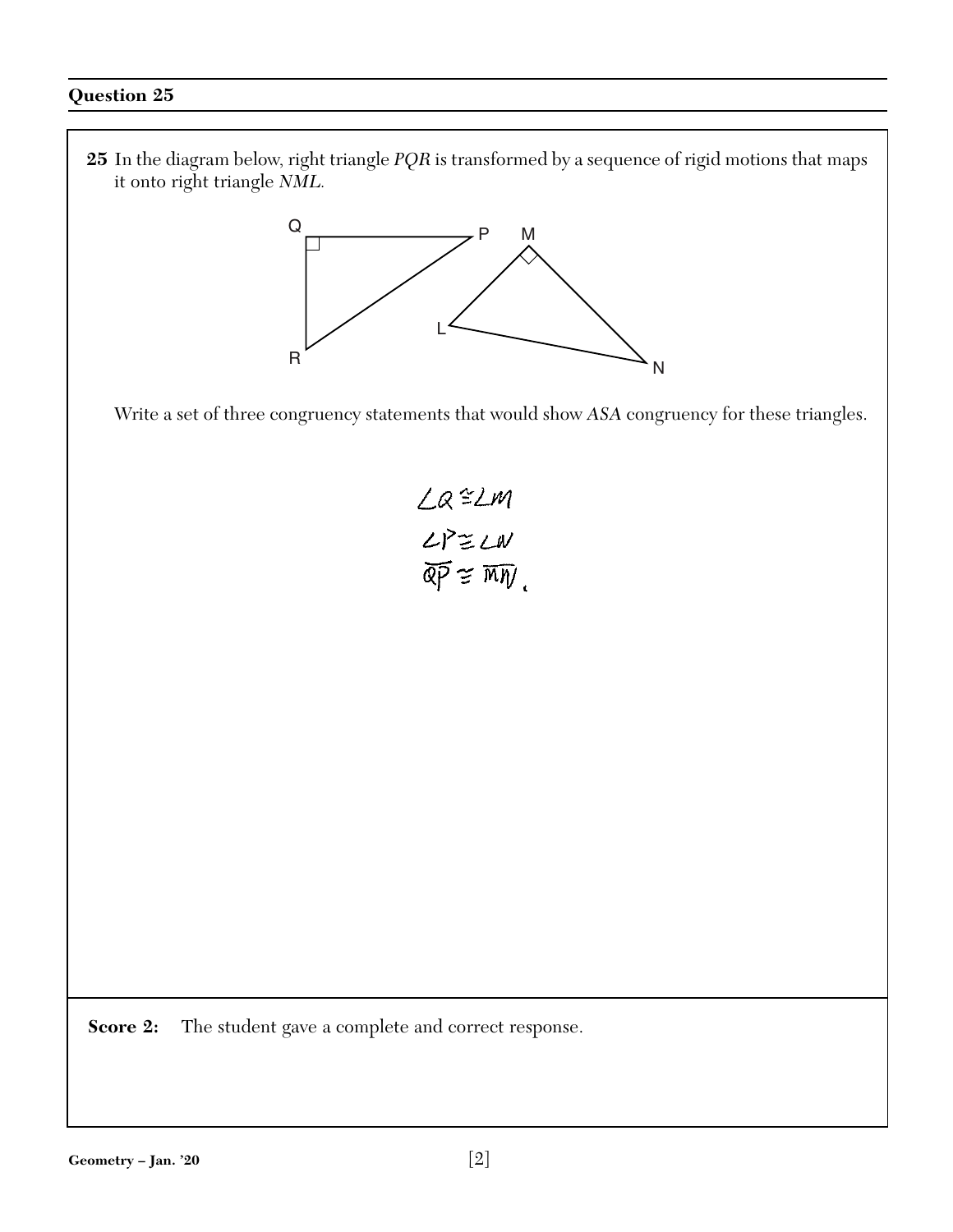## Question 25

**25** In the diagram below, right triangle *PQR* is transformed by a sequence of rigid motions that maps it onto right triangle *NML*.

Write a set of three congruency statements that would show *ASA* congruency for these triangles.

$\angle Q \cong \angle M$

$\angle P \cong \angle N$

$\overline{QP} \cong \overline{MN}$

**Score 2:** The student gave a complete and correct response.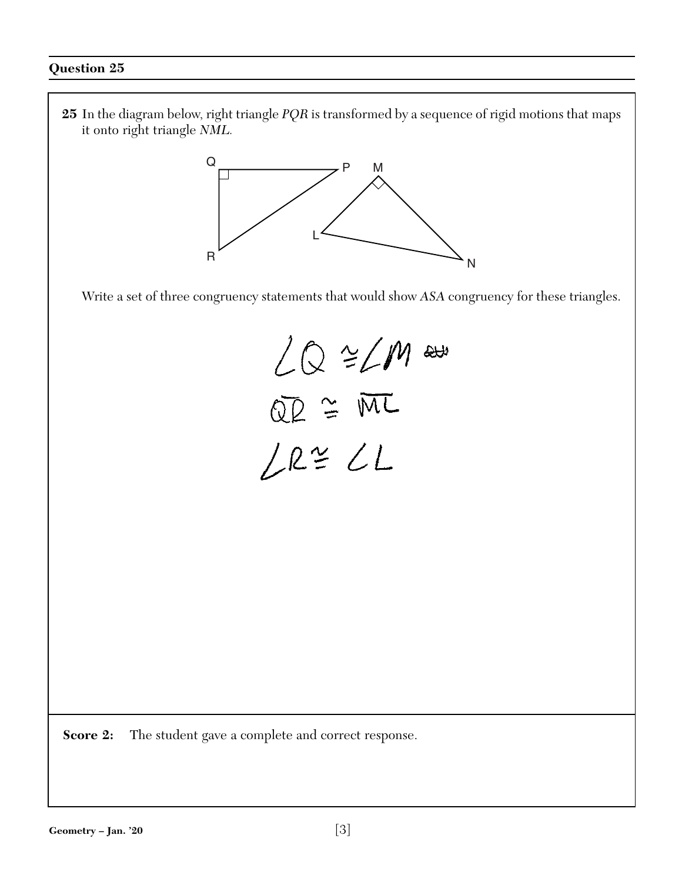## Question 25

**25** In the diagram below, right triangle *PQR* is transformed by a sequence of rigid motions that maps it onto right triangle *NML*.

Write a set of three congruency statements that would show *ASA* congruency for these triangles.

$\angle Q \cong \angle M$

$\overline{QR} \cong \overline{ML}$

$\angle R \cong \angle L$

**Score 2:** The student gave a complete and correct response.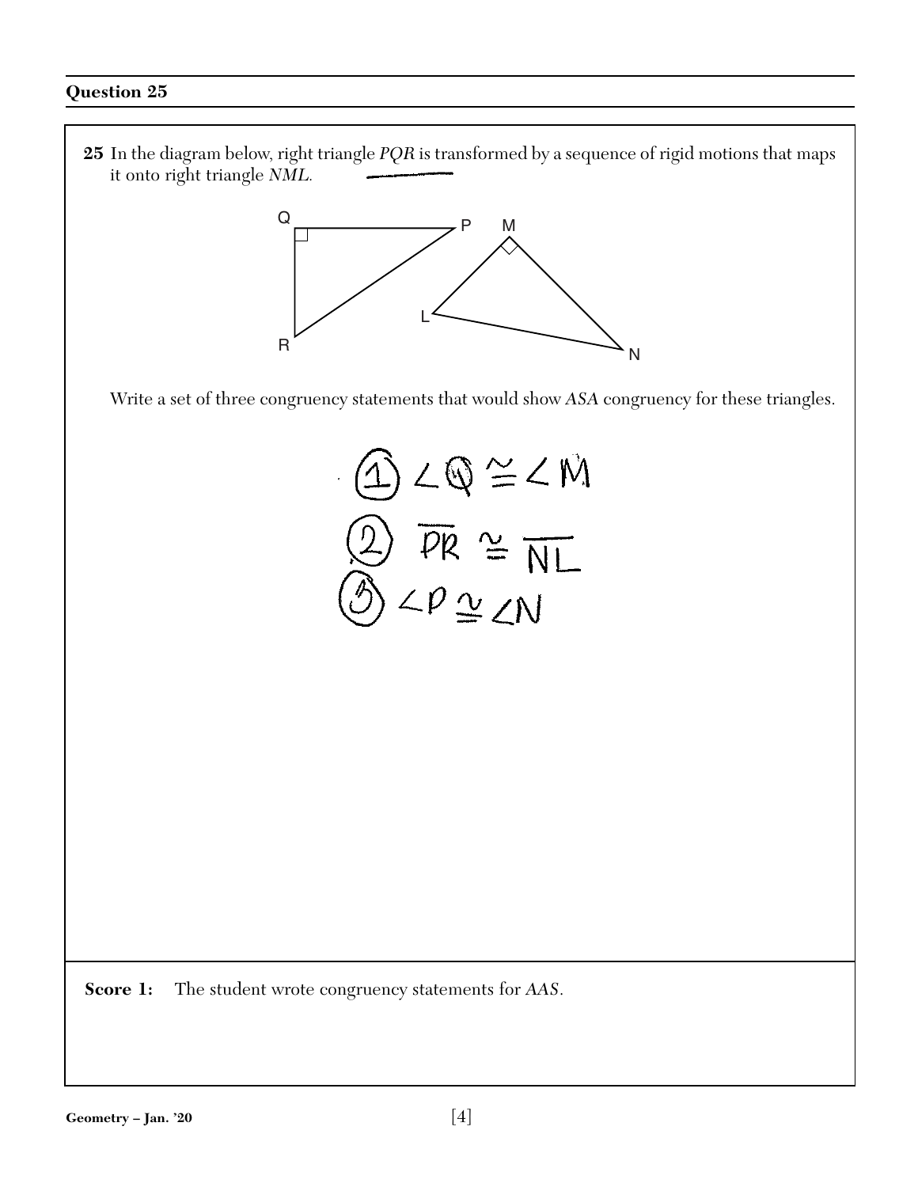## Question 25

**25** In the diagram below, right triangle *PQR* is transformed by a sequence of rigid motions that maps it onto right triangle *NML*.

Write a set of three congruency statements that would show *ASA* congruency for these triangles.

① $\angle Q \cong \angle M$

② $\overline{PR} \cong \overline{NL}$

③ $\angle P \cong \angle N$

**Score 1:** The student wrote congruency statements for *AAS*.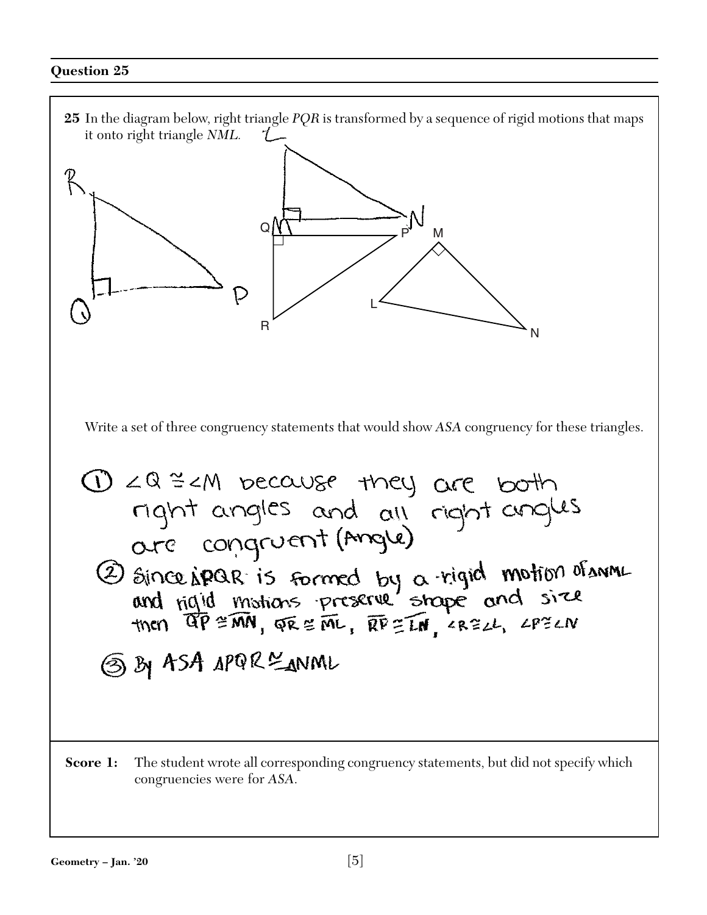## Question 25

**25** In the diagram below, right triangle *PQR* is transformed by a sequence of rigid motions that maps it onto right triangle *NML*.

Write a set of three congruency statements that would show *ASA* congruency for these triangles.

① $\angle Q \cong \angle M$ because they are both right angles and all right angles are congruent (Angle)

② Since $\triangle PQR$ is formed by a rigid motion of $\triangle NML$ and rigid motions preserve shape and size then $\overline{QP} \cong \overline{MN}$, $\overline{QR} \cong \overline{ML}$, $\overline{RP} \cong \overline{LN}$, $\angle R \cong \angle L$, $\angle P \cong \angle N$

③ By ASA $\triangle PQR \cong \triangle NML$

**Score 1:** The student wrote all corresponding congruency statements, but did not specify which congruencies were for *ASA*.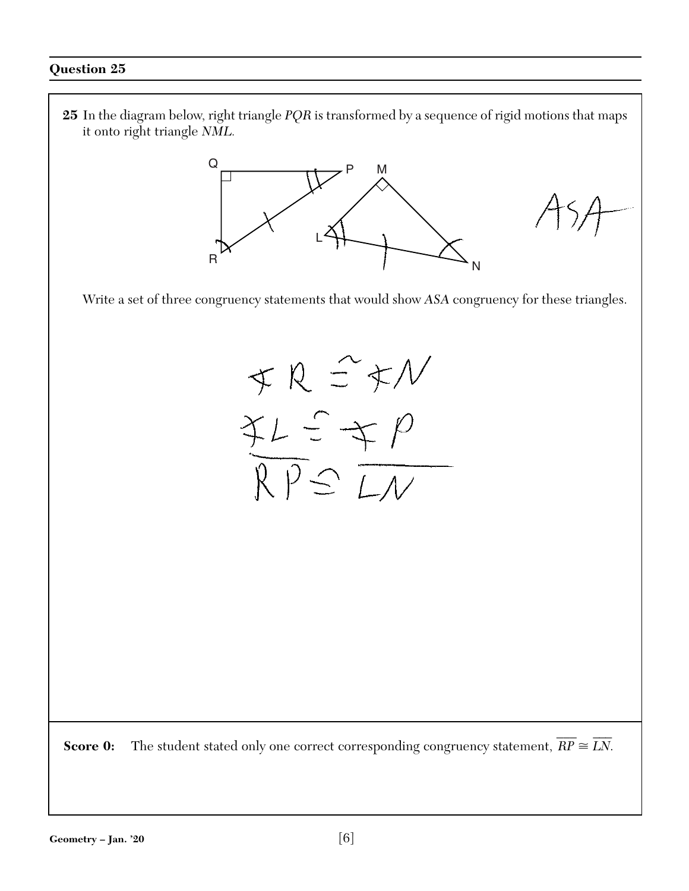## Question 25

**25** In the diagram below, right triangle *PQR* is transformed by a sequence of rigid motions that maps it onto right triangle *NML*.

Write a set of three congruency statements that would show *ASA* congruency for these triangles.

ASA

$\angle R \cong \angle N$

$\angle L \cong \angle P$

$\overline{RP} \cong \overline{LN}$

**Score 0:** The student stated only one correct corresponding congruency statement, $\overline{RP} \cong \overline{LN}$.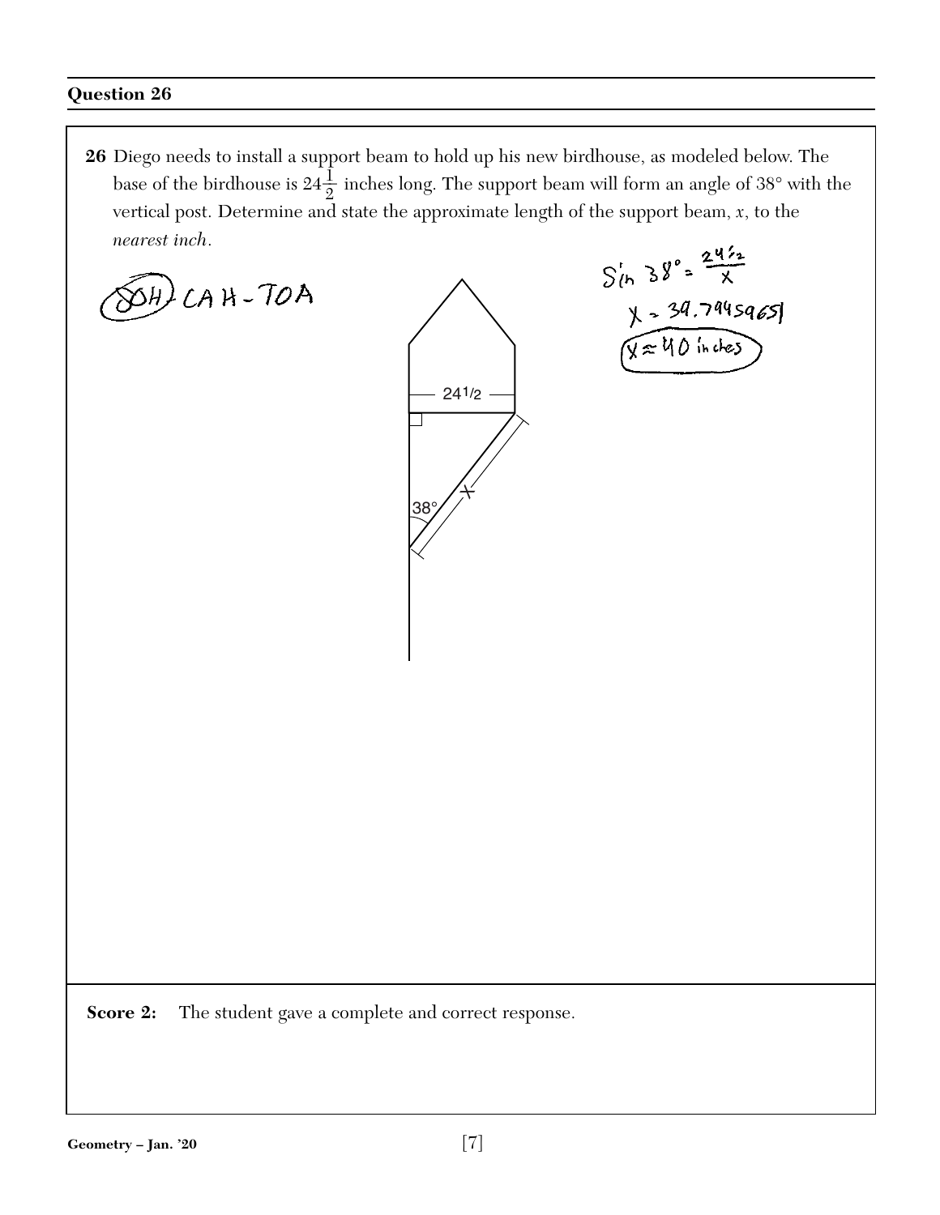## Question 26

**26** Diego needs to install a support beam to hold up his new birdhouse, as modeled below. The base of the birdhouse is $24\frac{1}{2}$ inches long. The support beam will form an angle of 38° with the vertical post. Determine and state the approximate length of the support beam, $x$, to the *nearest inch*.

SOH-CAH-TOA

$\sin 38° = \frac{24\frac{1}{2}}{x}$

$x = 39.79459651$

$x \approx 40$ inches

**Score 2:** The student gave a complete and correct response.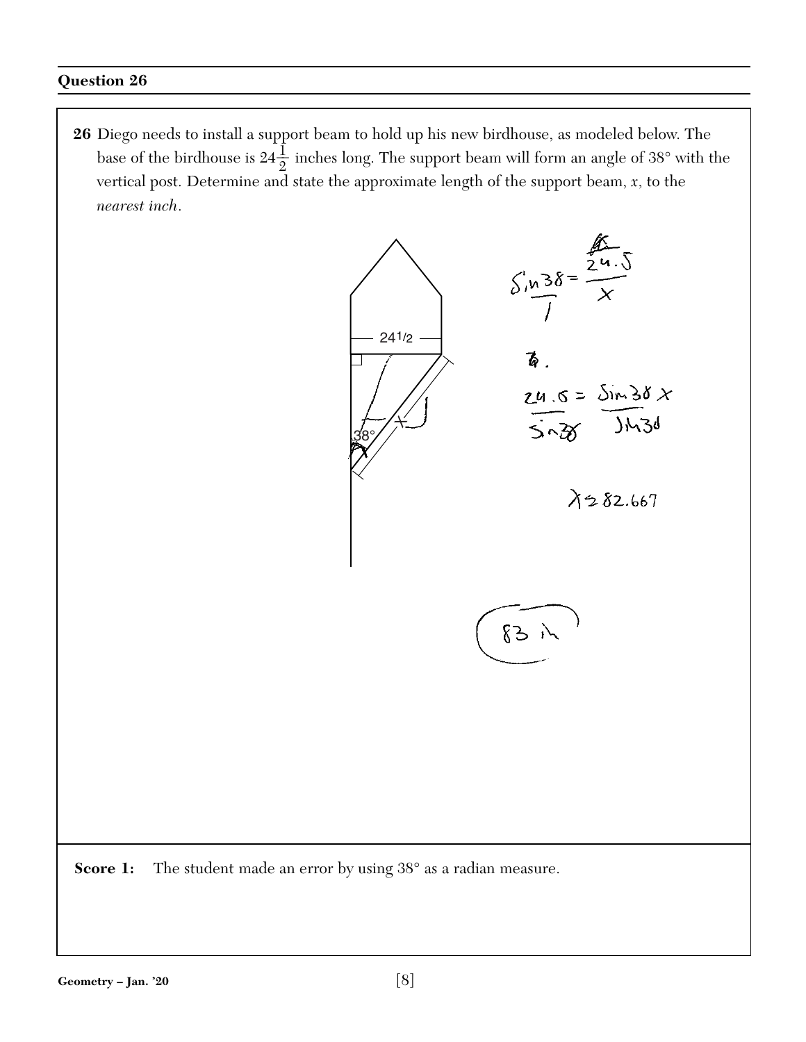## Question 26

**26** Diego needs to install a support beam to hold up his new birdhouse, as modeled below. The base of the birdhouse is $24\frac{1}{2}$ inches long. The support beam will form an angle of 38° with the vertical post. Determine and state the approximate length of the support beam, $x$, to the *nearest inch*.

$24\frac{1}{2}$

38°

$x$

$$\frac{\sin 38}{1} = \frac{24.5}{x}$$

$$\frac{24.5}{\sin 38} = \frac{\sin 38\, x}{\sin 38}$$

$$x \approx 82.667$$

83 in

**Score 1:** The student made an error by using 38° as a radian measure.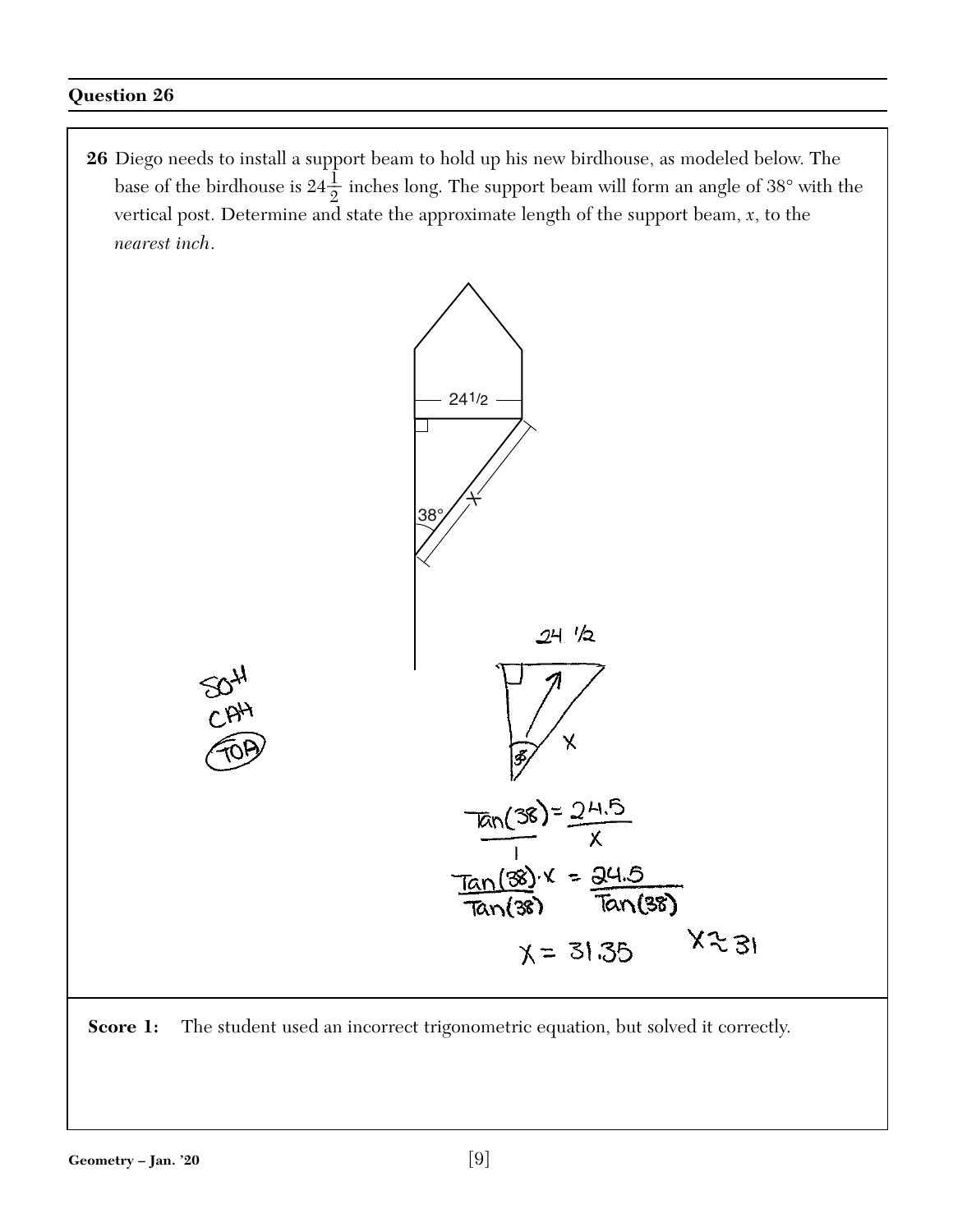## Question 26

**26** Diego needs to install a support beam to hold up his new birdhouse, as modeled below. The base of the birdhouse is $24\frac{1}{2}$ inches long. The support beam will form an angle of 38° with the vertical post. Determine and state the approximate length of the support beam, $x$, to the *nearest inch*.

24 1/2

38°

x

SOH
CAH
TOA

24 1/2

38

X

$$\frac{\tan(38)}{1} = \frac{24.5}{x}$$

$$\frac{\tan(38) \cdot x}{\tan(38)} = \frac{24.5}{\tan(38)}$$

$$x = 31.35 \qquad x \approx 31$$

**Score 1:** The student used an incorrect trigonometric equation, but solved it correctly.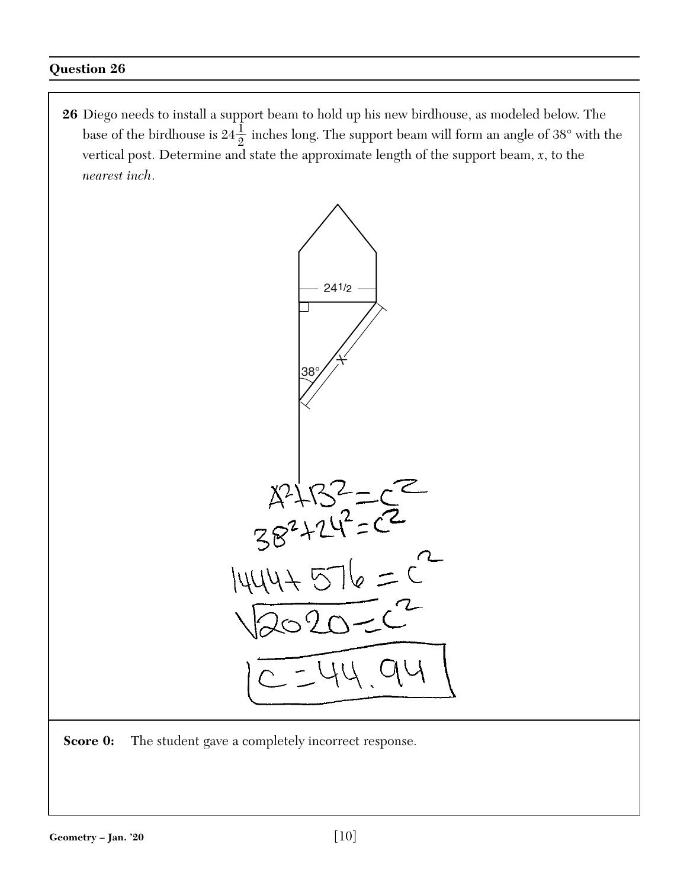## Question 26

**26** Diego needs to install a support beam to hold up his new birdhouse, as modeled below. The base of the birdhouse is $24\frac{1}{2}$ inches long. The support beam will form an angle of 38° with the vertical post. Determine and state the approximate length of the support beam, $x$, to the *nearest inch*.

241/2

38°

x

$A^2+B^2=C^2$

$38^2+24^2=C^2$

$1444+576=C^2$

$\sqrt{2020}=C^2$

$C=44.94$

**Score 0:** The student gave a completely incorrect response.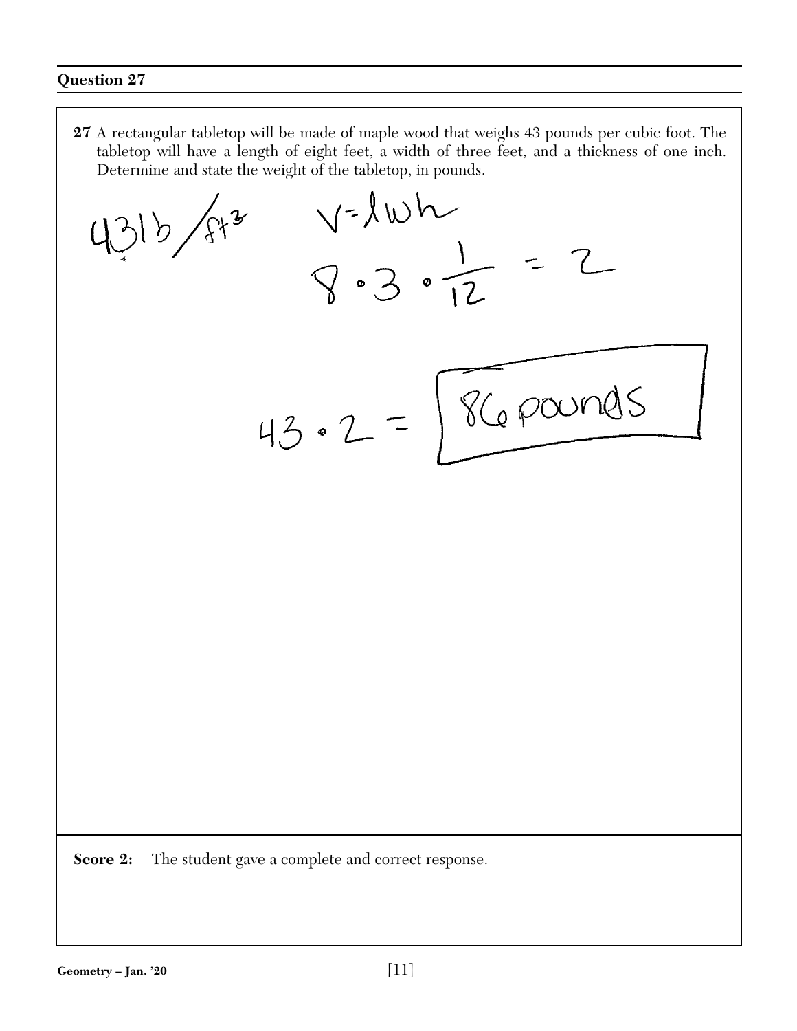## Question 27

**27** A rectangular tabletop will be made of maple wood that weighs 43 pounds per cubic foot. The tabletop will have a length of eight feet, a width of three feet, and a thickness of one inch. Determine and state the weight of the tabletop, in pounds.

$43 \text{ lb}/\text{ft}^3$

$V = lwh$

$8 \cdot 3 \cdot \frac{1}{12} = 2$

$43 \cdot 2 =$ **86 pounds**

**Score 2:** The student gave a complete and correct response.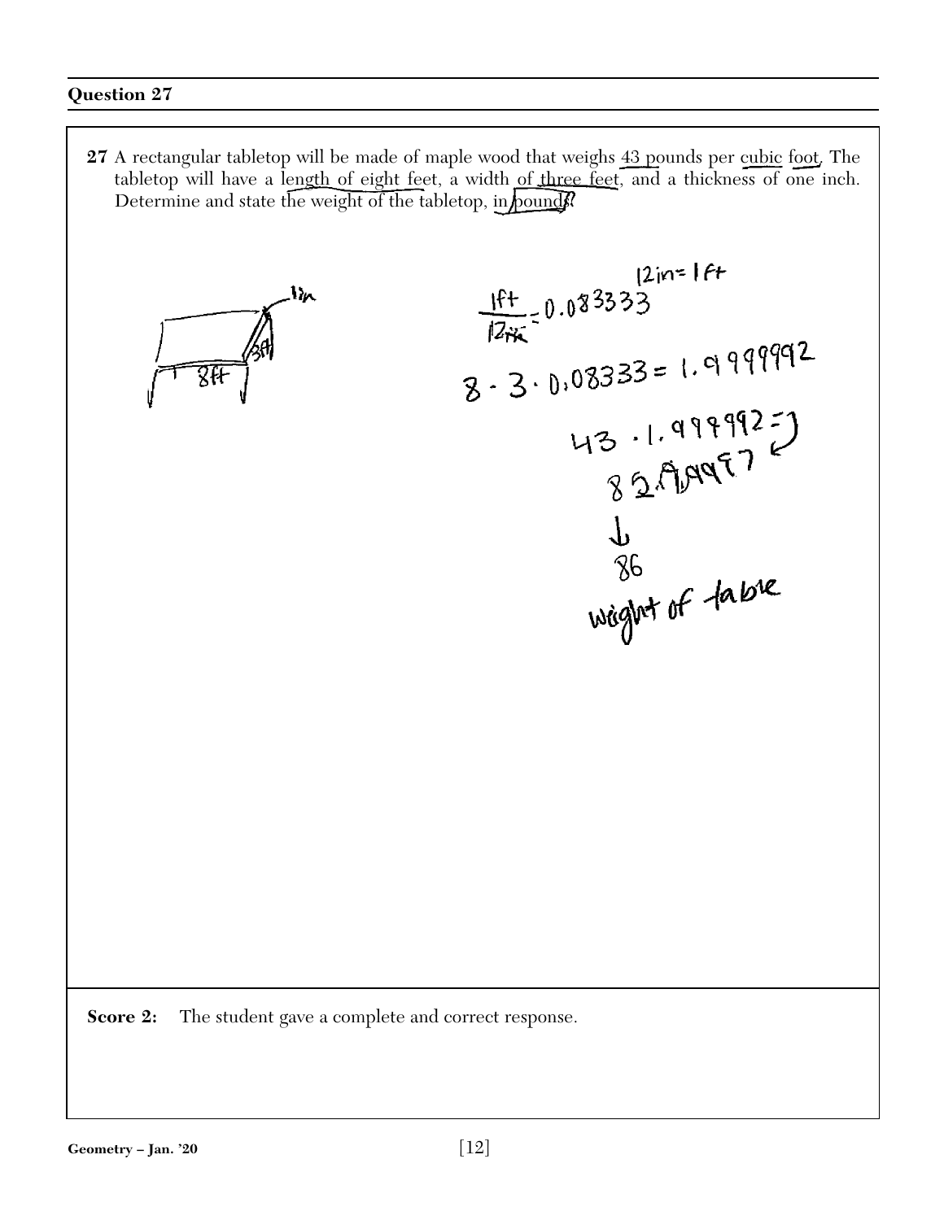## Question 27

**27** A rectangular tabletop will be made of maple wood that weighs 43 pounds per cubic foot. The tabletop will have a length of eight feet, a width of three feet, and a thickness of one inch. Determine and state the weight of the tabletop, in pounds.

12in = 1ft

$\frac{1ft}{12in} = 0.083333$

$8 \cdot 3 \cdot 0.08333 = 1.999992$

$43 \cdot 1.999992 = 85.99967$

↓

86

weight of table

**Score 2:** The student gave a complete and correct response.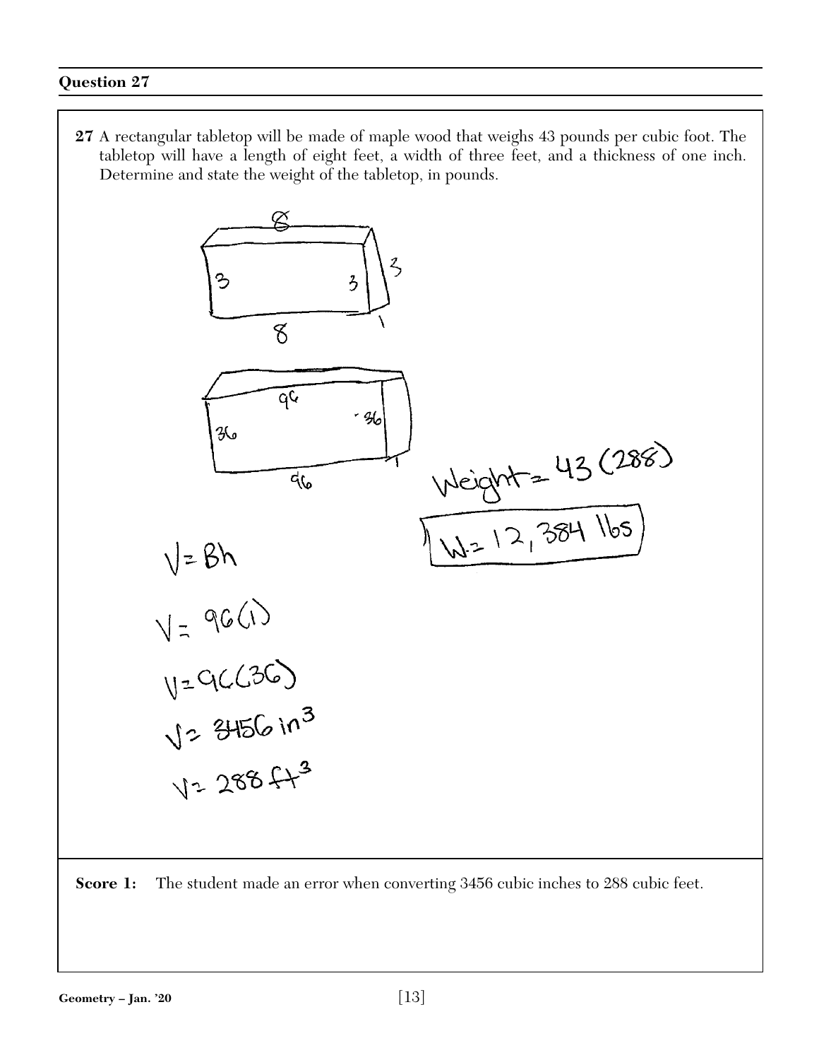## Question 27

**27** A rectangular tabletop will be made of maple wood that weighs 43 pounds per cubic foot. The tabletop will have a length of eight feet, a width of three feet, and a thickness of one inch. Determine and state the weight of the tabletop, in pounds.

8, 3, 3, 3, 8, 1

96, 36, 36, 96, 1

$V = Bh$

$V = 96(1)$

$V = 96(36)$

$V = 3456 \text{ in}^3$

$V = 288 \text{ ft}^3$

Weight $= 43(288)$

$W = 12{,}384$ lbs

**Score 1:** The student made an error when converting 3456 cubic inches to 288 cubic feet.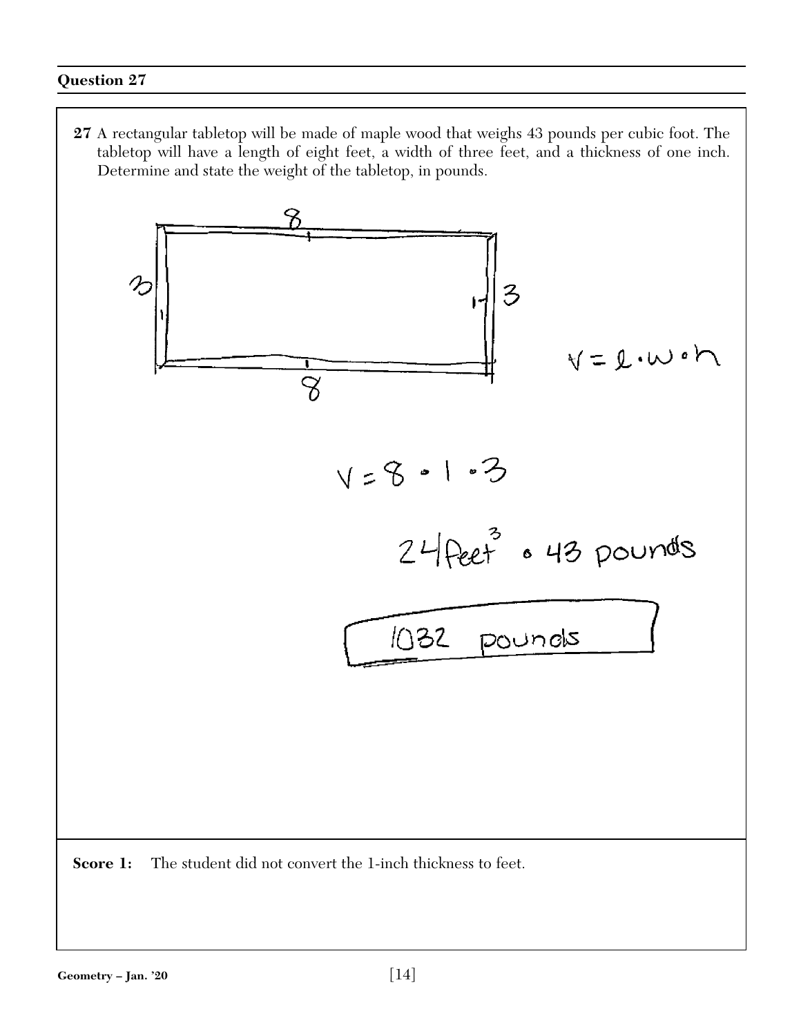## Question 27

**27** A rectangular tabletop will be made of maple wood that weighs 43 pounds per cubic foot. The tabletop will have a length of eight feet, a width of three feet, and a thickness of one inch. Determine and state the weight of the tabletop, in pounds.

$V = l \cdot w \cdot h$

$V = 8 \cdot 1 \cdot 3$

$24 \text{ feet}^3 \cdot 43 \text{ pounds}$

1032 pounds

**Score 1:** The student did not convert the 1-inch thickness to feet.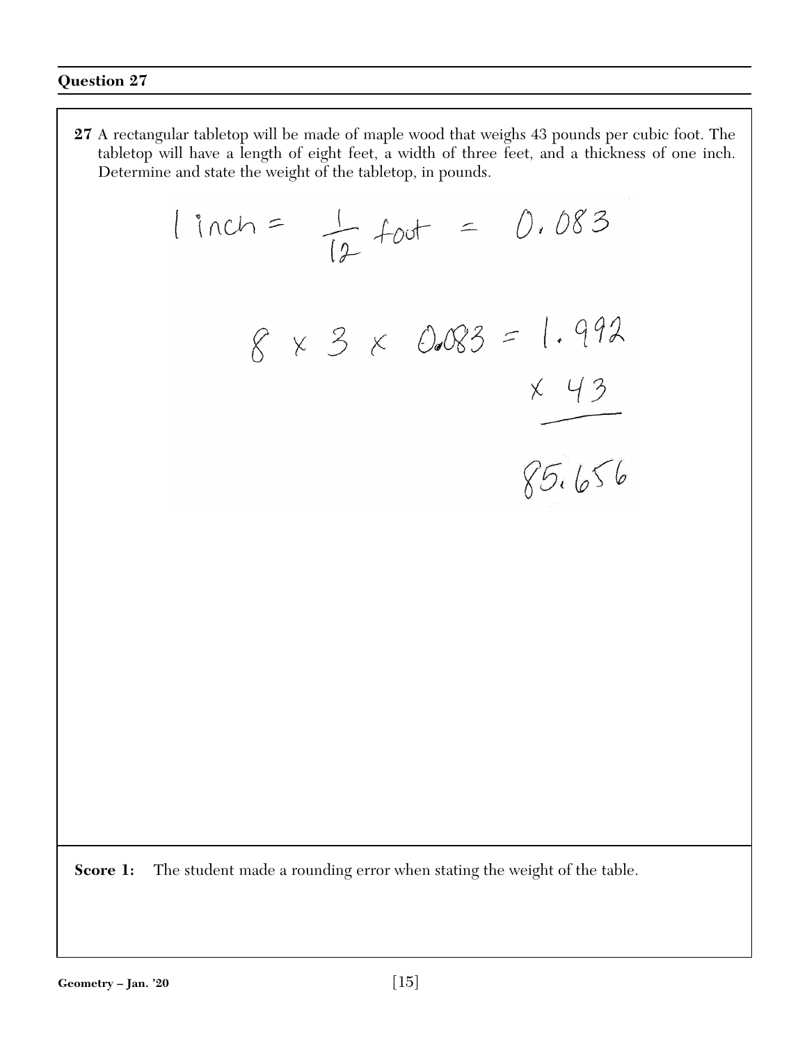## Question 27

**27** A rectangular tabletop will be made of maple wood that weighs 43 pounds per cubic foot. The tabletop will have a length of eight feet, a width of three feet, and a thickness of one inch. Determine and state the weight of the tabletop, in pounds.

$1 \text{ inch} = \frac{1}{12} \text{ foot} = 0.083$

$8 \times 3 \times 0.083 = 1.992$

$\times\ 43$

$85.656$

**Score 1:** The student made a rounding error when stating the weight of the table.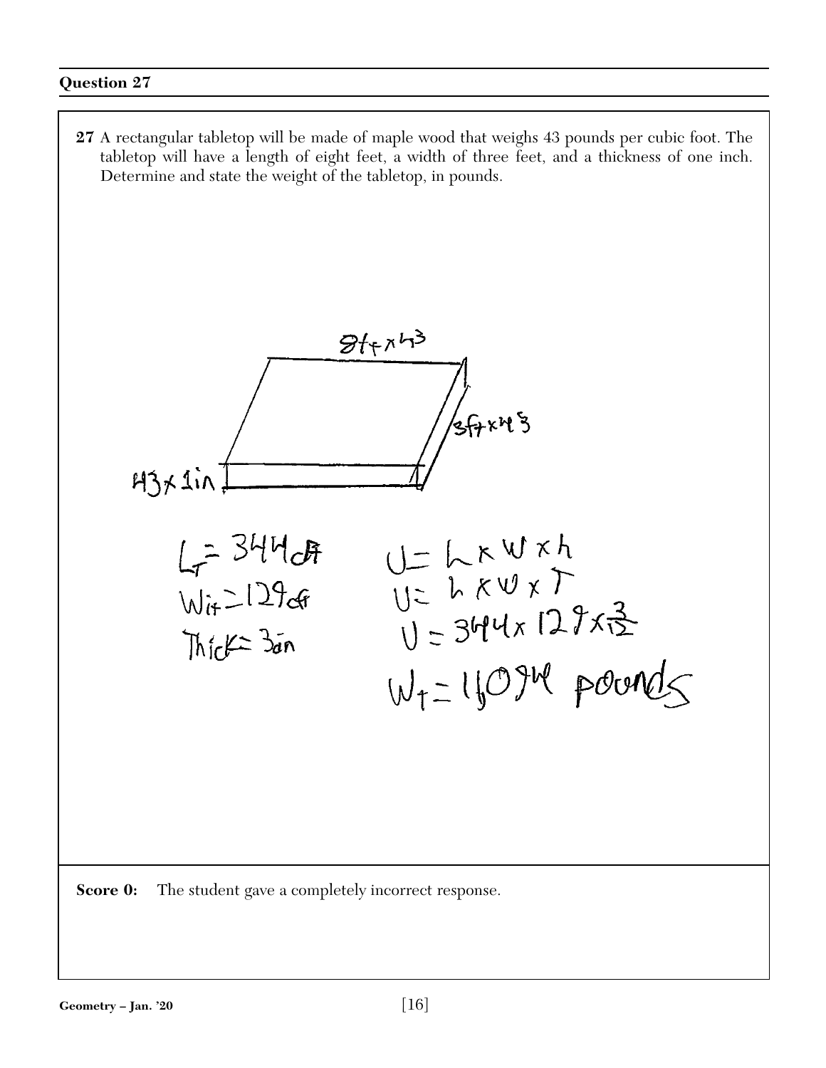## Question 27

**27** A rectangular tabletop will be made of maple wood that weighs 43 pounds per cubic foot. The tabletop will have a length of eight feet, a width of three feet, and a thickness of one inch. Determine and state the weight of the tabletop, in pounds.

$8ft \times 43$

$3ft \times 43$

$43 \times 1in$

$L_T = 344 cft$

$W_{it} = 129 cft$

$Thick = 3in$

$V = L \times W \times h$

$V = L \times W \times T$

$V = 344 \times 129 \times \frac{3}{12}$

$W_T = 11,094$ pounds

**Score 0:** The student gave a completely incorrect response.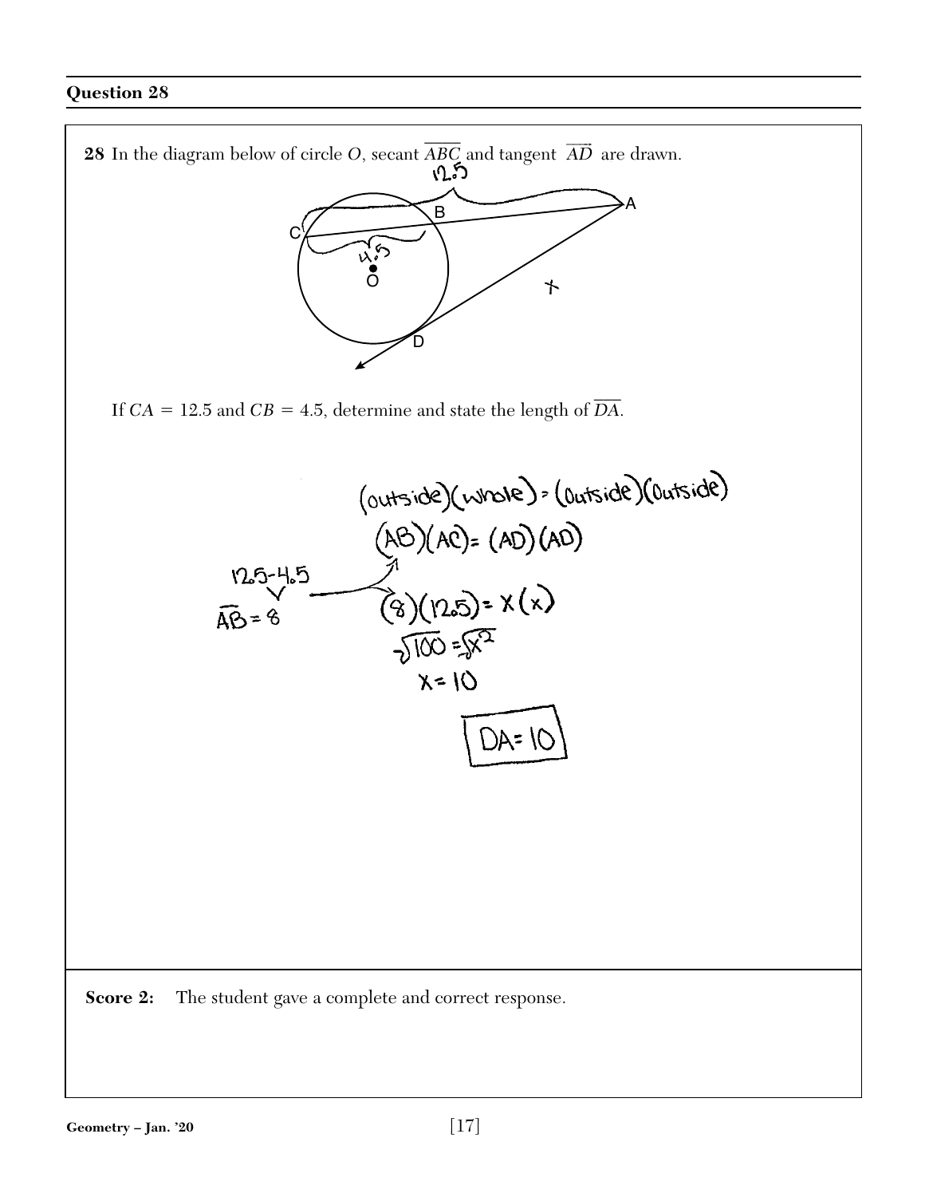## Question 28

**28** In the diagram below of circle $O$, secant $\overline{ABC}$ and tangent $\overrightarrow{AD}$ are drawn.

If $CA = 12.5$ and $CB = 4.5$, determine and state the length of $\overline{DA}$.

(outside)(whole) = (outside)(outside)

$(AB)(AC) = (AD)(AD)$

$12.5 - 4.5$

$\overline{AB} = 8$

$(8)(12.5) = x(x)$

$\sqrt{100} = \sqrt{x^2}$

$x = 10$

**DA = 10**

**Score 2:** The student gave a complete and correct response.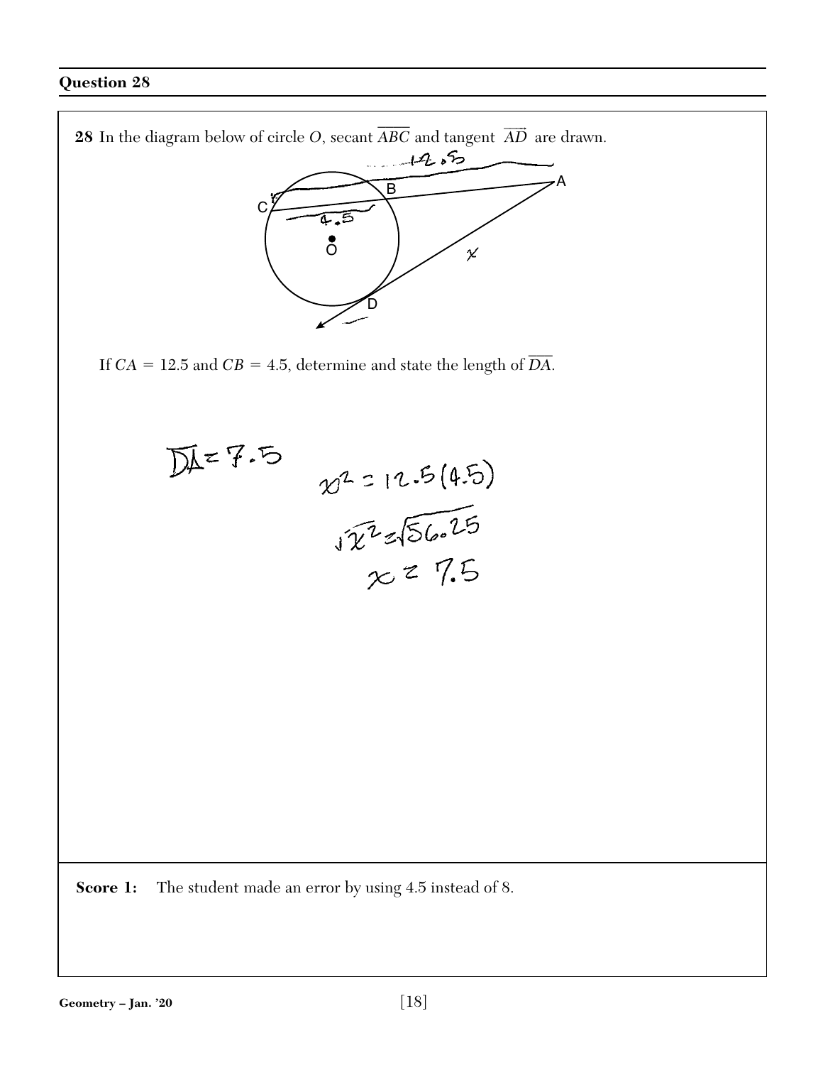## Question 28

**28** In the diagram below of circle *O*, secant $\overline{ABC}$ and tangent $\overrightarrow{AD}$ are drawn.

If $CA = 12.5$ and $CB = 4.5$, determine and state the length of $\overline{DA}$.

$\overline{DA} = 7.5$

$x^2 = 12.5(4.5)$

$\sqrt{x^2} = \sqrt{56.25}$

$x = 7.5$

**Score 1:** The student made an error by using 4.5 instead of 8.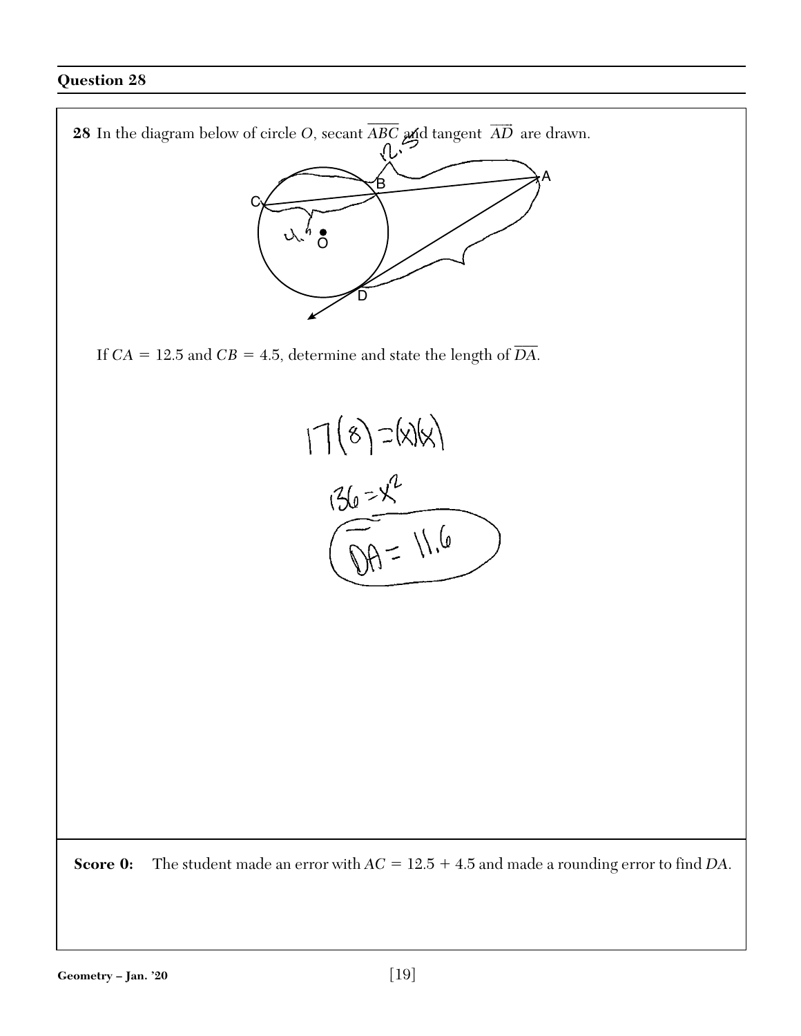## Question 28

**28** In the diagram below of circle $O$, secant $\overline{ABC}$ and tangent $\overrightarrow{AD}$ are drawn.

If $CA = 12.5$ and $CB = 4.5$, determine and state the length of $\overline{DA}$.

$17(8) = (x)(x)$

$136 = x^2$

$\overline{DA} = 11.6$

**Score 0:** The student made an error with $AC = 12.5 + 4.5$ and made a rounding error to find $DA$.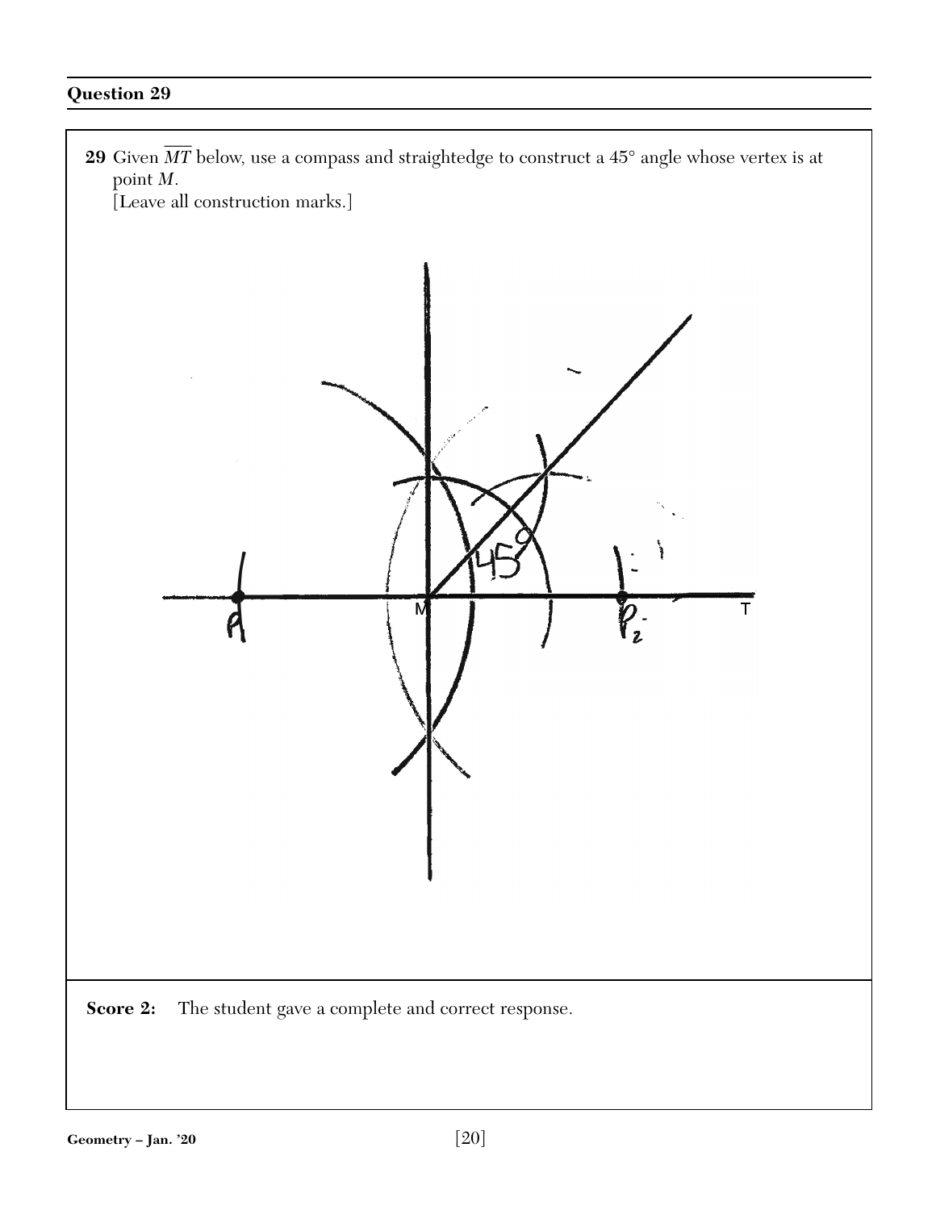## Question 29

**29** Given $\overline{MT}$ below, use a compass and straightedge to construct a 45° angle whose vertex is at point $M$.

[Leave all construction marks.]

**Score 2:** The student gave a complete and correct response.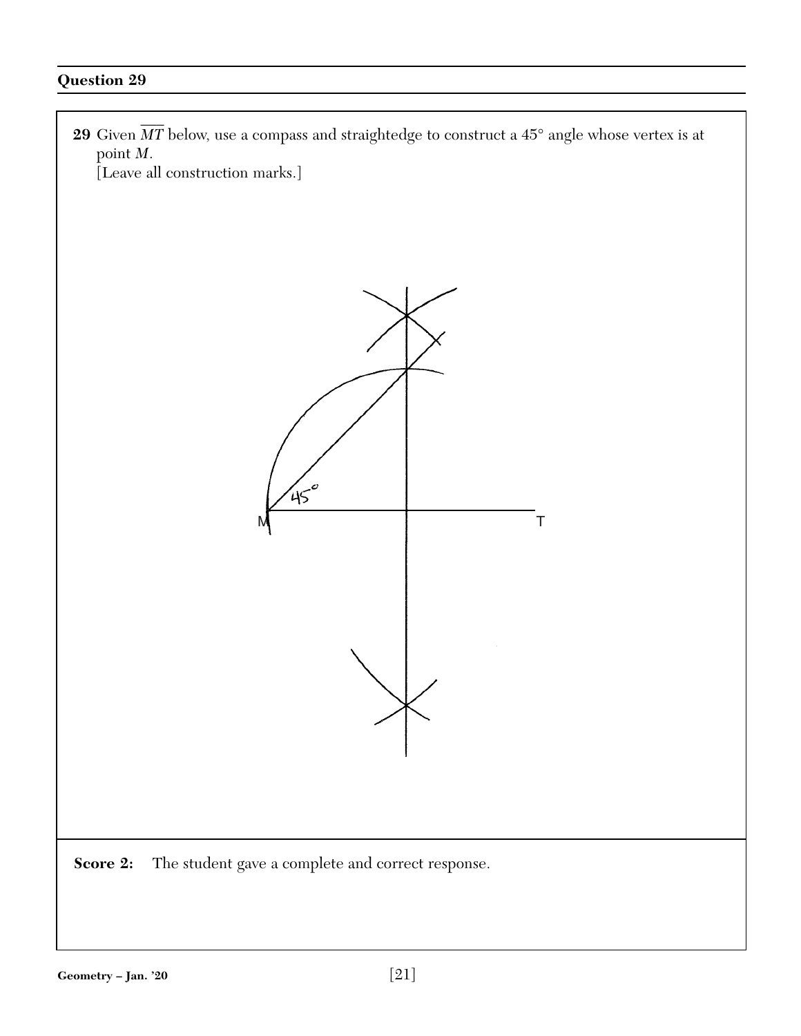## Question 29

**29** Given $\overline{MT}$ below, use a compass and straightedge to construct a 45° angle whose vertex is at point $M$.
[Leave all construction marks.]

45°

M T

**Score 2:** The student gave a complete and correct response.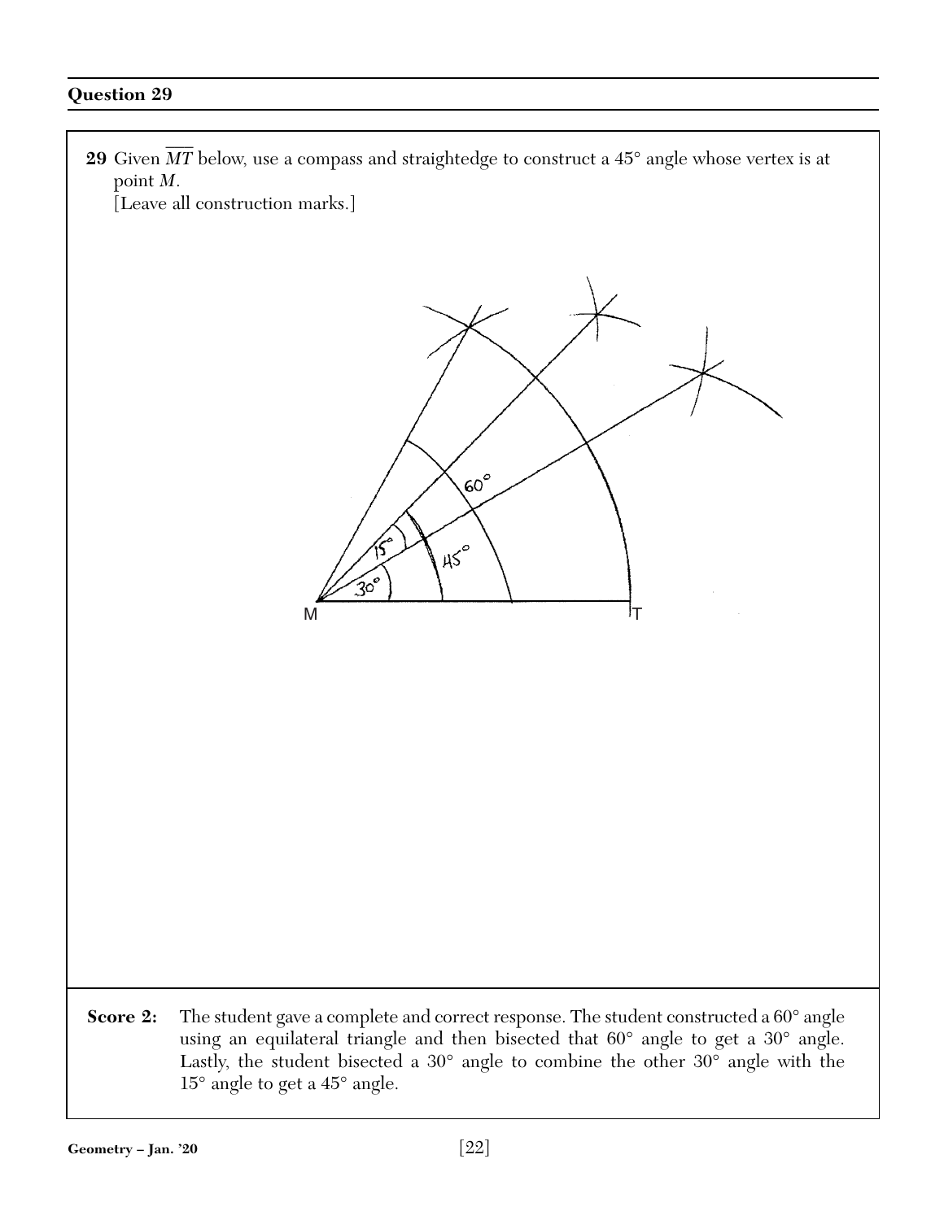## Question 29

**29** Given $\overline{MT}$ below, use a compass and straightedge to construct a 45° angle whose vertex is at point $M$.
[Leave all construction marks.]

60°

15°

45°

30°

M T

**Score 2:** The student gave a complete and correct response. The student constructed a 60° angle using an equilateral triangle and then bisected that 60° angle to get a 30° angle. Lastly, the student bisected a 30° angle to combine the other 30° angle with the 15° angle to get a 45° angle.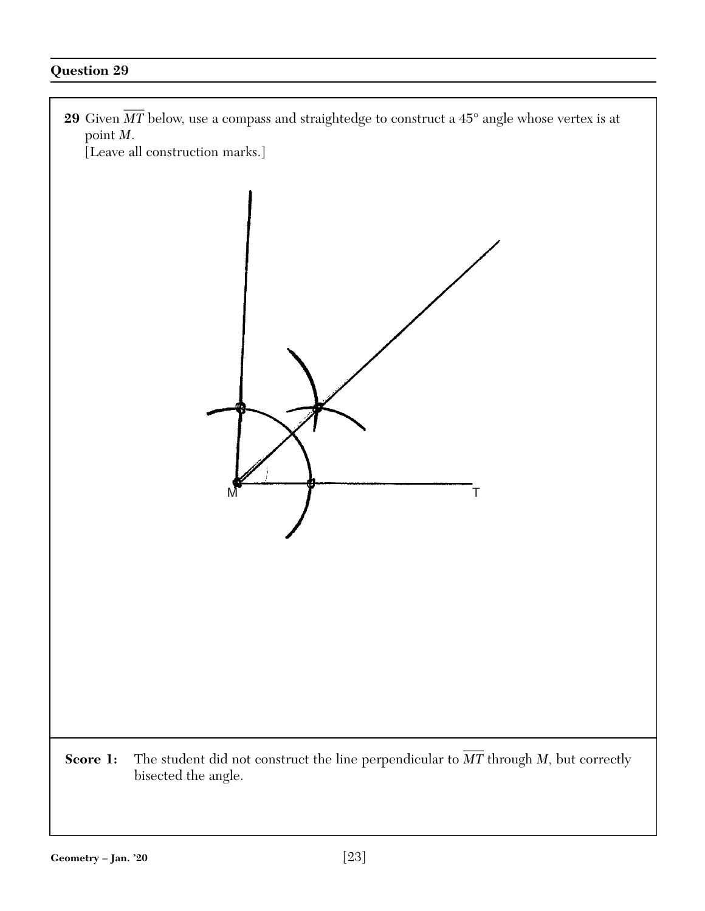## Question 29

**29** Given $\overline{MT}$ below, use a compass and straightedge to construct a 45° angle whose vertex is at point $M$.
[Leave all construction marks.]

M T

**Score 1:** The student did not construct the line perpendicular to $\overline{MT}$ through $M$, but correctly bisected the angle.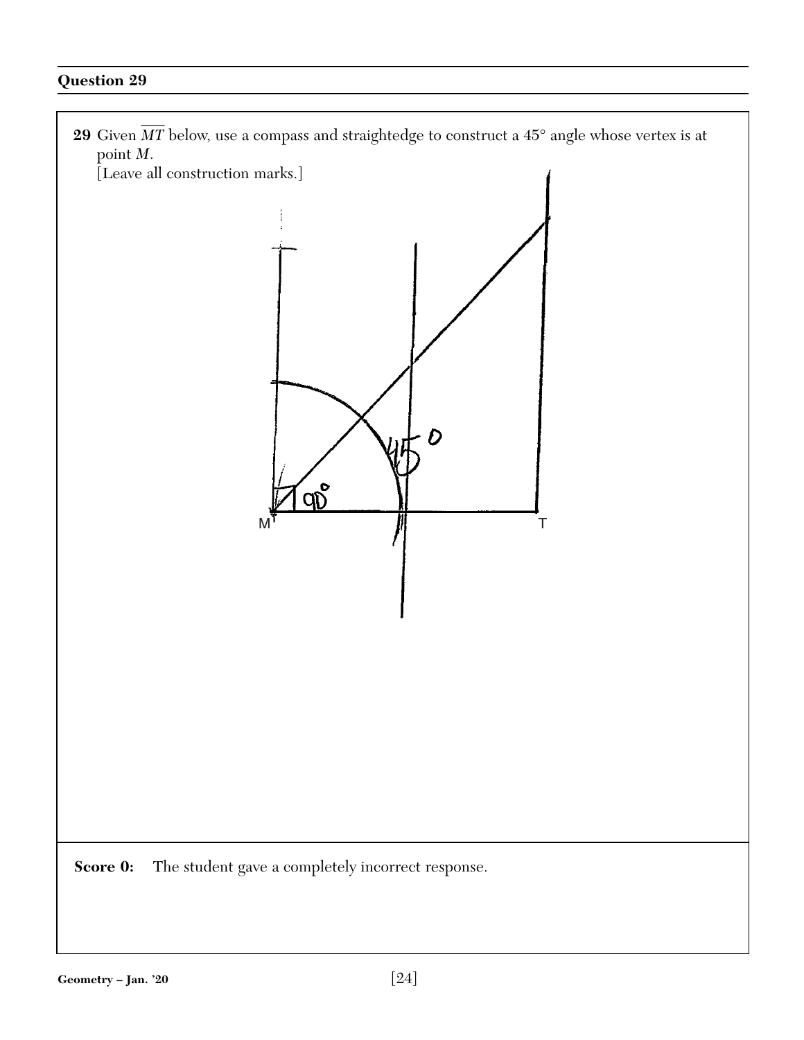## Question 29

**29** Given $\overline{MT}$ below, use a compass and straightedge to construct a 45° angle whose vertex is at point $M$.
[Leave all construction marks.]

**Score 0:** The student gave a completely incorrect response.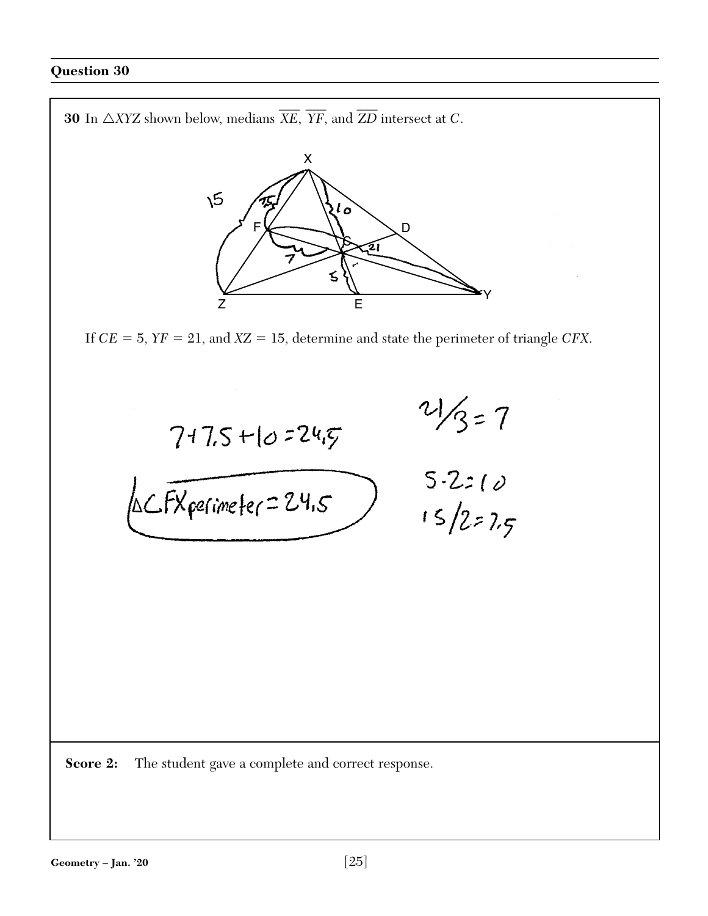## Question 30

**30** In $\triangle XYZ$ shown below, medians $\overline{XE}$, $\overline{YF}$, and $\overline{ZD}$ intersect at $C$.

If $CE = 5$, $YF = 21$, and $XZ = 15$, determine and state the perimeter of triangle $CFX$.

$7 + 7.5 + 10 = 24.5$

$21/3 = 7$

$5 \cdot 2 = 10$

$15/2 = 7.5$

$\triangle CFX$ perimeter $= 24.5$

**Score 2:** The student gave a complete and correct response.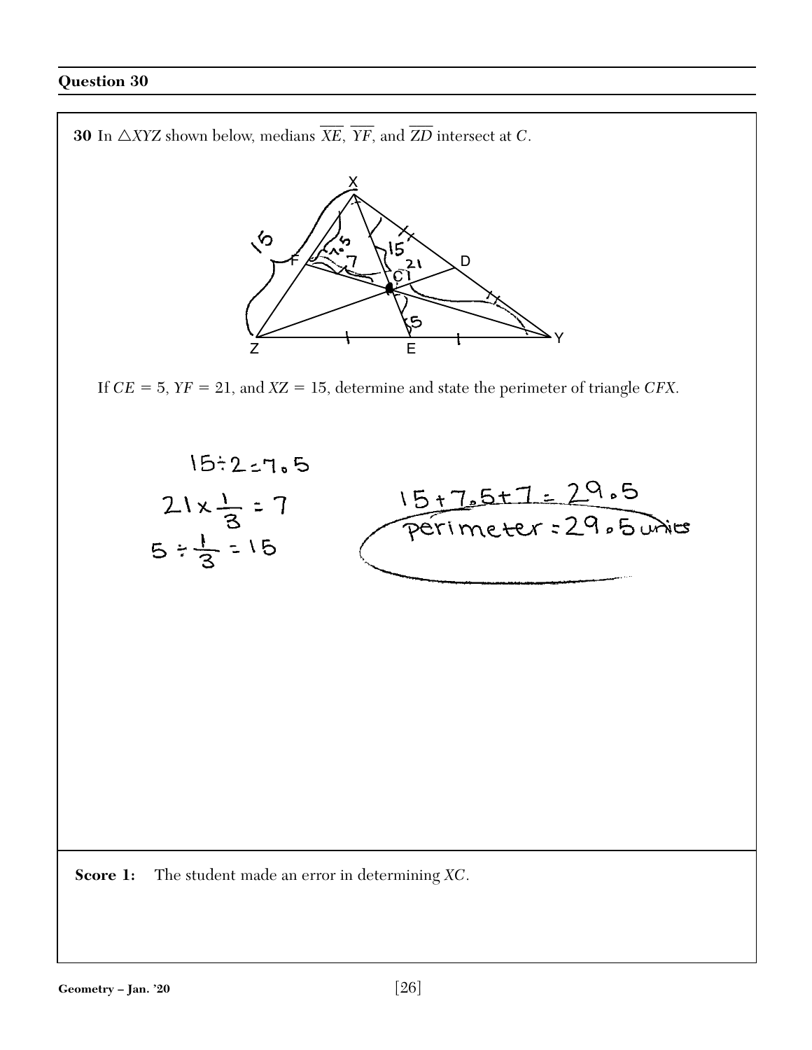## Question 30

**30** In $\triangle XYZ$ shown below, medians $\overline{XE}$, $\overline{YF}$, and $\overline{ZD}$ intersect at $C$.

If $CE = 5$, $YF = 21$, and $XZ = 15$, determine and state the perimeter of triangle $CFX$.

$15 \div 2 = 7.5$

$21 \times \frac{1}{3} = 7$

$5 \div \frac{1}{3} = 15$

$15 + 7.5 + 7 = 29.5$

perimeter $= 29.5$ units

**Score 1:** The student made an error in determining $XC$.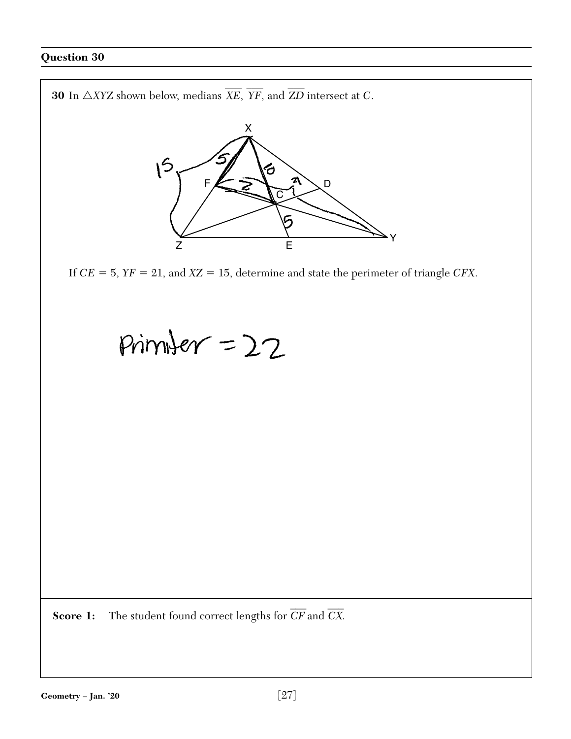## Question 30

**30** In $\triangle XYZ$ shown below, medians $\overline{XE}$, $\overline{YF}$, and $\overline{ZD}$ intersect at $C$.

If $CE = 5$, $YF = 21$, and $XZ = 15$, determine and state the perimeter of triangle $CFX$.

Primiter = 22

**Score 1:** The student found correct lengths for $\overline{CF}$ and $\overline{CX}$.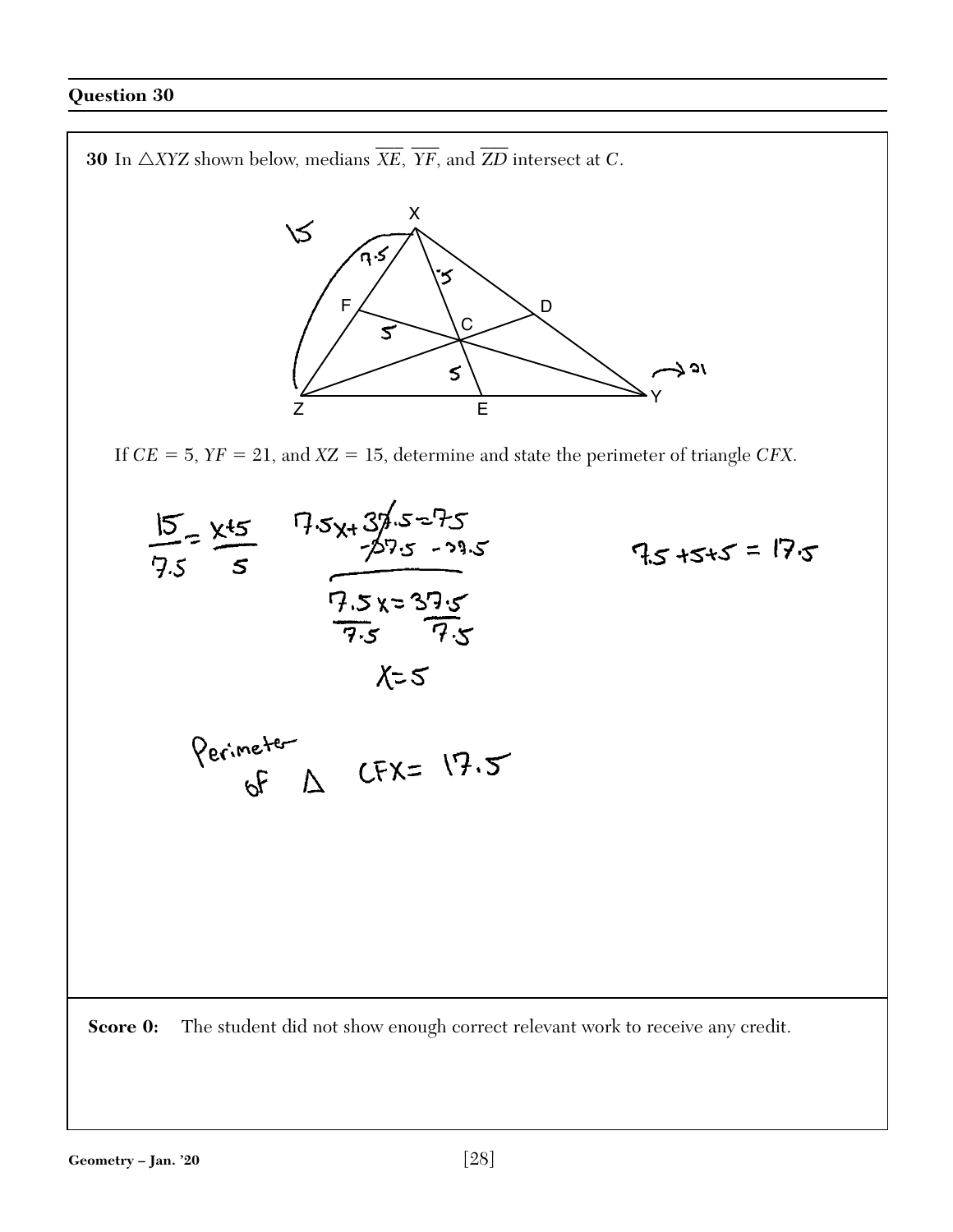## Question 30

**30** In $\triangle XYZ$ shown below, medians $\overline{XE}$, $\overline{YF}$, and $\overline{ZD}$ intersect at $C$.

If $CE = 5$, $YF = 21$, and $XZ = 15$, determine and state the perimeter of triangle $CFX$.

$$\frac{15}{7.5} = \frac{x+5}{5}$$

$$7.5x + 37.5 = 75$$
$$-37.5 \quad -37.5$$

$$\frac{7.5x}{7.5} = \frac{37.5}{7.5}$$

$$x = 5$$

$$7.5 + 5 + 5 = 17.5$$

Perimeter of $\triangle$ CFX $= 17.5$

**Score 0:** The student did not show enough correct relevant work to receive any credit.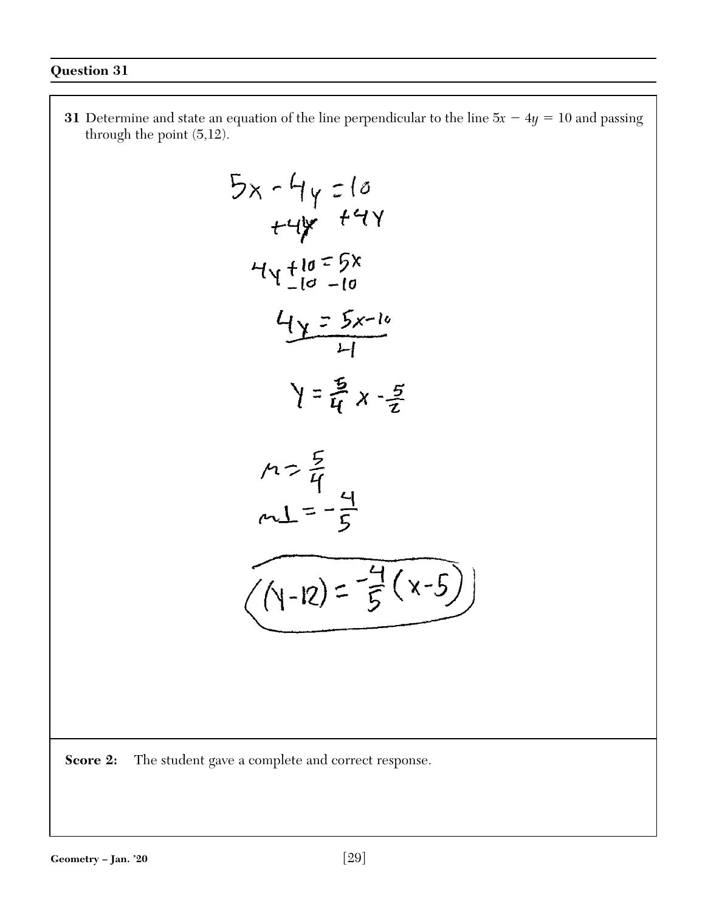## Question 31

**31** Determine and state an equation of the line perpendicular to the line $5x - 4y = 10$ and passing through the point (5,12).

$$5x - 4y = 10$$
$$+4y \quad +4y$$
$$4y + 10 = 5x$$
$$-10 \quad -10$$
$$\frac{4y = 5x - 10}{4}$$
$$y = \frac{5}{4}x - \frac{5}{2}$$

$$m = \frac{5}{4}$$
$$m\perp = -\frac{4}{5}$$

$$(y - 12) = -\frac{4}{5}(x - 5)$$

**Score 2:** The student gave a complete and correct response.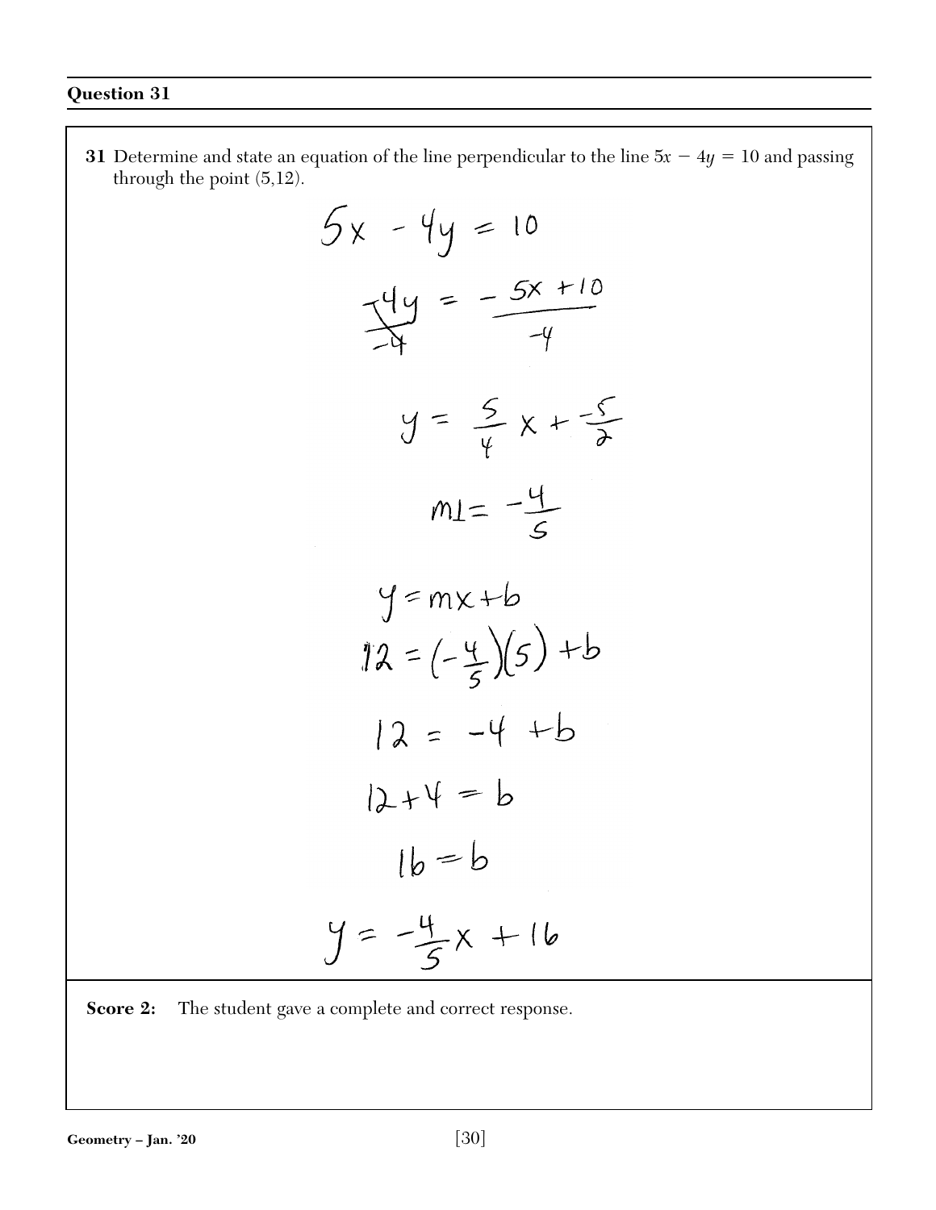## Question 31

**31** Determine and state an equation of the line perpendicular to the line $5x - 4y = 10$ and passing through the point (5,12).

$$5x - 4y = 10$$

$$\frac{-4y}{-4} = \frac{-5x + 10}{-4}$$

$$y = \frac{5}{4}x + -\frac{5}{2}$$

$$m\perp = -\frac{4}{5}$$

$$y = mx + b$$

$$12 = \left(-\frac{4}{5}\right)(5) + b$$

$$12 = -4 + b$$

$$12 + 4 = b$$

$$16 = b$$

$$y = -\frac{4}{5}x + 16$$

**Score 2:** The student gave a complete and correct response.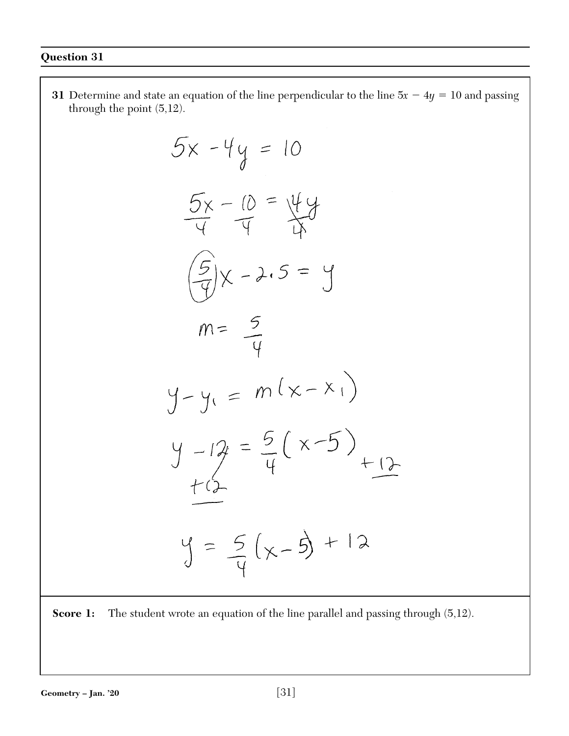## Question 31

**31** Determine and state an equation of the line perpendicular to the line $5x - 4y = 10$ and passing through the point (5,12).

$$5x - 4y = 10$$

$$\frac{5x}{4} - \frac{10}{4} = \frac{4y}{4}$$

$$\frac{5}{4}x - 2.5 = y$$

$$m = \frac{5}{4}$$

$$y - y_1 = m(x - x_1)$$

$$y - 12 = \frac{5}{4}(x - 5)$$

$$+12 \qquad\qquad +12$$

$$y = \frac{5}{4}(x - 5) + 12$$

**Score 1:** The student wrote an equation of the line parallel and passing through (5,12).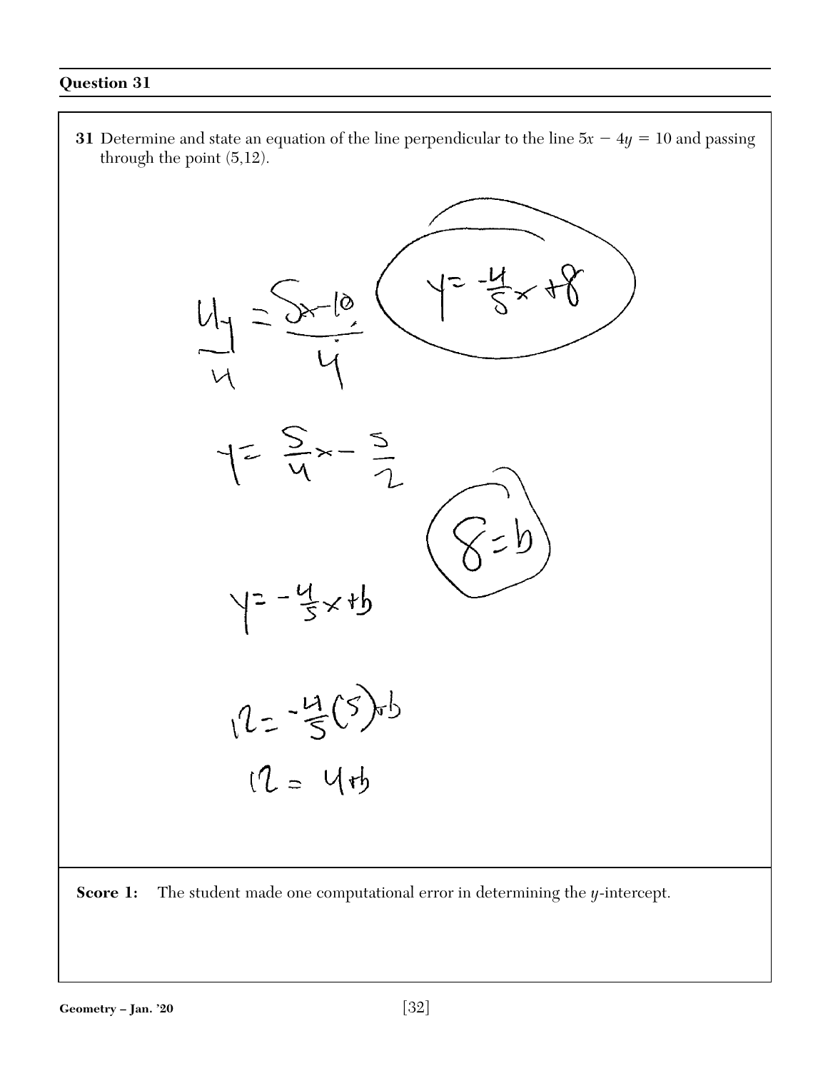## Question 31

**31** Determine and state an equation of the line perpendicular to the line $5x - 4y = 10$ and passing through the point (5,12).

$$y = -\frac{4}{5}x + 8$$

$$\frac{4y}{4} = \frac{5x - 10}{4}$$

$$y = \frac{5}{4}x - \frac{5}{2}$$

$$8 = b$$

$$y = -\frac{4}{5}x + b$$

$$12 = -\frac{4}{5}(5) + b$$

$$12 = 4 + b$$

**Score 1:** The student made one computational error in determining the $y$-intercept.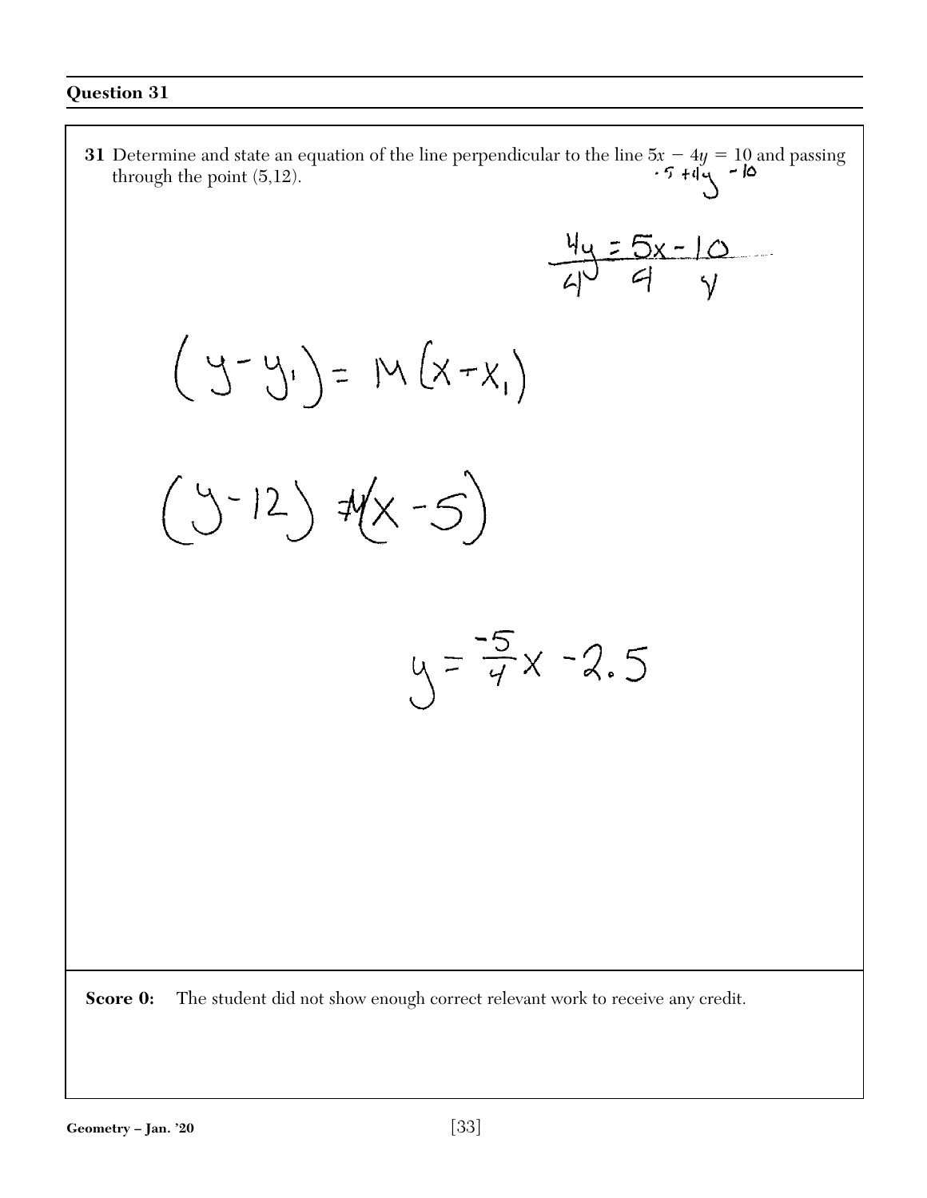## Question 31

**31** Determine and state an equation of the line perpendicular to the line $5x - 4y = 10$ and passing through the point (5,12).

$-5 \quad +4y \quad -10$

$$\frac{4y}{4} = \frac{5x}{4} - \frac{10}{4}$$

$$(y - y_1) = M(x - x_1)$$

$$(y - 12) = M(x - 5)$$

$$y = \frac{-5}{4}x - 2.5$$

**Score 0:** The student did not show enough correct relevant work to receive any credit.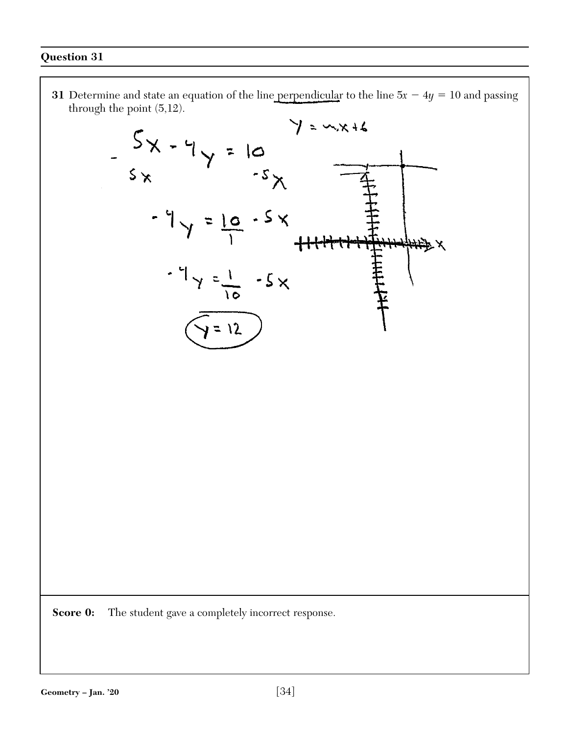## Question 31

**31** Determine and state an equation of the line perpendicular to the line $5x - 4y = 10$ and passing through the point (5,12).

$y = mx + b$

$5x - 4y = 10$

$-5x \qquad -5x$

$-4y = \frac{10}{1} - 5x$

$-4y = \frac{1}{10} - 5x$

$y = 12$

**Score 0:** The student gave a completely incorrect response.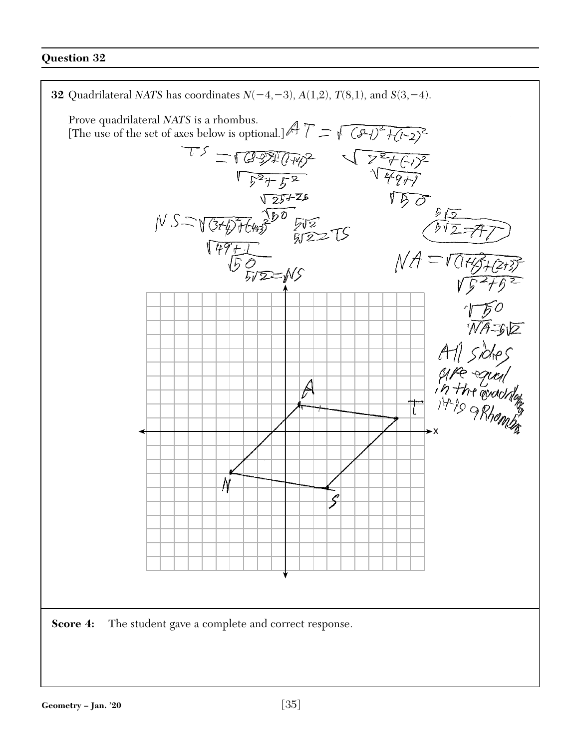## Question 32

**32** Quadrilateral *NATS* has coordinates $N(-4,-3)$, $A(1,2)$, $T(8,1)$, and $S(3,-4)$.

Prove quadrilateral *NATS* is a rhombus.
[The use of the set of axes below is optional.]

$AT = \sqrt{(8-1)^2+(1-2)^2}$

$\sqrt{7^2+(-1)^2}$

$\sqrt{49+1}$

$\sqrt{50}$

$5\sqrt{2}$

$5\sqrt{2} = AT$

$TS = \sqrt{(8-3)^2+(1+4)^2}$

$\sqrt{5^2+5^2}$

$\sqrt{25+25}$

$\sqrt{50}$

$5\sqrt{2}$

$5\sqrt{2} = TS$

$NS = \sqrt{(3+4)^2+(-4+3)^2}$

$\sqrt{49+1}$

$\sqrt{50}$

$5\sqrt{2} = NS$

$NA = \sqrt{(1+4)^2+(2+3)^2}$

$\sqrt{5^2+5^2}$

$\sqrt{50}$

$NA = 5\sqrt{2}$

All sides are equal in the quadrilateral it is a Rhombus

**Score 4:** The student gave a complete and correct response.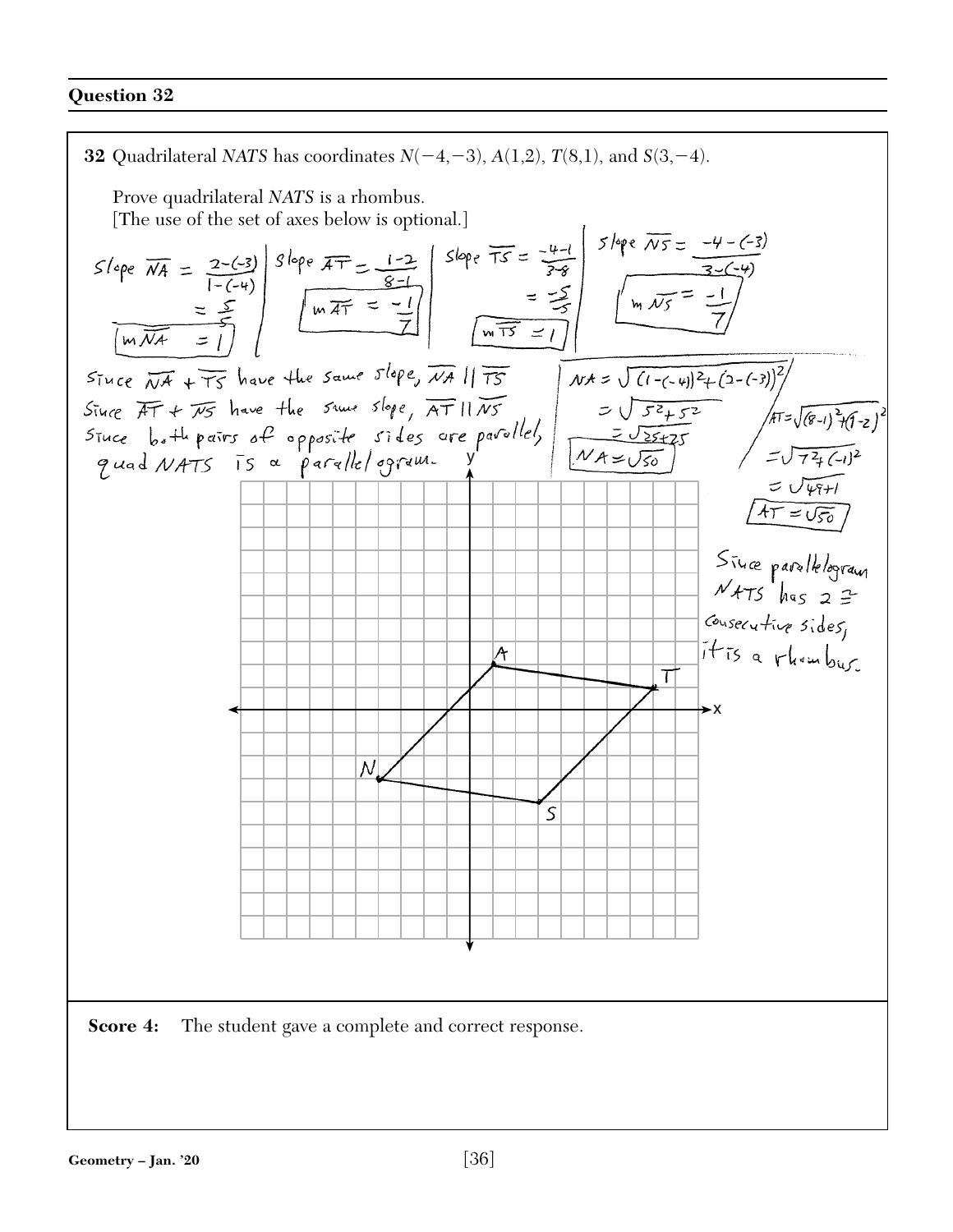## Question 32

**32** Quadrilateral *NATS* has coordinates $N(-4,-3)$, $A(1,2)$, $T(8,1)$, and $S(3,-4)$.

Prove quadrilateral *NATS* is a rhombus.
[The use of the set of axes below is optional.]

Slope $\overline{NA} = \frac{2-(-3)}{1-(-4)} = \frac{5}{5}$

$m\overline{NA} = 1$

Slope $\overline{AT} = \frac{1-2}{8-1}$

$m\overline{AT} = \frac{-1}{7}$

Slope $\overline{TS} = \frac{-4-1}{3-8} = \frac{-5}{-5}$

$m\overline{TS} = 1$

Slope $\overline{NS} = \frac{-4-(-3)}{3-(-4)}$

$m\overline{NS} = \frac{-1}{7}$

Since $\overline{NA}$ + $\overline{TS}$ have the same slope, $\overline{NA} \parallel \overline{TS}$
Since $\overline{AT}$ + $\overline{NS}$ have the same slope, $\overline{AT} \parallel \overline{NS}$
Since both pairs of opposite sides are parallel, quad $NATS$ is a parallelogram.

$NA = \sqrt{(1-(-4))^2+(2-(-3))^2}$
$= \sqrt{5^2+5^2}$
$= \sqrt{25+25}$
$NA = \sqrt{50}$

$AT = \sqrt{(8-1)^2+(1-2)^2}$
$= \sqrt{7^2+(-1)^2}$
$= \sqrt{49+1}$
$AT = \sqrt{50}$

Since parallelogram $NATS$ has 2 ≅ consecutive sides, it is a rhombus.

**Score 4:** The student gave a complete and correct response.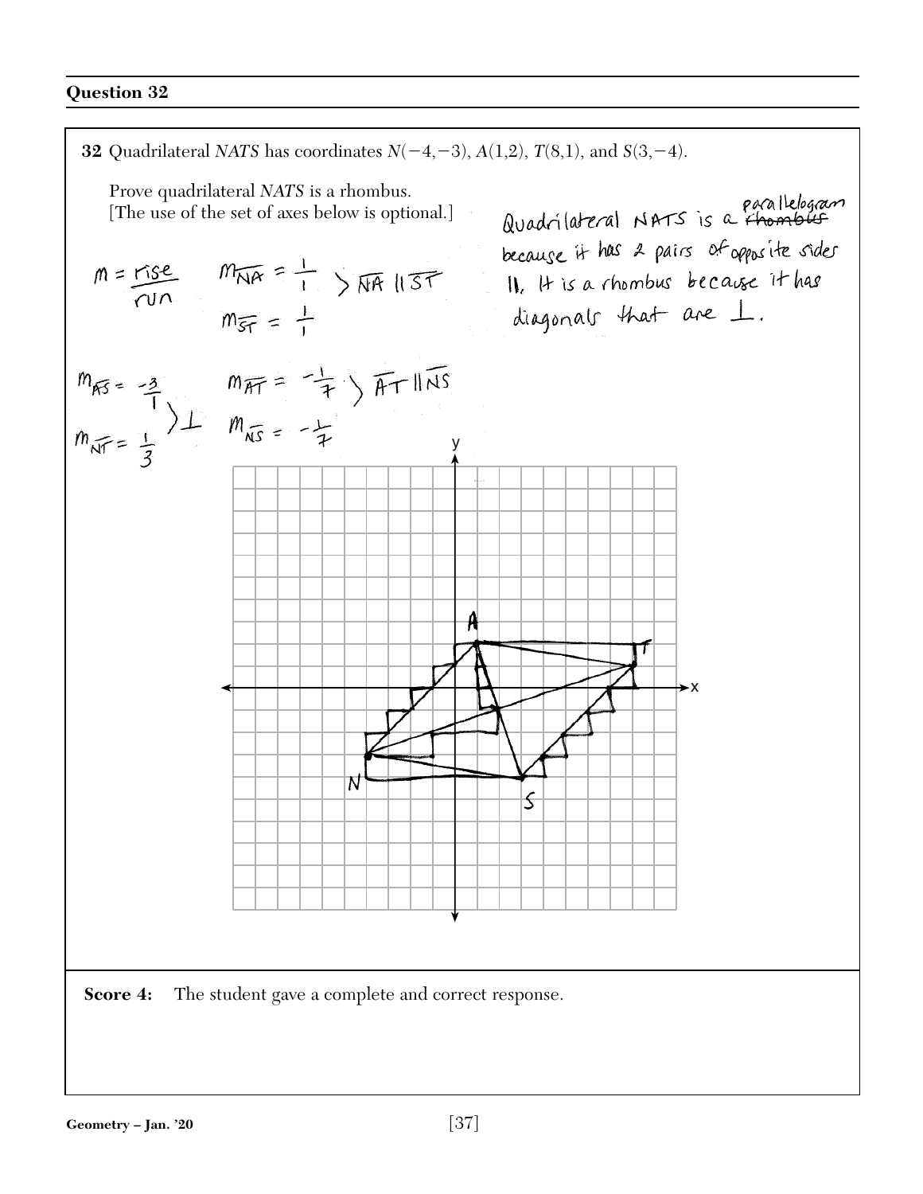## Question 32

**32** Quadrilateral *NATS* has coordinates $N(-4,-3)$, $A(1,2)$, $T(8,1)$, and $S(3,-4)$.

Prove quadrilateral *NATS* is a rhombus.
[The use of the set of axes below is optional.]

$m = \frac{\text{rise}}{\text{run}}$

$m_{\overline{NA}} = \frac{1}{1}$ 
$m_{\overline{ST}} = \frac{1}{1}$ 
$\overline{NA} \parallel \overline{ST}$

$m_{\overline{AS}} = \frac{-3}{1}$ 
$m_{\overline{NT}} = \frac{1}{3}$ 
$\perp$

$m_{\overline{AT}} = -\frac{1}{7}$ 
$m_{\overline{NS}} = -\frac{1}{7}$ 
$\overline{AT} \parallel \overline{NS}$

Quadrilateral NATS is a ~~rhombus~~ parallelogram because it has 2 pairs of opposite sides $\parallel$. It is a rhombus because it has diagonals that are $\perp$.

**Score 4:** The student gave a complete and correct response.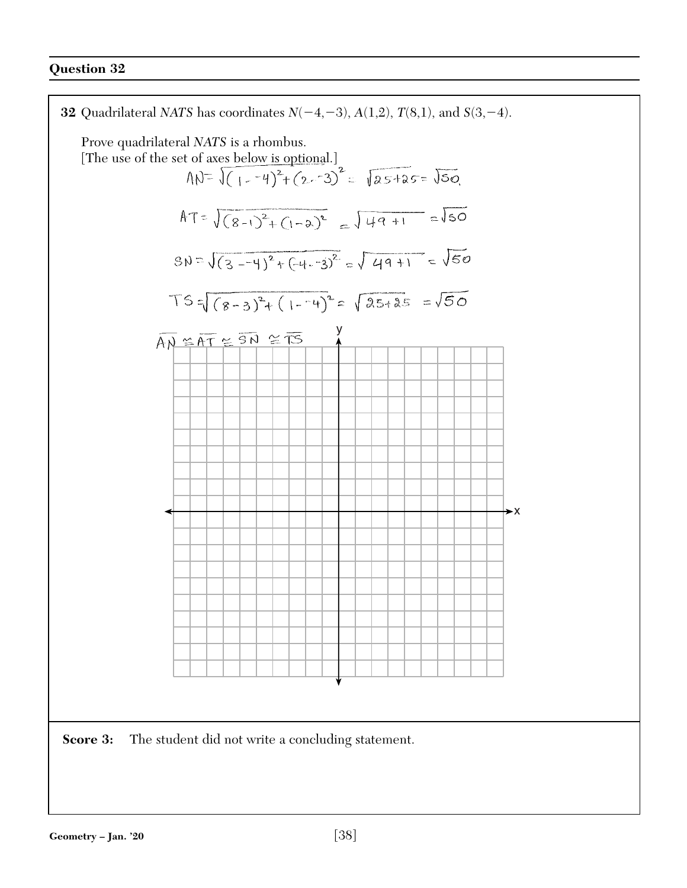## Question 32

**32** Quadrilateral *NATS* has coordinates $N(-4,-3)$, $A(1,2)$, $T(8,1)$, and $S(3,-4)$.

Prove quadrilateral *NATS* is a rhombus.
[The use of the set of axes below is optional.]

$$AN = \sqrt{(1 - {}^-4)^2 + (2 - {}^-3)^2} = \sqrt{25+25} = \sqrt{50}$$

$$AT = \sqrt{(8-1)^2 + (1-2)^2} = \sqrt{49+1} = \sqrt{50}$$

$$SN = \sqrt{(3 - {}^-4)^2 + (-4 - {}^-3)^2} = \sqrt{49+1} = \sqrt{50}$$

$$TS = \sqrt{(8-3)^2 + (1 - {}^-4)^2} = \sqrt{25+25} = \sqrt{50}$$

$\overline{AN} \cong \overline{AT} \cong \overline{SN} \cong \overline{TS}$

**Score 3:** The student did not write a concluding statement.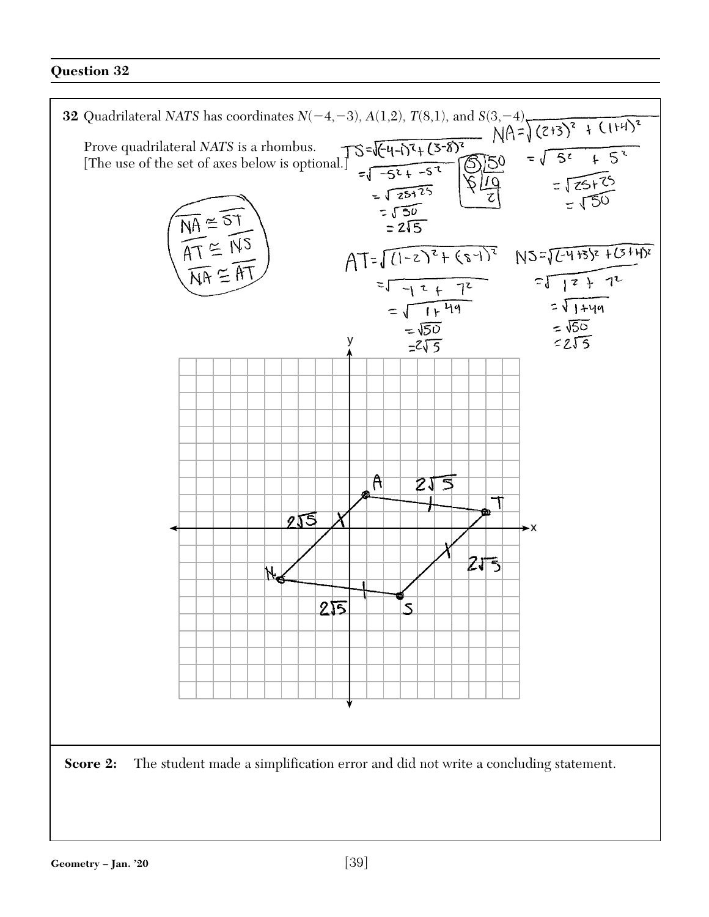## Question 32

**32** Quadrilateral *NATS* has coordinates $N(-4,-3)$, $A(1,2)$, $T(8,1)$, and $S(3,-4)$.

Prove quadrilateral *NATS* is a rhombus.
[The use of the set of axes below is optional.]

$NA = \sqrt{(2+3)^2 + (1+4)^2}$
$= \sqrt{5^2 + 5^2}$
$= \sqrt{25+25}$
$= \sqrt{50}$

$TS = \sqrt{(-4-1)^2 + (3-8)^2}$
$= \sqrt{-5^2 + -5^2}$
$= \sqrt{25+25}$
$= \sqrt{50}$
$= 2\sqrt{5}$

$AT = \sqrt{(1-2)^2 + (8-1)^2}$
$= \sqrt{-1^2 + 7^2}$
$= \sqrt{1+49}$
$= \sqrt{50}$
$= 2\sqrt{5}$

$NS = \sqrt{(-4+3)^2 + (3+4)^2}$
$= \sqrt{1^2 + 7^2}$
$= \sqrt{1+49}$
$= \sqrt{50}$
$= 2\sqrt{5}$

$\overline{NA} \cong \overline{ST}$
$\overline{AT} \cong \overline{NS}$
$\overline{NA} \cong \overline{AT}$

**Score 2:** The student made a simplification error and did not write a concluding statement.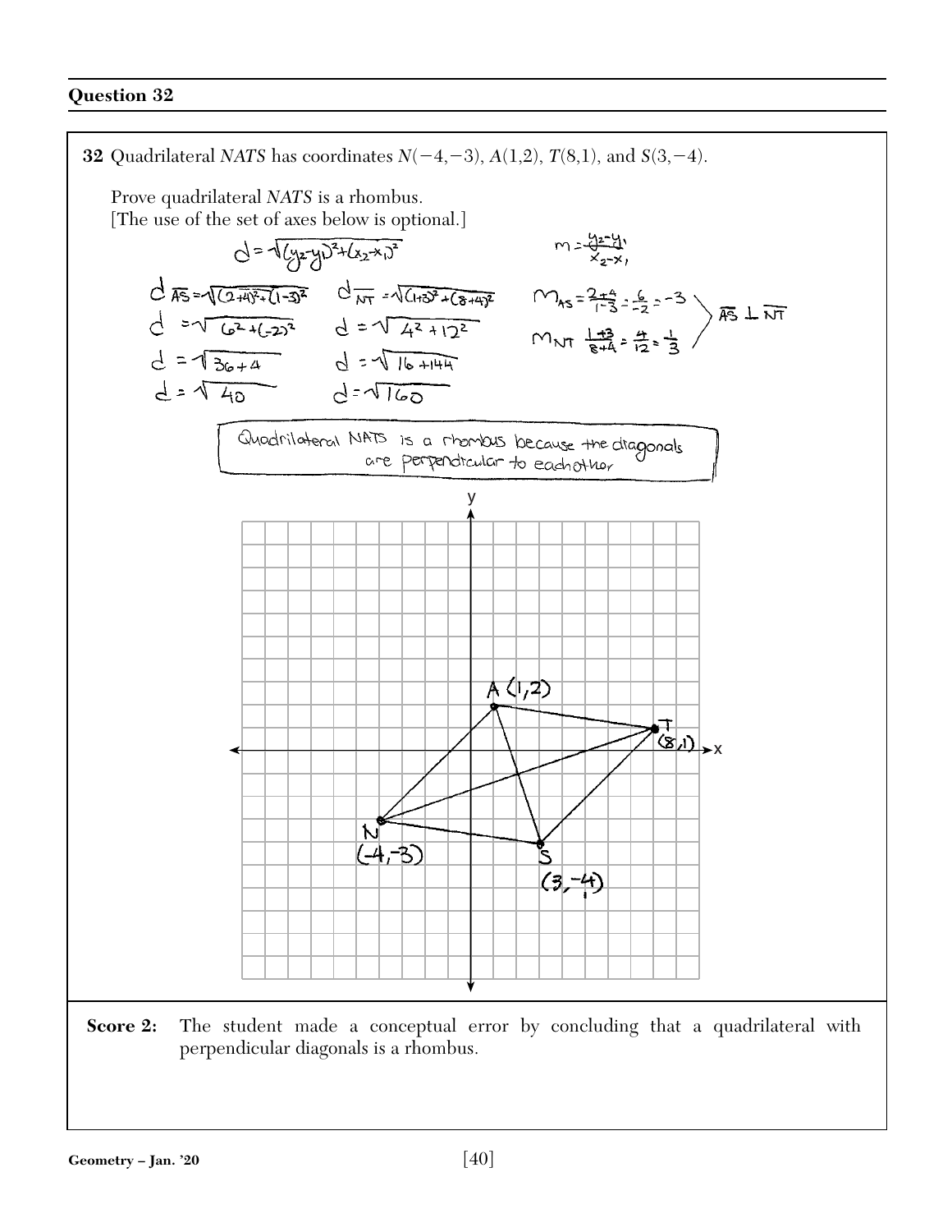## Question 32

**32** Quadrilateral *NATS* has coordinates $N(-4,-3)$, $A(1,2)$, $T(8,1)$, and $S(3,-4)$.

Prove quadrilateral *NATS* is a rhombus.
[The use of the set of axes below is optional.]

$d = \sqrt{(y_2-y_1)^2+(x_2-x_1)^2}$

$m = \frac{y_2-y_1}{x_2-x_1}$

$d_{\overline{AS}} = \sqrt{(2+4)^2+(1-3)^2}$

$d = \sqrt{6^2+(-2)^2}$

$d = \sqrt{36+4}$

$d = \sqrt{40}$

$d_{\overline{NT}} = \sqrt{(1+3)^2+(8+4)^2}$

$d = \sqrt{4^2+12^2}$

$d = \sqrt{16+144}$

$d = \sqrt{160}$

$m_{AS} = \frac{2+4}{1-3} = \frac{6}{-2} = -3$

$m_{NT} \; \frac{1+3}{8+4} = \frac{4}{12} = \frac{1}{3}$

$\overline{AS} \perp \overline{NT}$

Quadrilateral NATS is a rhombus because the diagonals are perpendicular to eachother

**Score 2:** The student made a conceptual error by concluding that a quadrilateral with perpendicular diagonals is a rhombus.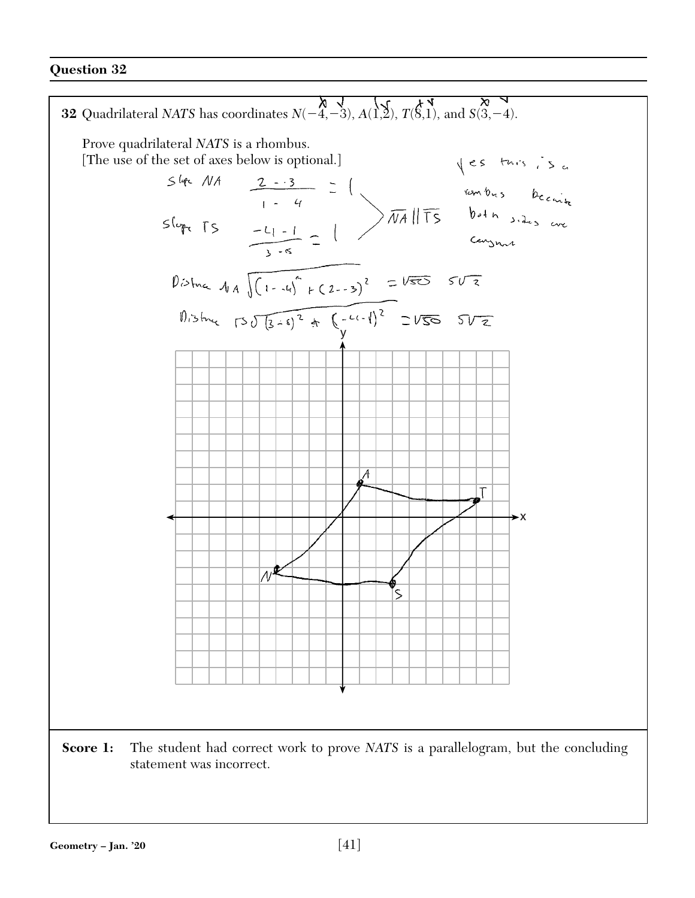## Question 32

**32** Quadrilateral *NATS* has coordinates $N(-4,-3)$, $A(1,2)$, $T(8,1)$, and $S(3,-4)$.

Prove quadrilateral *NATS* is a rhombus.
[The use of the set of axes below is optional.]

Slope NA $\frac{2 - -3}{1 - -4} = 1$

Slope TS $\frac{-4 - 1}{3 - 8} = 1$

$\overline{NA} \parallel \overline{TS}$

Yes this is a rombus because both sides are congruent

Distance NA $\sqrt{(1 - -4)^2 + (2 - -3)^2} = \sqrt{50}$ $5\sqrt{2}$

Distance TS $\sqrt{(3-8)^2 + (-4-1)^2} = \sqrt{50}$ $5\sqrt{2}$

**Score 1:** The student had correct work to prove *NATS* is a parallelogram, but the concluding statement was incorrect.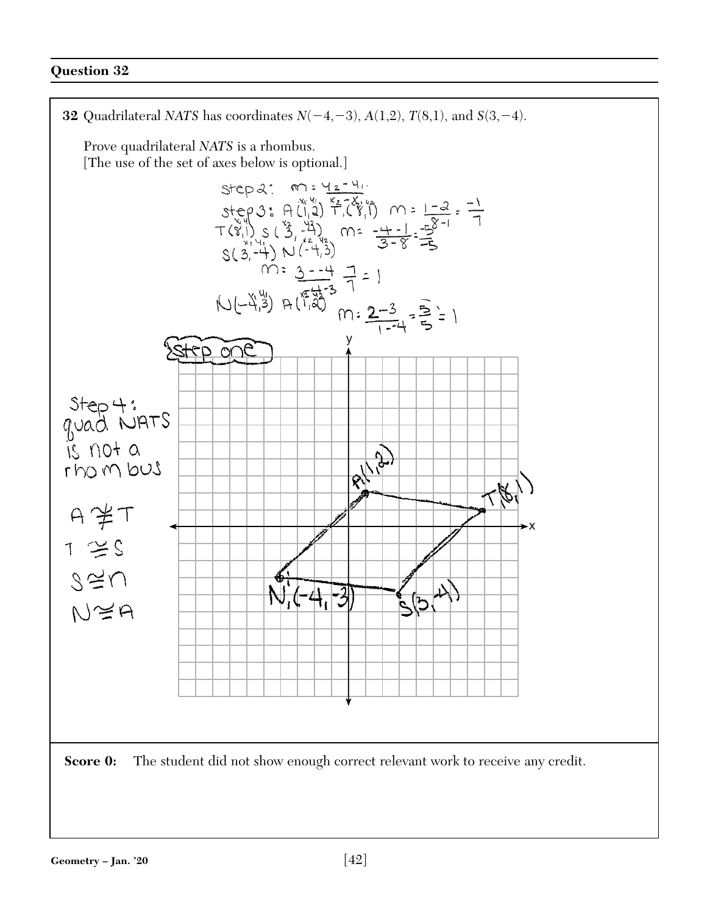## Question 32

**32** Quadrilateral *NATS* has coordinates $N(-4,-3)$, $A(1,2)$, $T(8,1)$, and $S(3,-4)$.

Prove quadrilateral *NATS* is a rhombus.
[The use of the set of axes below is optional.]

step 2: $m = \frac{y_2 - y_1}{x_2 - x_1}$

step 3: $A(1,2)$ $T(8,1)$ $m = \frac{1-2}{8-1} = \frac{-1}{7}$

$T(8,1)$ $S(3,-4)$ $m = \frac{-4-1}{3-8} = \frac{-5}{-5}$

$S(3,-4)$ $N(-4,3)$

$m = \frac{3--4}{-4-3}$ $\frac{7}{7} = 1$

$N(-4,3)$ $A(1,2)$

$m = \frac{2-3}{1--4} = \frac{5}{5} = 1$

Step one

Step 4:
quad NATS
is not a
rhombus

$A \ncong T$

$T \cong S$

$S \cong N$

$N \cong A$

$A(1,2)$, $T(8,1)$, $N(-4,-3)$, $S(3,-4)$

**Score 0:** The student did not show enough correct relevant work to receive any credit.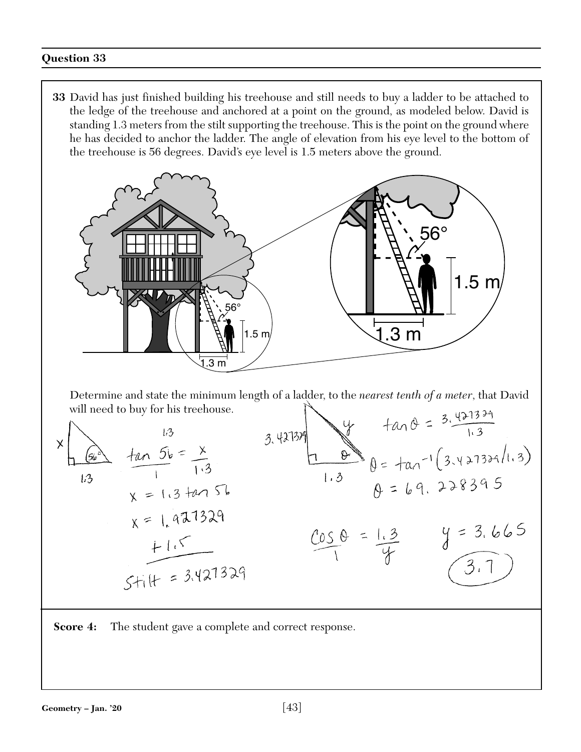## Question 33

**33** David has just finished building his treehouse and still needs to buy a ladder to be attached to the ledge of the treehouse and anchored at a point on the ground, as modeled below. David is standing 1.3 meters from the stilt supporting the treehouse. This is the point on the ground where he has decided to anchor the ladder. The angle of elevation from his eye level to the bottom of the treehouse is 56 degrees. David's eye level is 1.5 meters above the ground.

Determine and state the minimum length of a ladder, to the *nearest tenth of a meter*, that David will need to buy for his treehouse.

$\frac{\tan 56}{1} = \frac{x}{1.3}$

$x = 1.3 \tan 56$

$x = 1.927329$

$+1.5$

$\text{Stilt} = 3.427329$

$\tan\theta = \frac{3.427329}{1.3}$

$\theta = \tan^{-1}(3.427329/1.3)$

$\theta = 69.228395$

$\frac{\cos\theta}{1} = \frac{1.3}{y}$

$y = 3.665$

$3.7$

**Score 4:** The student gave a complete and correct response.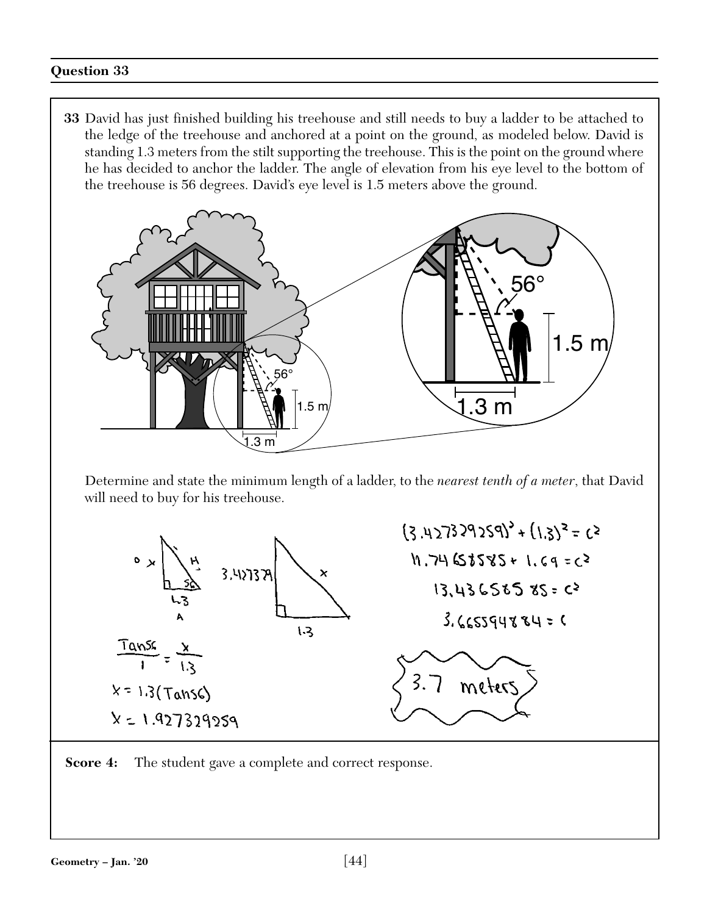## Question 33

**33** David has just finished building his treehouse and still needs to buy a ladder to be attached to the ledge of the treehouse and anchored at a point on the ground, as modeled below. David is standing 1.3 meters from the stilt supporting the treehouse. This is the point on the ground where he has decided to anchor the ladder. The angle of elevation from his eye level to the bottom of the treehouse is 56 degrees. David's eye level is 1.5 meters above the ground.

Determine and state the minimum length of a ladder, to the *nearest tenth of a meter*, that David will need to buy for his treehouse.

$\frac{\tan 56}{1} = \frac{x}{1.3}$

$x = 1.3(\tan 56)$

$x = 1.927329259$

$(3.427329259)^2 + (1.3)^2 = c^2$

$11.74658585 + 1.69 = c^2$

$13.43658585 = c^2$

$3.665594884 = c$

3.7 meters

**Score 4:** The student gave a complete and correct response.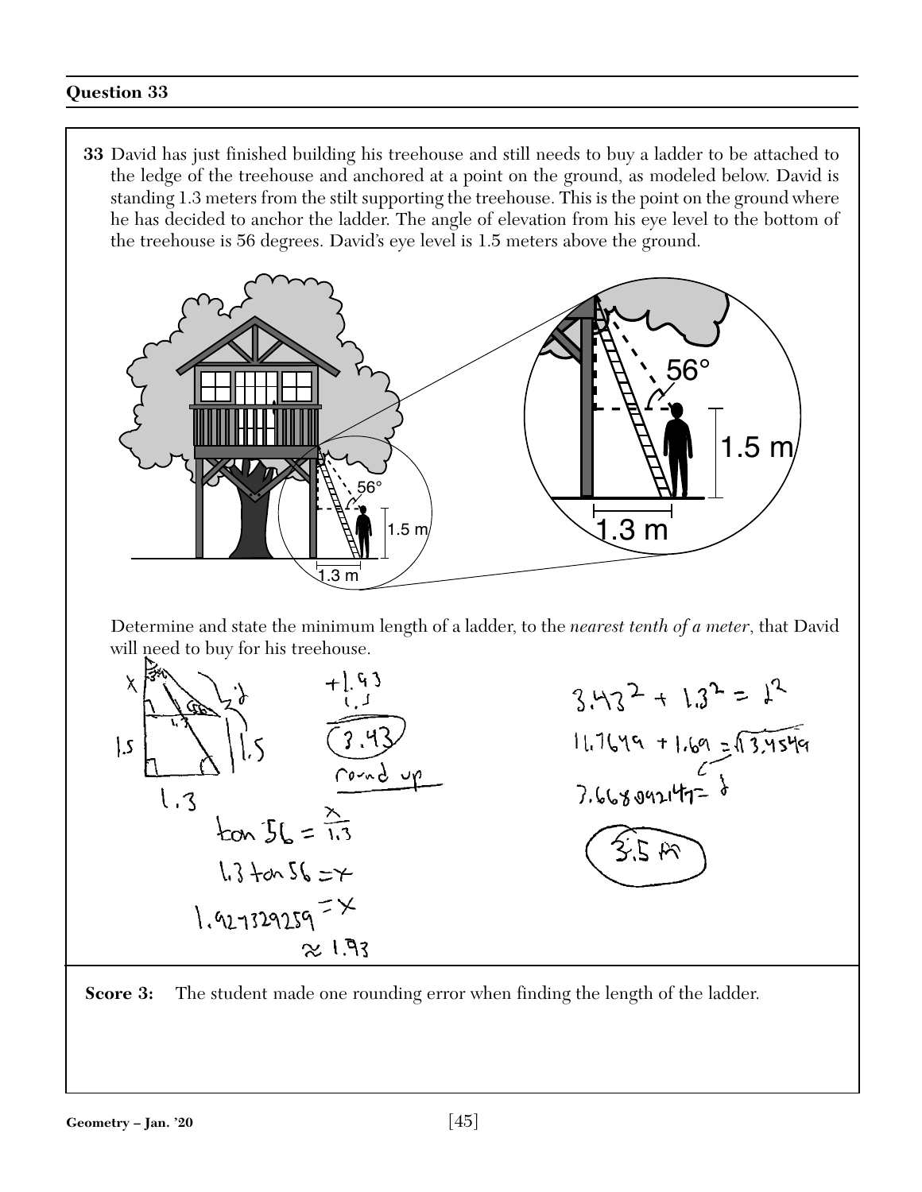## Question 33

**33** David has just finished building his treehouse and still needs to buy a ladder to be attached to the ledge of the treehouse and anchored at a point on the ground, as modeled below. David is standing 1.3 meters from the stilt supporting the treehouse. This is the point on the ground where he has decided to anchor the ladder. The angle of elevation from his eye level to the bottom of the treehouse is 56 degrees. David's eye level is 1.5 meters above the ground.

Determine and state the minimum length of a ladder, to the *nearest tenth of a meter*, that David will need to buy for his treehouse.

$\tan 56 = \frac{x}{1.3}$

$1.3 \tan 56 = x$

$1.927329259 = x$

$\approx 1.93$

$+1.93$
$1.5$
$3.43$ round up

$3.43^2 + 1.3^2 = l^2$

$11.7649 + 1.69 = \sqrt{13.4549}$

$3.668092147 = l$

$3.5$ m

**Score 3:** The student made one rounding error when finding the length of the ladder.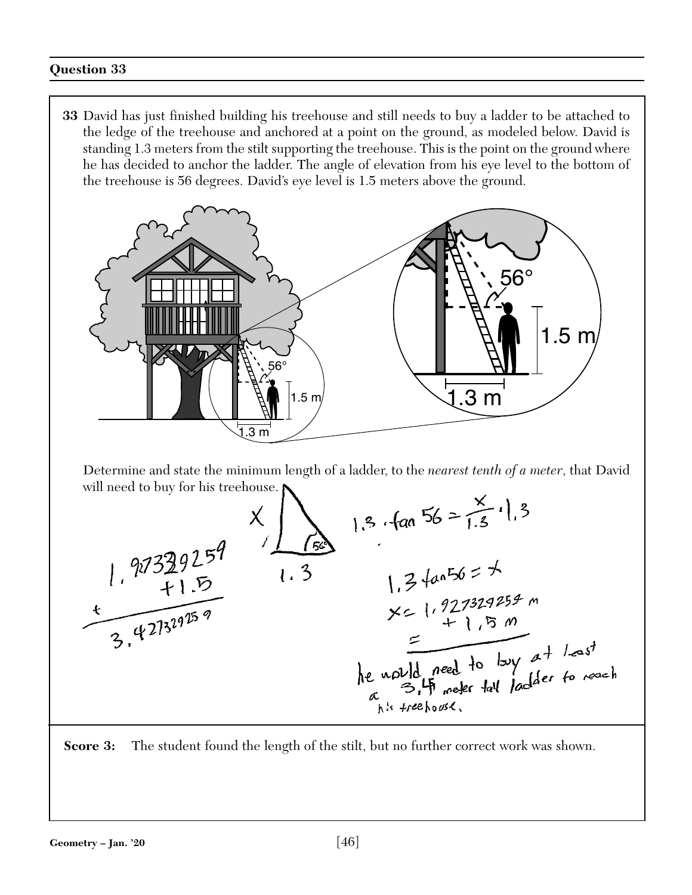## Question 33

**33** David has just finished building his treehouse and still needs to buy a ladder to be attached to the ledge of the treehouse and anchored at a point on the ground, as modeled below. David is standing 1.3 meters from the stilt supporting the treehouse. This is the point on the ground where he has decided to anchor the ladder. The angle of elevation from his eye level to the bottom of the treehouse is 56 degrees. David's eye level is 1.5 meters above the ground.

Determine and state the minimum length of a ladder, to the *nearest tenth of a meter*, that David will need to buy for his treehouse.

$1.3 \cdot \tan 56 = \frac{x}{1.3} \cdot 1.3$

$1.3 \tan 56 = x$

$x = 1.927329259 \text{ m}$
$+ 1.5 \text{ m}$

$1.927329259 + 1.5 = 3.427329259$

he would need to buy at least a 3.4 meter tall ladder to reach his treehouse.

**Score 3:** The student found the length of the stilt, but no further correct work was shown.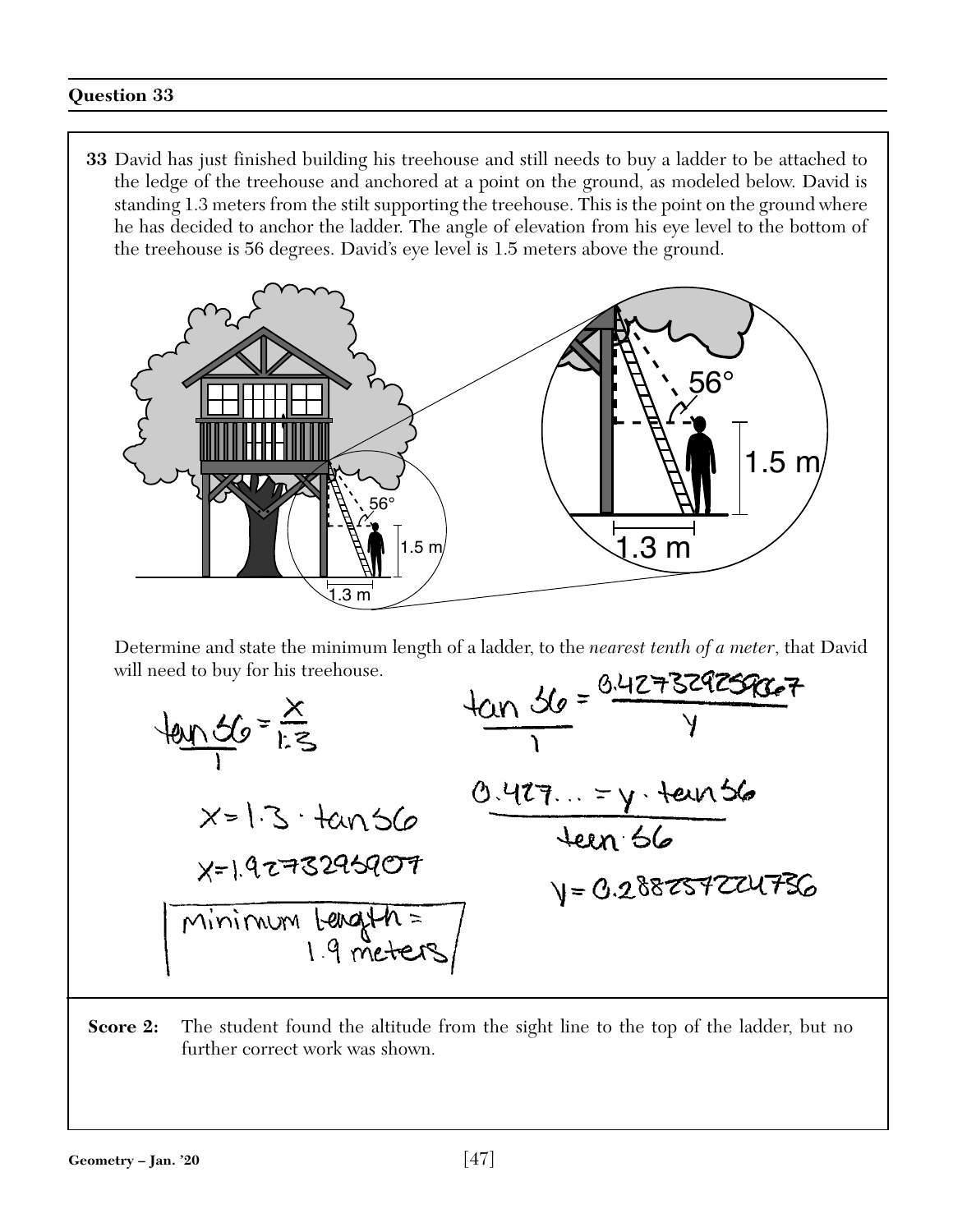## Question 33

**33** David has just finished building his treehouse and still needs to buy a ladder to be attached to the ledge of the treehouse and anchored at a point on the ground, as modeled below. David is standing 1.3 meters from the stilt supporting the treehouse. This is the point on the ground where he has decided to anchor the ladder. The angle of elevation from his eye level to the bottom of the treehouse is 56 degrees. David's eye level is 1.5 meters above the ground.

Determine and state the minimum length of a ladder, to the *nearest tenth of a meter*, that David will need to buy for his treehouse.

$$\frac{\tan 56}{1} = \frac{x}{1.3}$$

$$x = 1.3 \cdot \tan 56$$

$$x = 1.9273295907$$

Minimum Length = 1.9 meters

$$\frac{\tan 56}{1} = \frac{0.4273295907}{y}$$

$$\frac{0.427\ldots = y \cdot \tan 56}{\tan 56}$$

$$y = 0.288257224736$$

**Score 2:** The student found the altitude from the sight line to the top of the ladder, but no further correct work was shown.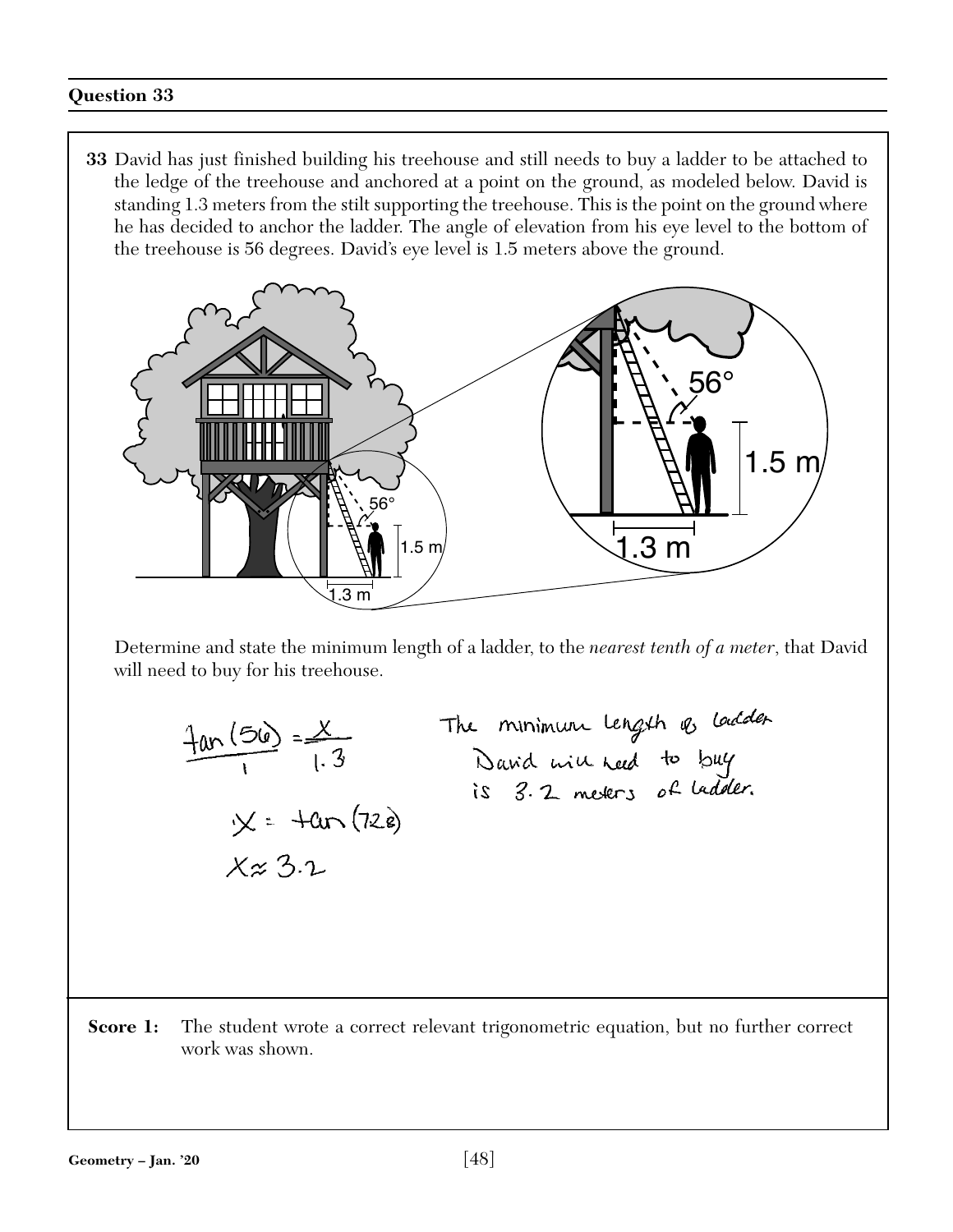## Question 33

**33** David has just finished building his treehouse and still needs to buy a ladder to be attached to the ledge of the treehouse and anchored at a point on the ground, as modeled below. David is standing 1.3 meters from the stilt supporting the treehouse. This is the point on the ground where he has decided to anchor the ladder. The angle of elevation from his eye level to the bottom of the treehouse is 56 degrees. David's eye level is 1.5 meters above the ground.

Determine and state the minimum length of a ladder, to the *nearest tenth of a meter*, that David will need to buy for his treehouse.

$$\frac{\tan(56)}{1} = \frac{x}{1.3}$$

$$x = \tan(72.8)$$

$$x \approx 3.2$$

The minimum length of ladder David will need to buy is 3.2 meters of ladder.

**Score 1:** The student wrote a correct relevant trigonometric equation, but no further correct work was shown.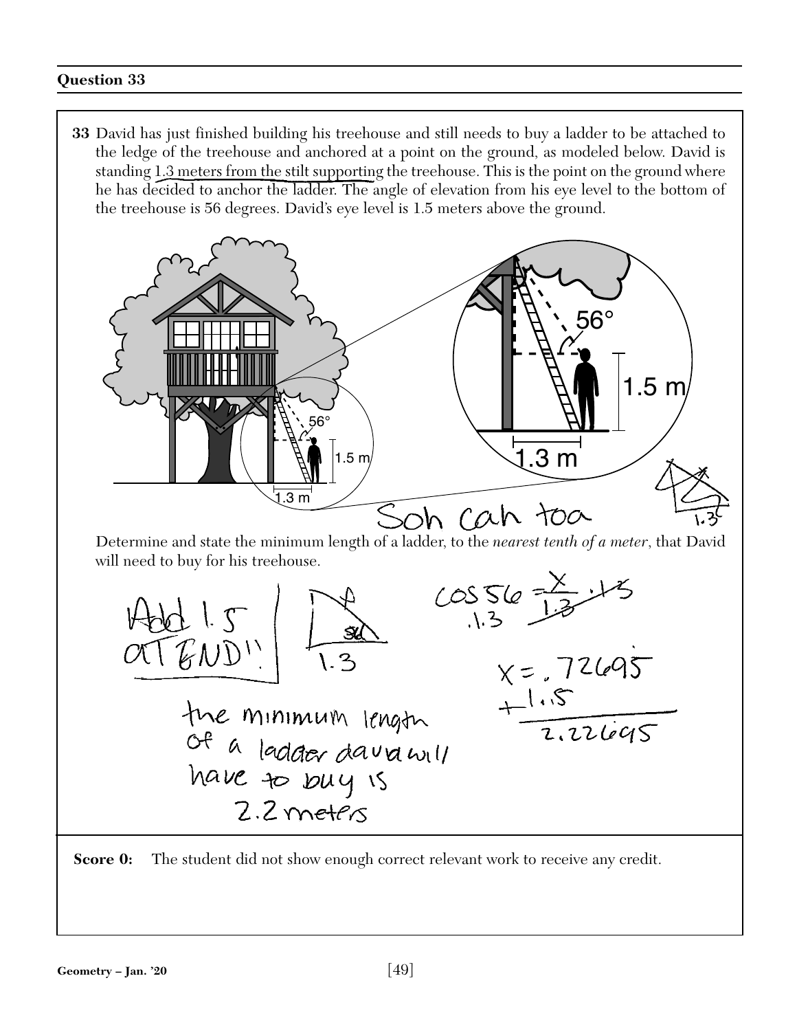## Question 33

**33** David has just finished building his treehouse and still needs to buy a ladder to be attached to the ledge of the treehouse and anchored at a point on the ground, as modeled below. David is standing 1.3 meters from the stilt supporting the treehouse. This is the point on the ground where he has decided to anchor the ladder. The angle of elevation from his eye level to the bottom of the treehouse is 56 degrees. David's eye level is 1.5 meters above the ground.

56°

1.5 m

1.3 m

Soh cah toa

Determine and state the minimum length of a ladder, to the *nearest tenth of a meter*, that David will need to buy for his treehouse.

Add 1.5 AT END!!

$\cos 56 = \frac{x}{1.3}$

$x = .72695$

$+1.5$

$2.22695$

the minimum length of a ladder david will have to buy is 2.2 meters

**Score 0:** The student did not show enough correct relevant work to receive any credit.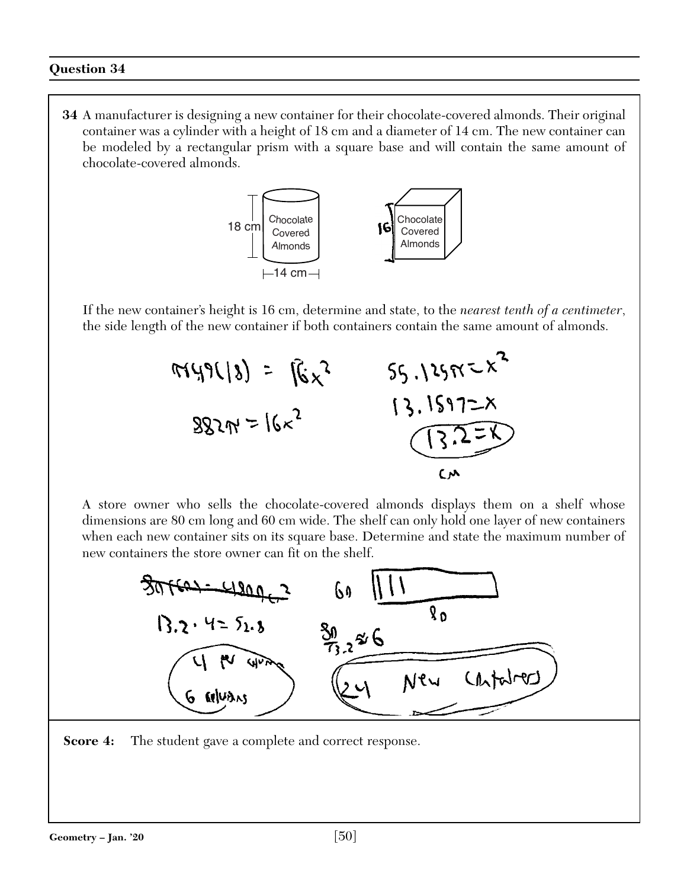### Question 34

**34** A manufacturer is designing a new container for their chocolate-covered almonds. Their original container was a cylinder with a height of 18 cm and a diameter of 14 cm. The new container can be modeled by a rectangular prism with a square base and will contain the same amount of chocolate-covered almonds.

18 cm | Chocolate Covered Almonds | 14 cm

16 | Chocolate Covered Almonds

If the new container's height is 16 cm, determine and state, to the *nearest tenth of a centimeter*, the side length of the new container if both containers contain the same amount of almonds.

$\pi 49(18) = 16x^2$

$882\pi = 16x^2$

$55.125\pi = x^2$

$13.1597 = x$

$13.2 = x$

cm

A store owner who sells the chocolate-covered almonds displays them on a shelf whose dimensions are 80 cm long and 60 cm wide. The shelf can only hold one layer of new containers when each new container sits on its square base. Determine and state the maximum number of new containers the store owner can fit on the shelf.

~~$80(60) = 4800 \text{ cm}^2$~~

$13.2 \cdot 4 = 52.8$

4 per column
6 columns

60 | | | | 80

$\frac{80}{13.2} \approx 6$

24 New Containers

**Score 4:** The student gave a complete and correct response.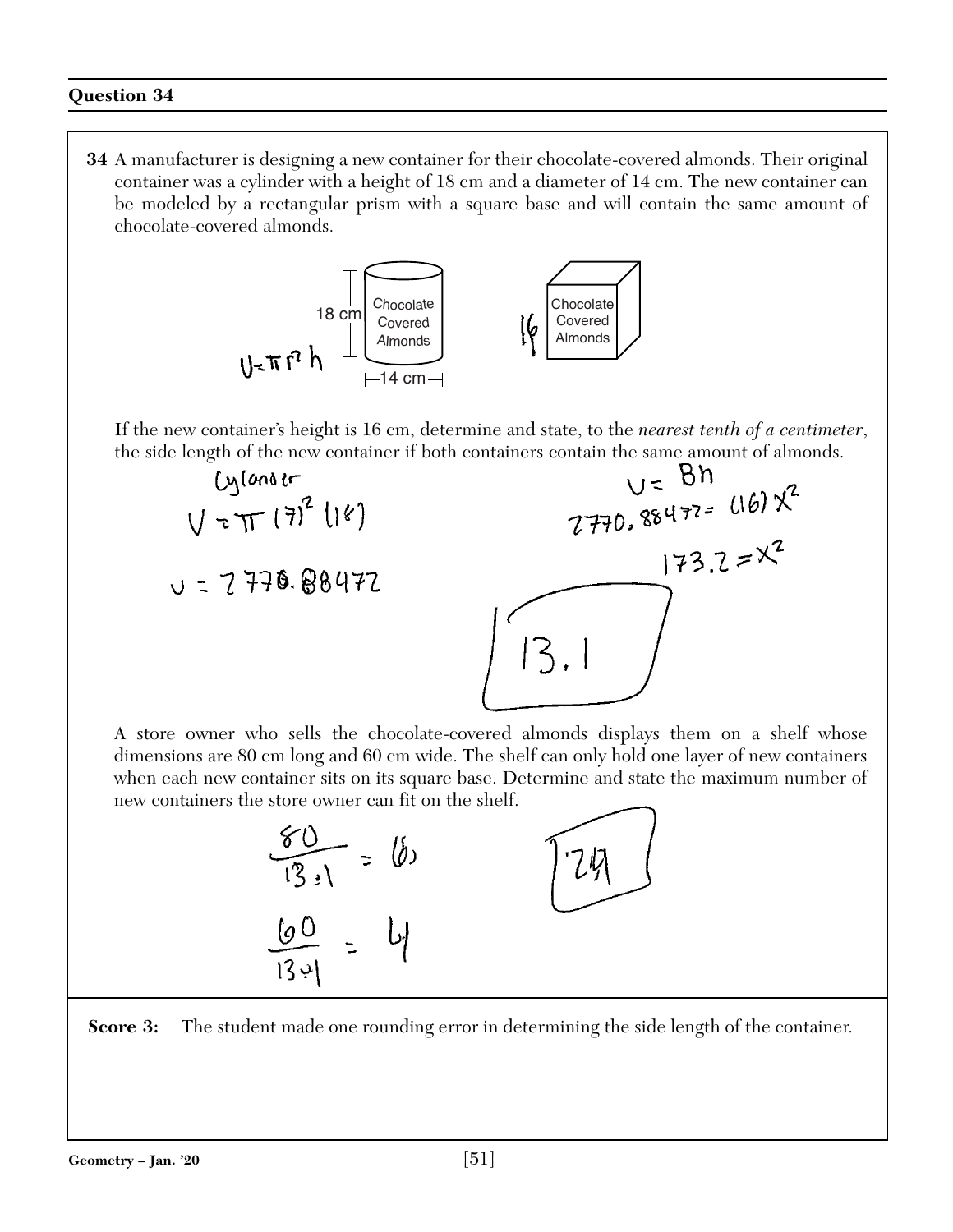## Question 34

**34** A manufacturer is designing a new container for their chocolate-covered almonds. Their original container was a cylinder with a height of 18 cm and a diameter of 14 cm. The new container can be modeled by a rectangular prism with a square base and will contain the same amount of chocolate-covered almonds.

18 cm — Chocolate Covered Almonds — 14 cm

$V = \pi r^2 h$

16 — Chocolate Covered Almonds

If the new container's height is 16 cm, determine and state, to the *nearest tenth of a centimeter*, the side length of the new container if both containers contain the same amount of almonds.

Cylander

$V = \pi(7)^2(18)$

$V = 2770.88472$

$V = Bh$

$2770.88472 = (16)x^2$

$173.2 = x^2$

**13.1**

A store owner who sells the chocolate-covered almonds displays them on a shelf whose dimensions are 80 cm long and 60 cm wide. The shelf can only hold one layer of new containers when each new container sits on its square base. Determine and state the maximum number of new containers the store owner can fit on the shelf.

$\frac{80}{13.1} = 6$

$\frac{60}{13.1} = 4$

**24**

**Score 3:** The student made one rounding error in determining the side length of the container.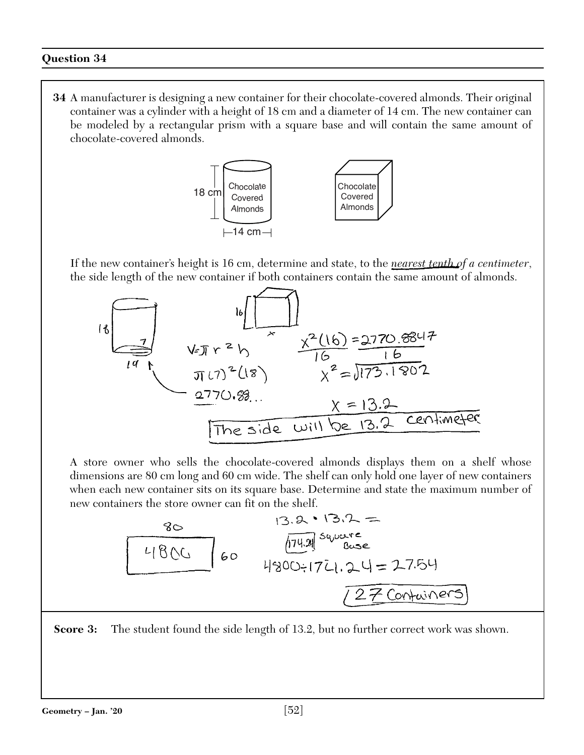## Question 34

**34** A manufacturer is designing a new container for their chocolate-covered almonds. Their original container was a cylinder with a height of 18 cm and a diameter of 14 cm. The new container can be modeled by a rectangular prism with a square base and will contain the same amount of chocolate-covered almonds.

18 cm | Chocolate Covered Almonds | 14 cm

Chocolate Covered Almonds

If the new container's height is 16 cm, determine and state, to the *nearest tenth of a centimeter*, the side length of the new container if both containers contain the same amount of almonds.

18, 7, 14, 16, x

$V = \pi r^2 h$

$\pi(7)^2(18)$

$2770.88...$

$\frac{x^2(16)}{16} = \frac{2770.8847}{16}$

$x^2 = \sqrt{173.1802}$

$x = 13.2$

The side will be 13.2 centimeter

A store owner who sells the chocolate-covered almonds displays them on a shelf whose dimensions are 80 cm long and 60 cm wide. The shelf can only hold one layer of new containers when each new container sits on its square base. Determine and state the maximum number of new containers the store owner can fit on the shelf.

80, 4800, 60

$13.2 \cdot 13.2 =$

174.24 Square Base

$4800 \div 174.24 = 27.54$

27 Containers

**Score 3:** The student found the side length of 13.2, but no further correct work was shown.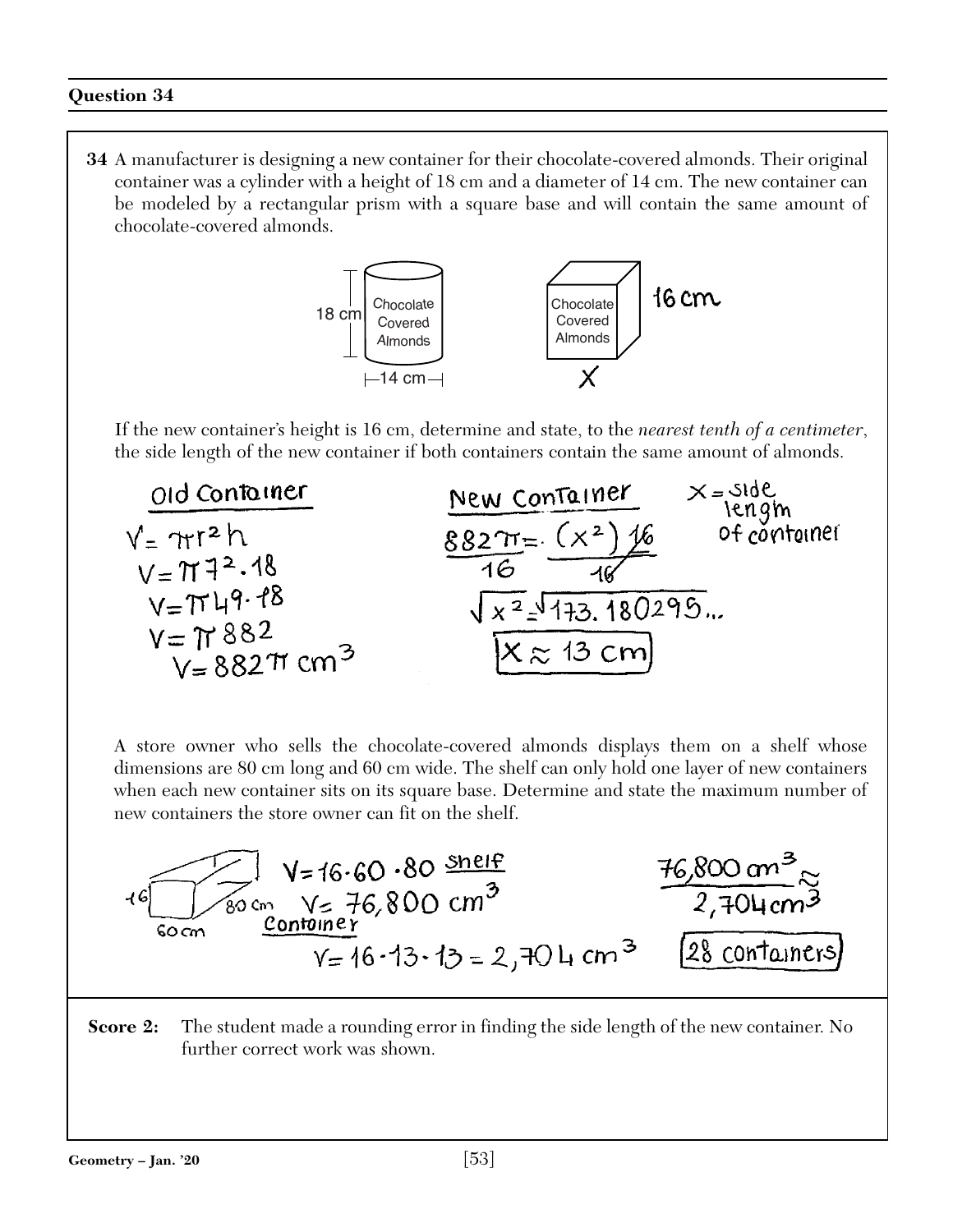## Question 34

**34** A manufacturer is designing a new container for their chocolate-covered almonds. Their original container was a cylinder with a height of 18 cm and a diameter of 14 cm. The new container can be modeled by a rectangular prism with a square base and will contain the same amount of chocolate-covered almonds.

18 cm | Chocolate Covered Almonds | 14 cm

Chocolate Covered Almonds | 16 cm | X

If the new container's height is 16 cm, determine and state, to the *nearest tenth of a centimeter*, the side length of the new container if both containers contain the same amount of almonds.

Old Container

$V = \pi r^2 h$

$V = \pi 7^2 \cdot 18$

$V = \pi 49 \cdot 18$

$V = \pi 882$

$V = 882\pi \text{ cm}^3$

New Container

$X$ = side length of container

$\frac{882\pi}{16} = \frac{(x^2)16}{16}$

$\sqrt{x^2} = \sqrt{173.180295...}$

$X \approx 13 \text{ cm}$

A store owner who sells the chocolate-covered almonds displays them on a shelf whose dimensions are 80 cm long and 60 cm wide. The shelf can only hold one layer of new containers when each new container sits on its square base. Determine and state the maximum number of new containers the store owner can fit on the shelf.

16 | 80 cm | 60 cm

$V = 16 \cdot 60 \cdot 80$ shelf

$V = 76{,}800 \text{ cm}^3$

Container

$V = 16 \cdot 13 \cdot 13 = 2{,}704 \text{ cm}^3$

$\frac{76{,}800 \text{ cm}^3}{2{,}704 \text{ cm}^3} \approx$

28 containers

**Score 2:** The student made a rounding error in finding the side length of the new container. No further correct work was shown.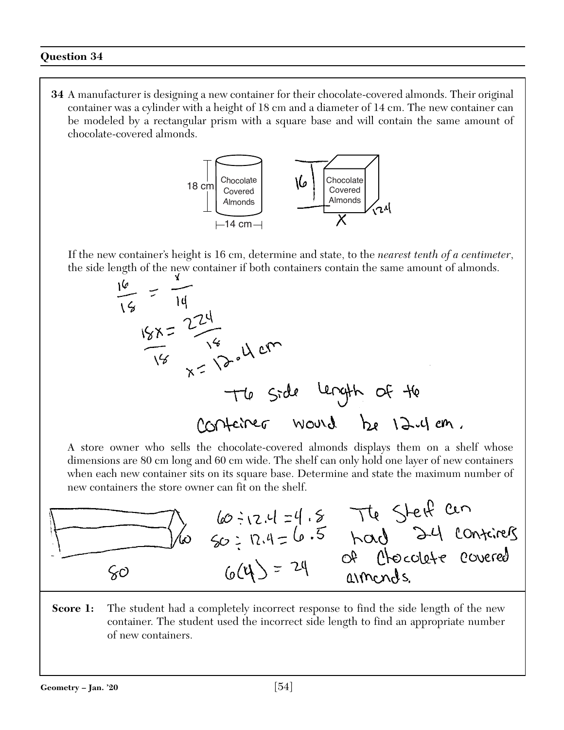## Question 34

**34** A manufacturer is designing a new container for their chocolate-covered almonds. Their original container was a cylinder with a height of 18 cm and a diameter of 14 cm. The new container can be modeled by a rectangular prism with a square base and will contain the same amount of chocolate-covered almonds.

18 cm | Chocolate Covered Almonds | 14 cm

16 | Chocolate Covered Almonds | X | 12.4

If the new container's height is 16 cm, determine and state, to the *nearest tenth of a centimeter*, the side length of the new container if both containers contain the same amount of almonds.

$$\frac{16}{18} = \frac{x}{14}$$

$$\frac{18x}{18} = \frac{224}{18}$$

$$x = 12.4 \text{ cm}$$

The side length of the container would be 12.4 cm.

A store owner who sells the chocolate-covered almonds displays them on a shelf whose dimensions are 80 cm long and 60 cm wide. The shelf can only hold one layer of new containers when each new container sits on its square base. Determine and state the maximum number of new containers the store owner can fit on the shelf.

60 | 80

$60 \div 12.4 = 4.8$

$80 \div 12.4 = 6.5$

$6(4) = 24$

The shelf can hold 24 containers of chocolate covered almonds.

**Score 1:** The student had a completely incorrect response to find the side length of the new container. The student used the incorrect side length to find an appropriate number of new containers.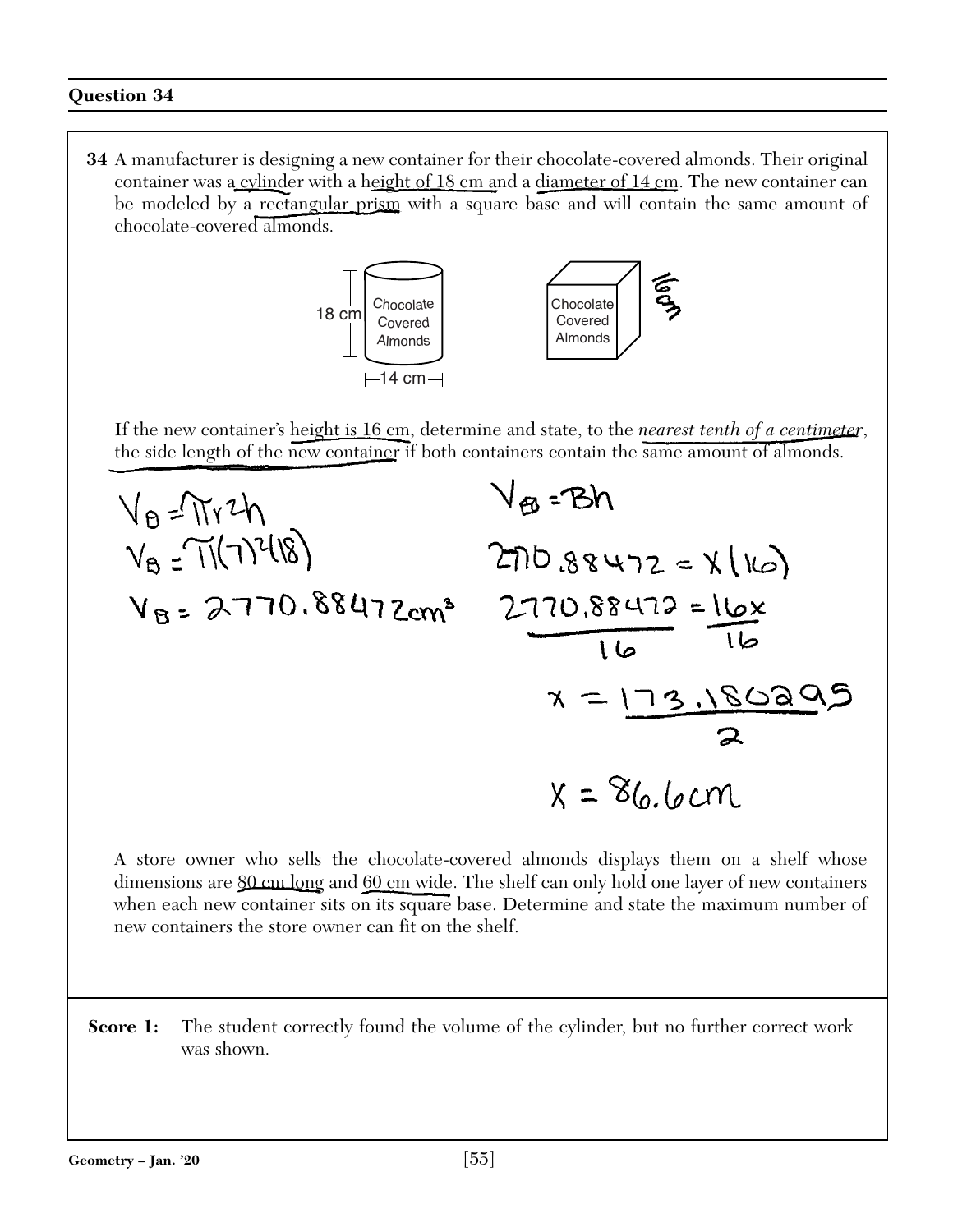## Question 34

**34** A manufacturer is designing a new container for their chocolate-covered almonds. Their original container was a cylinder with a height of 18 cm and a diameter of 14 cm. The new container can be modeled by a rectangular prism with a square base and will contain the same amount of chocolate-covered almonds.

18 cm — Chocolate Covered Almonds — 14 cm

Chocolate Covered Almonds — 16cm

If the new container's height is 16 cm, determine and state, to the *nearest tenth of a centimeter*, the side length of the new container if both containers contain the same amount of almonds.

$V_B = \pi r^2 h$

$V_B = \pi(7)^2(18)$

$V_B = 2770.88472 \text{cm}^3$

$V_B = Bh$

$2770.88472 = x(16)$

$\frac{2770.88472}{16} = \frac{16x}{16}$

$x = \frac{173.180295}{2}$

$x = 86.6 \text{cm}$

A store owner who sells the chocolate-covered almonds displays them on a shelf whose dimensions are 80 cm long and 60 cm wide. The shelf can only hold one layer of new containers when each new container sits on its square base. Determine and state the maximum number of new containers the store owner can fit on the shelf.

**Score 1:** The student correctly found the volume of the cylinder, but no further correct work was shown.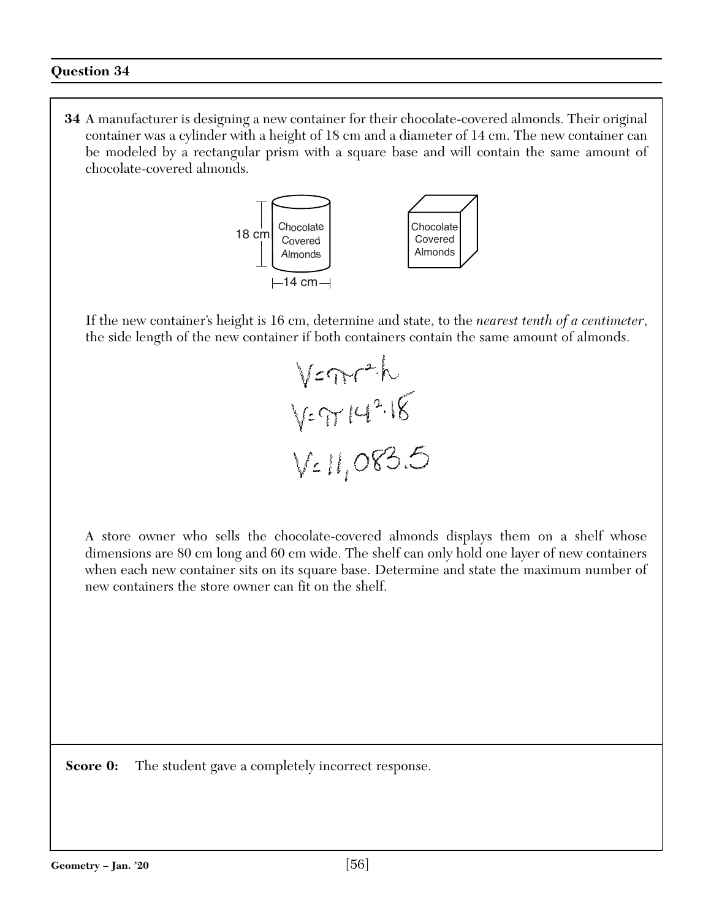## Question 34

**34** A manufacturer is designing a new container for their chocolate-covered almonds. Their original container was a cylinder with a height of 18 cm and a diameter of 14 cm. The new container can be modeled by a rectangular prism with a square base and will contain the same amount of chocolate-covered almonds.

18 cm Chocolate Covered Almonds

14 cm

Chocolate Covered Almonds

If the new container's height is 16 cm, determine and state, to the *nearest tenth of a centimeter*, the side length of the new container if both containers contain the same amount of almonds.

$V = \pi r^2 \cdot h$

$V = \pi 14^2 \cdot 18$

$V = 11{,}083.5$

A store owner who sells the chocolate-covered almonds displays them on a shelf whose dimensions are 80 cm long and 60 cm wide. The shelf can only hold one layer of new containers when each new container sits on its square base. Determine and state the maximum number of new containers the store owner can fit on the shelf.

**Score 0:** The student gave a completely incorrect response.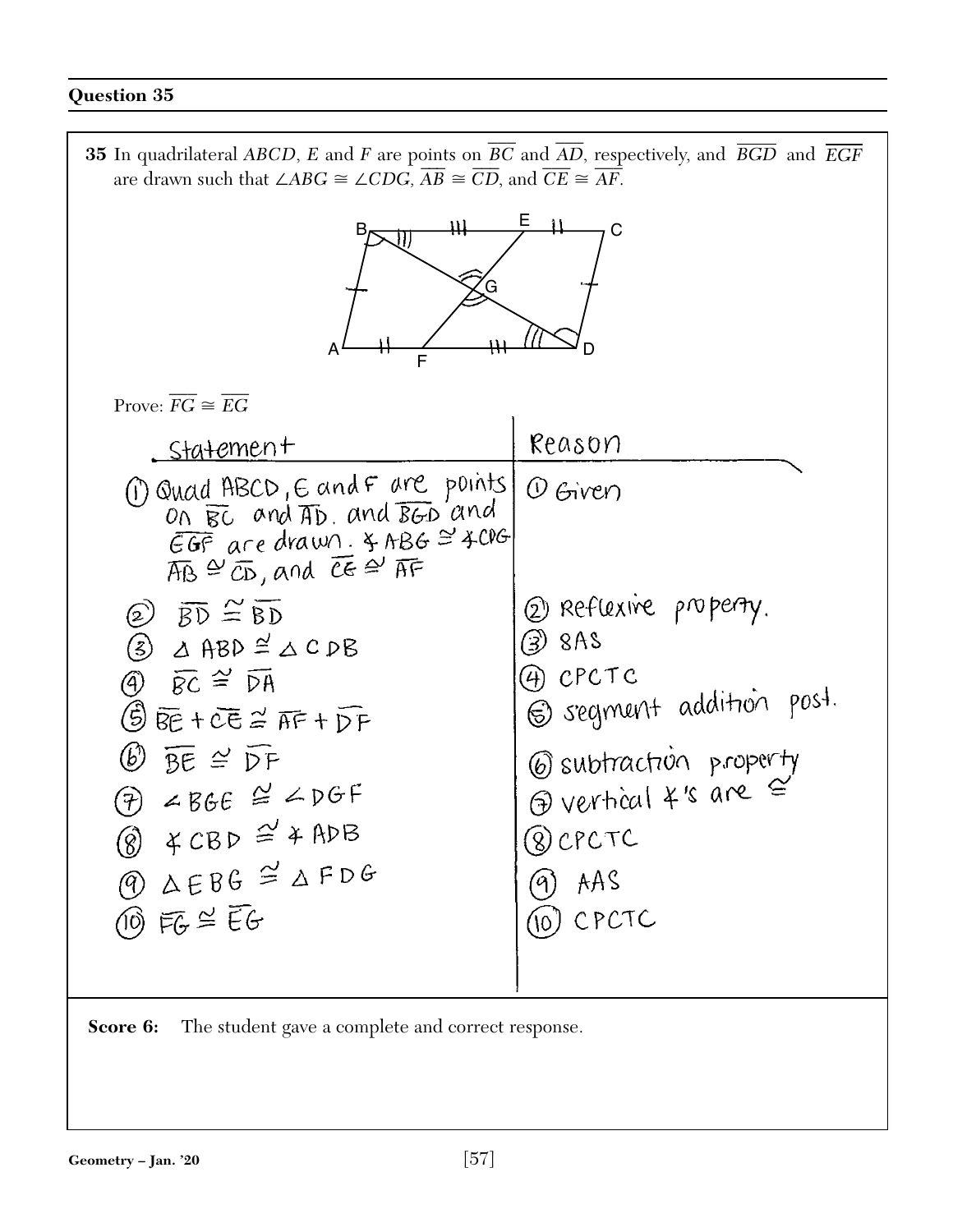## Question 35

**35** In quadrilateral $ABCD$, $E$ and $F$ are points on $\overline{BC}$ and $\overline{AD}$, respectively, and $\overline{BGD}$ and $\overline{EGF}$ are drawn such that $\angle ABG \cong \angle CDG$, $\overline{AB} \cong \overline{CD}$, and $\overline{CE} \cong \overline{AF}$.

Prove: $\overline{FG} \cong \overline{EG}$

| Statement | Reason |
|---|---|
| ① Quad ABCD, E and F are points on $\overline{BC}$ and $\overline{AD}$. and $\overline{BGD}$ and $\overline{EGF}$ are drawn. $\angle ABG \cong \angle CDG$ $\overline{AB} \cong \overline{CD}$, and $\overline{CE} \cong \overline{AF}$ | ① Given |
| ② $\overline{BD} \cong \overline{BD}$ | ② Reflexive property. |
| ③ $\triangle ABD \cong \triangle CDB$ | ③ SAS |
| ④ $\overline{BC} \cong \overline{DA}$ | ④ CPCTC |
| ⑤ $\overline{BE} + \overline{CE} \cong \overline{AF} + \overline{DF}$ | ⑤ segment addition post. |
| ⑥ $\overline{BE} \cong \overline{DF}$ | ⑥ subtraction property |
| ⑦ $\angle BGE \cong \angle DGF$ | ⑦ vertical $\angle$'s are $\cong$ |
| ⑧ $\angle CBD \cong \angle ADB$ | ⑧ CPCTC |
| ⑨ $\triangle EBG \cong \triangle FDG$ | ⑨ AAS |
| ⑩ $\overline{FG} \cong \overline{EG}$ | ⑩ CPCTC |

**Score 6:** The student gave a complete and correct response.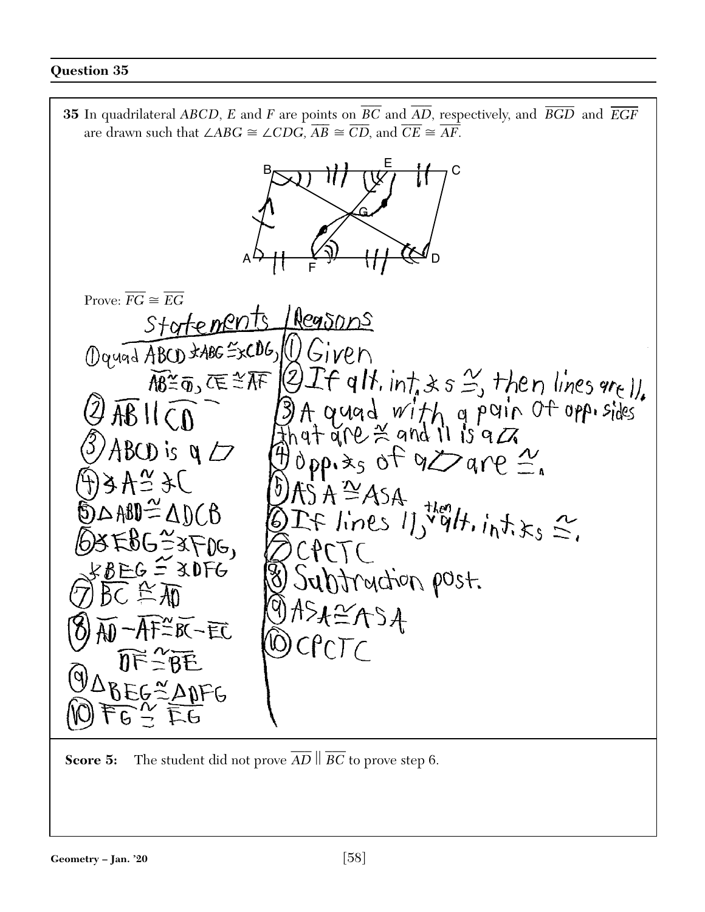## Question 35

**35** In quadrilateral $ABCD$, $E$ and $F$ are points on $\overline{BC}$ and $\overline{AD}$, respectively, and $\overline{BGD}$ and $\overline{EGF}$ are drawn such that $\angle ABG \cong \angle CDG$, $\overline{AB} \cong \overline{CD}$, and $\overline{CE} \cong \overline{AF}$.

Prove: $\overline{FG} \cong \overline{EG}$

| Statements | Reasons |
|---|---|
| ① quad $ABCD$ $\angle ABG \cong \angle CDG$, $\overline{AB} \cong \overline{CD}$, $\overline{CE} \cong \overline{AF}$ | ① Given |
| ② $\overline{AB} \parallel \overline{CD}$ | ② If alt. int. ∡s ≅, then lines are ∥. |
| ③ $ABCD$ is a ▱ | ③ A quad with a pair of opp. sides that are ≅ and ∥ is a ▱. |
| ④ $\angle A \cong \angle C$ | ④ Opp. ∡s of a ▱ are ≅. |
| ⑤ $\triangle ABD \cong \triangle DCB$ | ⑤ ASA ≅ ASA |
| ⑥ $\angle EBG \cong \angle FDG$, $\angle BEG \cong \angle DFG$ | ⑥ If lines ∥, then alt. int. ∡s ≅. |
| ⑦ $\overline{BC} \cong \overline{AD}$ | ⑦ CPCTC |
| ⑧ $\overline{AD} - \overline{AF} \cong \overline{BC} - \overline{EC}$, $\overline{DF} \cong \overline{BE}$ | ⑧ Subtraction post. |
| ⑨ $\triangle BEG \cong \triangle DFG$ | ⑨ ASA ≅ ASA |
| ⑩ $\overline{FG} \cong \overline{EG}$ | ⑩ CPCTC |

**Score 5:** The student did not prove $\overline{AD} \parallel \overline{BC}$ to prove step 6.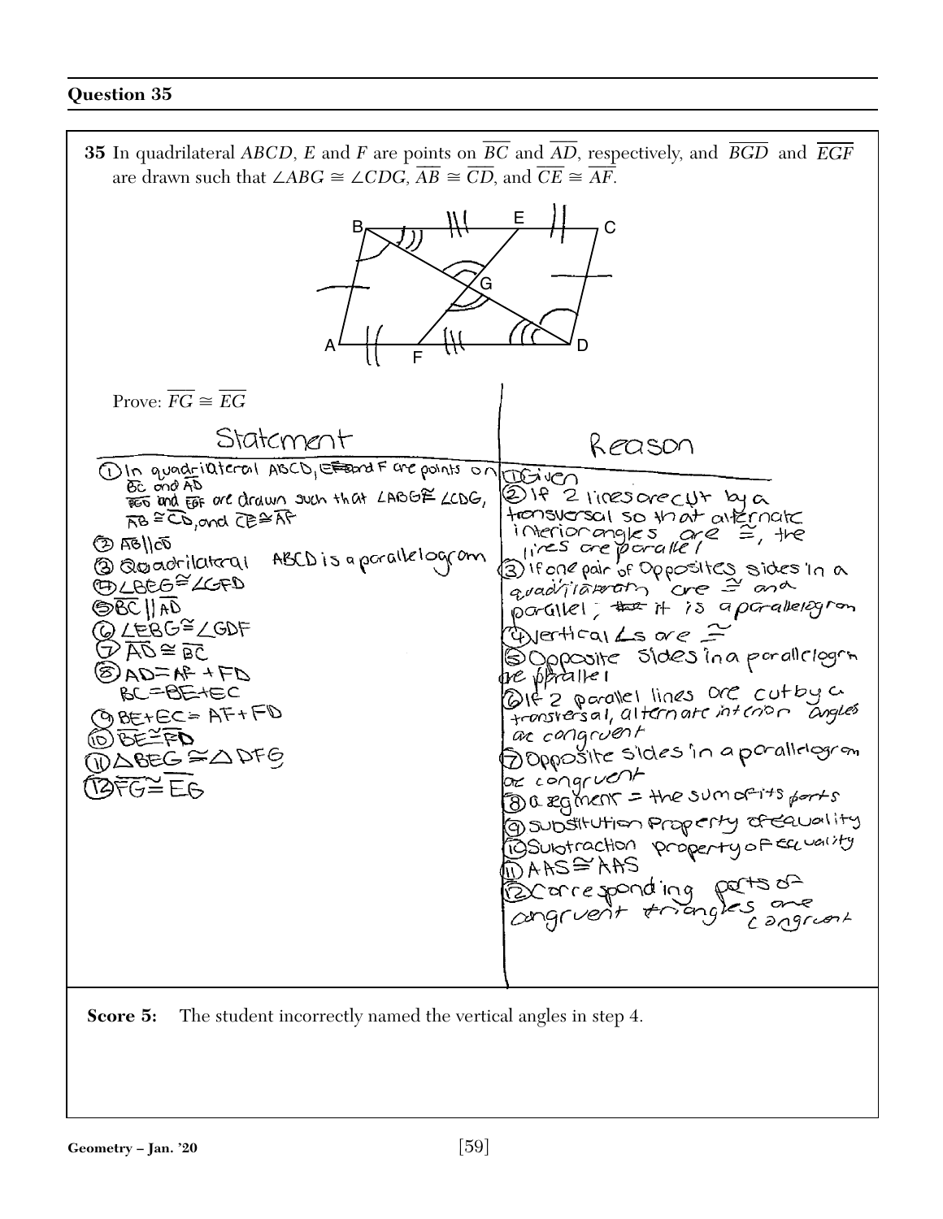## Question 35

**35** In quadrilateral $ABCD$, $E$ and $F$ are points on $\overline{BC}$ and $\overline{AD}$, respectively, and $\overline{BGD}$ and $\overline{EGF}$ are drawn such that $\angle ABG \cong \angle CDG$, $\overline{AB} \cong \overline{CD}$, and $\overline{CE} \cong \overline{AF}$.

Prove: $\overline{FG} \cong \overline{EG}$

| Statement | Reason |
|---|---|
| ① In quadrilateral ABCD, E and F are points on $\overline{BC}$ and $\overline{AD}$, $\overline{BGD}$ and $\overline{EGF}$ are drawn such that $\angle ABG \cong \angle CDG$, $\overline{AB} \cong \overline{CD}$, and $\overline{CE} \cong \overline{AF}$ | ① Given |
| ② $\overline{AB} \parallel \overline{CD}$ | ② If 2 lines are cut by a transversal so that alternate interior angles are ≅, the lines are parallel |
| ③ Quadrilateral ABCD is a parallelogram | ③ If one pair of opposites sides in a quadrilateral are ≅ and parallel, it is a parallelogram |
| ④ $\angle BEG \cong \angle GFD$ | ④ Vertical ∠s are ≅ |
| ⑤ $\overline{BC} \parallel \overline{AD}$ | ⑤ Opposite sides in a parallelogram are parallel |
| ⑥ $\angle EBG \cong \angle GDF$ | ⑥ If 2 parallel lines are cut by a transversal, alternate interior angles are congruent |
| ⑦ $\overline{AD} \cong \overline{BC}$ | ⑦ Opposite sides in a parallelogram are congruent |
| ⑧ $AD = AF + FD$, $BC = BE + EC$ | ⑧ a segment = the sum of its parts |
| ⑨ $BE + EC = AF + FD$ | ⑨ Substitution property of equality |
| ⑩ $\overline{BE} \cong \overline{FD}$ | ⑩ Subtraction property of equality |
| ⑪ $\triangle BEG \cong \triangle DFG$ | ⑪ AAS ≅ AAS |
| ⑫ $\overline{FG} \cong \overline{EG}$ | ⑫ Corresponding parts of congruent triangles are congruent |

**Score 5:** The student incorrectly named the vertical angles in step 4.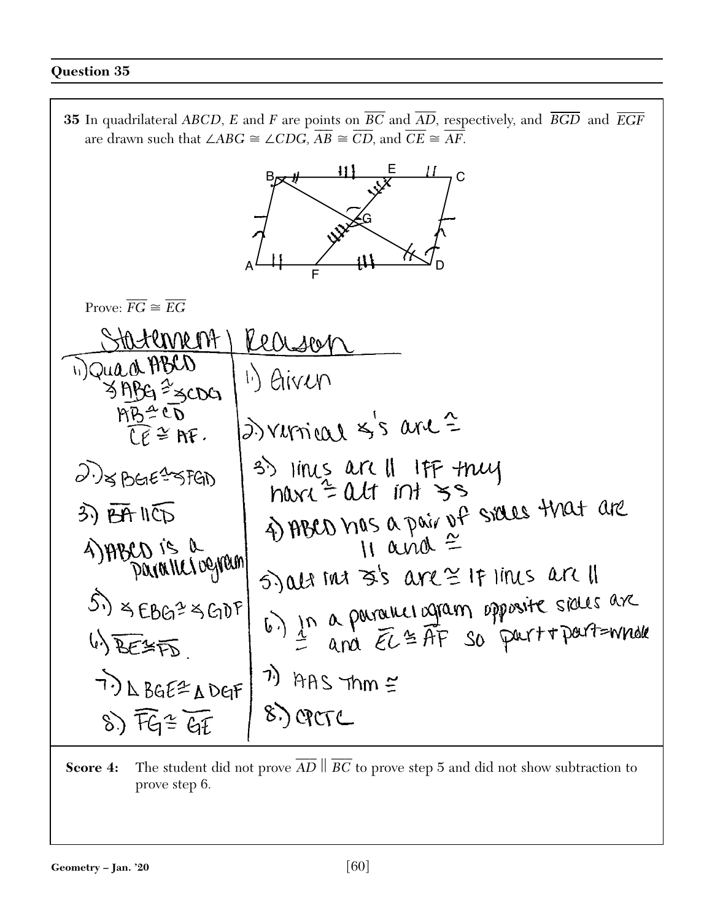## Question 35

**35** In quadrilateral $ABCD$, $E$ and $F$ are points on $\overline{BC}$ and $\overline{AD}$, respectively, and $\overline{BGD}$ and $\overline{EGF}$ are drawn such that $\angle ABG \cong \angle CDG$, $\overline{AB} \cong \overline{CD}$, and $\overline{CE} \cong \overline{AF}$.

Prove: $\overline{FG} \cong \overline{EG}$

| Statement | Reason |
|---|---|
| 1.) Quad ABCD, $\angle ABG \cong \angle CDG$, $AB \cong CD$, $\overline{CE} \cong AF$. | 1.) Given |
| 2.) $\angle BGE \cong \angle FGD$ | 2.) vertical $\angle$'s are $\cong$ |
| 3.) $\overline{BA} \parallel \overline{CD}$ | 3.) lines are $\parallel$ IFF they have $\cong$ alt int $\angle$s |
| 4.) ABCD is a parallelogram | 4.) ABCD has a pair of sides that are $\parallel$ and $\cong$ |
| 5.) $\angle EBG \cong \angle GDF$ | 5.) alt int $\angle$'s are $\cong$ IF lines are $\parallel$ |
| 6.) $\overline{BE} \cong \overline{FD}$. | 6.) In a parallelogram opposite sides are $\cong$ and $\overline{EC} \cong \overline{AF}$ so part + part = whole |
| 7.) $\triangle BGE \cong \triangle DGF$ | 7.) AAS Thm $\cong$ |
| 8.) $\overline{FG} \cong \overline{GE}$ | 8.) CPCTC |

**Score 4:** The student did not prove $\overline{AD} \parallel \overline{BC}$ to prove step 5 and did not show subtraction to prove step 6.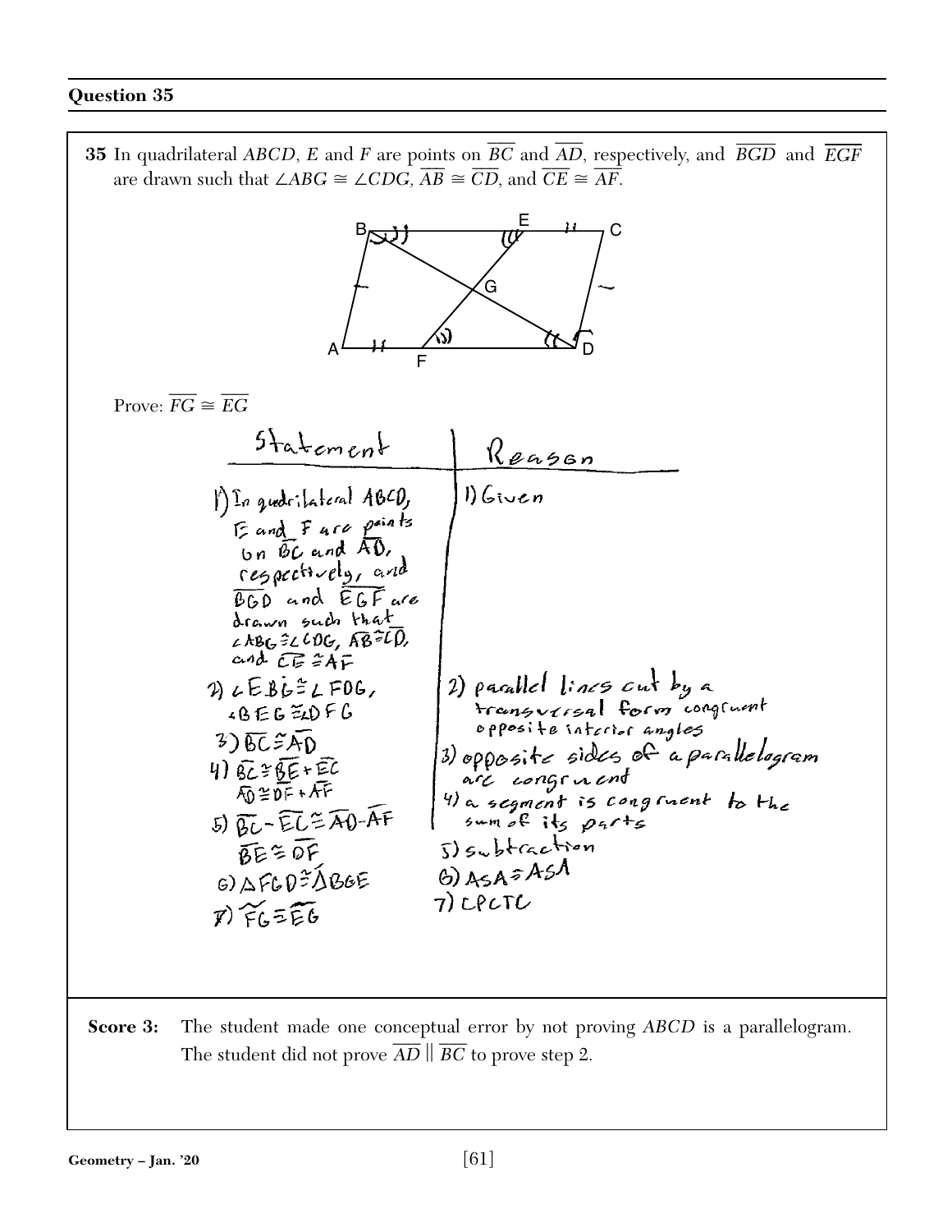## Question 35

**35** In quadrilateral *ABCD*, *E* and *F* are points on $\overline{BC}$ and $\overline{AD}$, respectively, and $\overline{BGD}$ and $\overline{EGF}$ are drawn such that $\angle ABG \cong \angle CDG$, $\overline{AB} \cong \overline{CD}$, and $\overline{CE} \cong \overline{AF}$.

Prove: $\overline{FG} \cong \overline{EG}$

| Statement | Reason |
|---|---|
| 1) In quadrilateral ABCD, E and F are points on $\overline{BC}$ and $\overline{AD}$, respectively, and $\overline{BGD}$ and $\overline{EGF}$ are drawn such that $\angle ABG \cong \angle CDG$, $\overline{AB} \cong \overline{CD}$, and $\overline{CE} \cong \overline{AF}$ | 1) Given |
| 2) $\angle EBG \cong \angle FDG$, $\angle BEG \cong \angle DFG$ | 2) parallel lines cut by a transversal form congruent opposite interior angles |
| 3) $\overline{BC} \cong \overline{AD}$ | 3) opposite sides of a parallelogram are congruent |
| 4) $\overline{BC} \cong \overline{BE} + \overline{EC}$, $\overline{AD} \cong \overline{DF} + \overline{AF}$ | 4) a segment is congruent to the sum of its parts |
| 5) $\overline{BC} - \overline{EC} \cong \overline{AD} - \overline{AF}$, $\overline{BE} \cong \overline{DF}$ | 5) subtraction |
| 6) $\triangle FGD \cong \triangle BGE$ | 6) $ASA \cong ASA$ |
| 7) $\overline{FG} \cong \overline{EG}$ | 7) CPCTC |

**Score 3:** The student made one conceptual error by not proving *ABCD* is a parallelogram. The student did not prove $\overline{AD} \parallel \overline{BC}$ to prove step 2.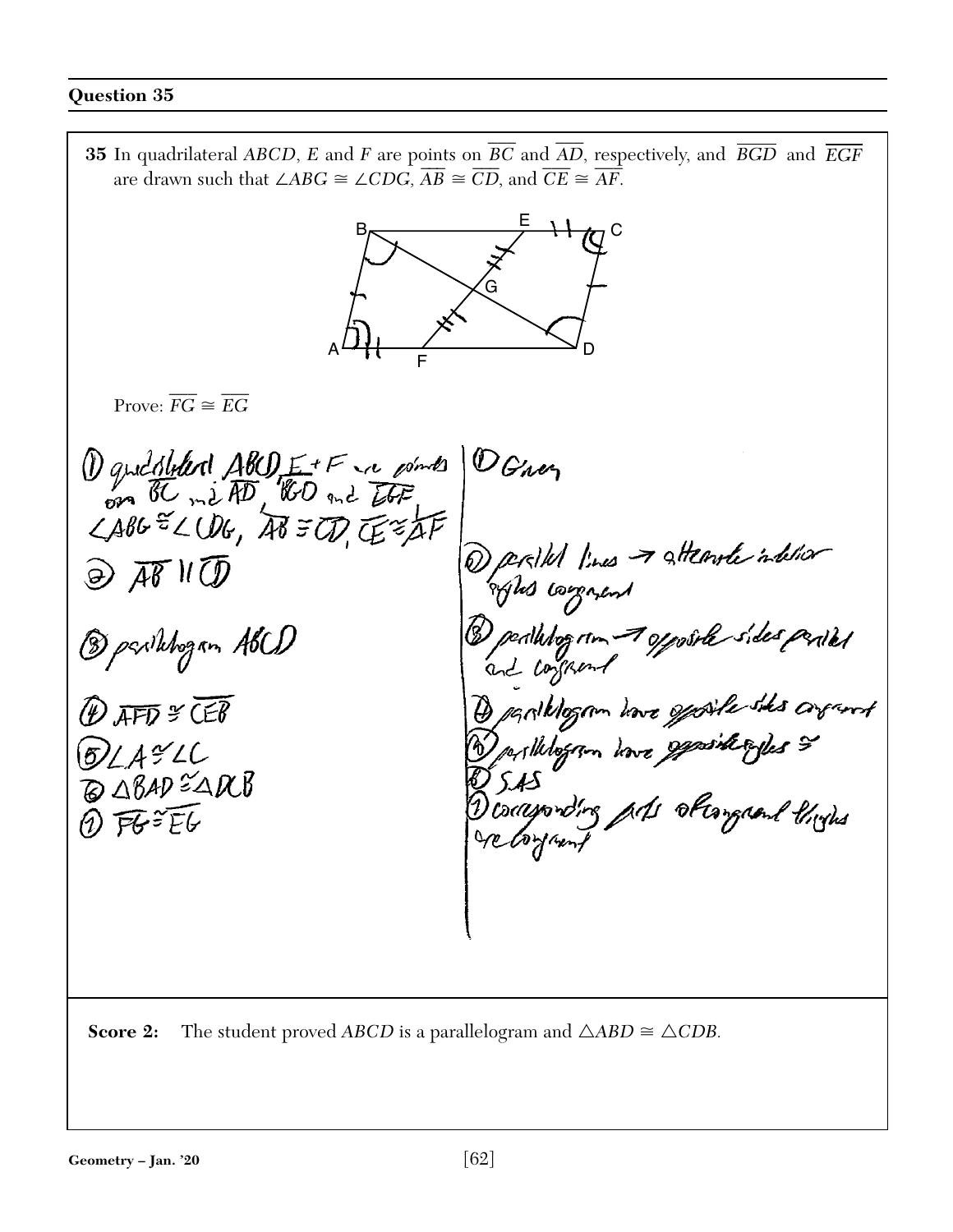## Question 35

**35** In quadrilateral $ABCD$, $E$ and $F$ are points on $\overline{BC}$ and $\overline{AD}$, respectively, and $\overline{BGD}$ and $\overline{EGF}$ are drawn such that $\angle ABG \cong \angle CDG$, $\overline{AB} \cong \overline{CD}$, and $\overline{CE} \cong \overline{AF}$.

Prove: $\overline{FG} \cong \overline{EG}$

| Statements | Reasons |
|---|---|
| ① quadrilateral ABCD, E + F are points on $\overline{BC}$ and $\overline{AD}$, $\overline{BGD}$ and $\overline{EGF}$, $\angle ABG \cong \angle CDG$, $\overline{AB} \cong \overline{CD}$, $\overline{CE} \cong \overline{AF}$ | ① Given |
| ② $\overline{AB} \parallel \overline{CD}$ | ② parallel lines → alternate interior angles congruent |
| ③ parallelogram ABCD | ③ parallelogram → opposite sides parallel and congruent |
| ④ $\overline{AFD} \cong \overline{CEB}$ | ④ parallelogram have opposite sides congruent |
| ⑤ $\angle A \cong \angle C$ | ⑤ parallelogram have opposite angles ≅ |
| ⑥ $\triangle BAD \cong \triangle DCB$ | ⑥ SAS |
| ⑦ $\overline{FG} \cong \overline{EG}$ | ⑦ corresponding parts of congruent triangles are congruent |

**Score 2:** The student proved $ABCD$ is a parallelogram and $\triangle ABD \cong \triangle CDB$.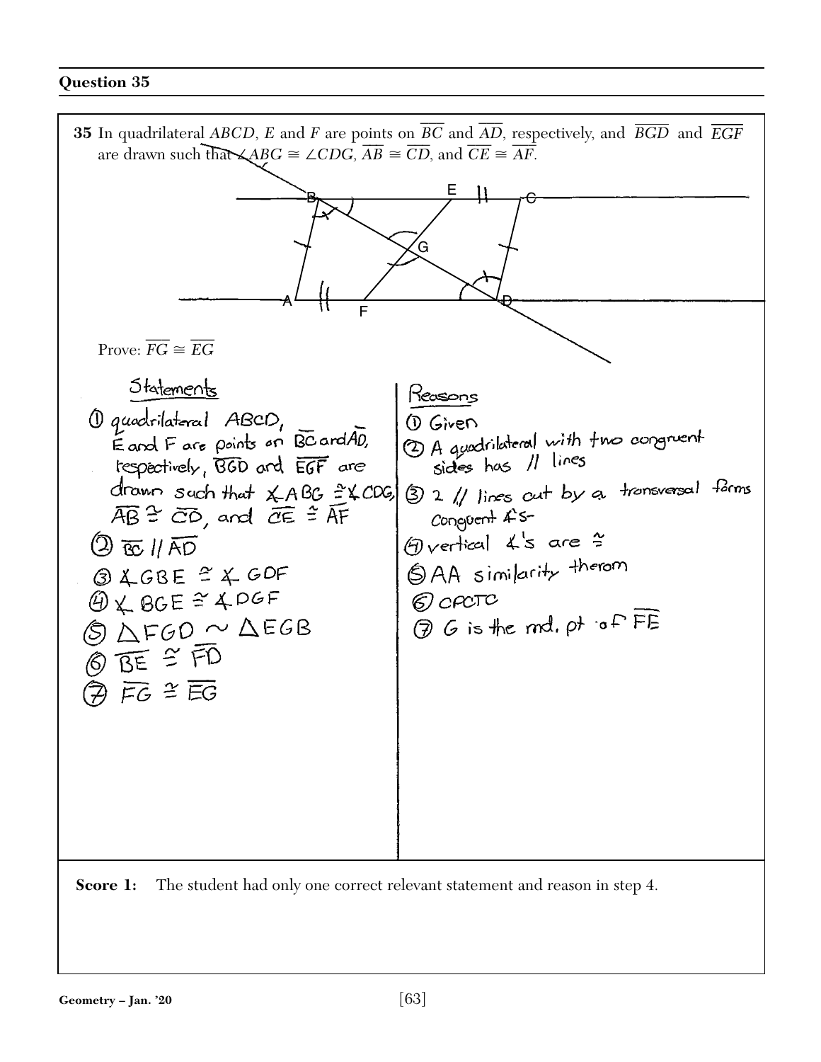## Question 35

**35** In quadrilateral $ABCD$, $E$ and $F$ are points on $\overline{BC}$ and $\overline{AD}$, respectively, and $\overline{BGD}$ and $\overline{EGF}$ are drawn such that $\angle ABG \cong \angle CDG$, $\overline{AB} \cong \overline{CD}$, and $\overline{CE} \cong \overline{AF}$.

Prove: $\overline{FG} \cong \overline{EG}$

| Statements | Reasons |
|---|---|
| ① quadrilateral ABCD, E and F are points on $\overline{BC}$ and $\overline{AD}$, respectively, $\overline{BGD}$ and $\overline{EGF}$ are drawn such that $\angle ABG \cong \angle CDG$, $\overline{AB} \cong \overline{CD}$, and $\overline{CE} \cong \overline{AF}$ | ① Given |
| ② $\overline{BC} \parallel \overline{AD}$ | ② A quadrilateral with two congruent sides has // lines |
| ③ $\angle GBE \cong \angle GDF$ | ③ 2 // lines cut by a transversal forms congruent ∠'s |
| ④ $\angle BGE \cong \angle DGF$ | ④ vertical ∠'s are ≅ |
| ⑤ $\triangle FGD \sim \triangle EGB$ | ⑤ AA similarity therom |
| ⑥ $\overline{BE} \cong \overline{FD}$ | ⑥ CPCTC |
| ⑦ $\overline{FG} \cong \overline{EG}$ | ⑦ G is the md. pt of $\overline{FE}$ |

**Score 1:** The student had only one correct relevant statement and reason in step 4.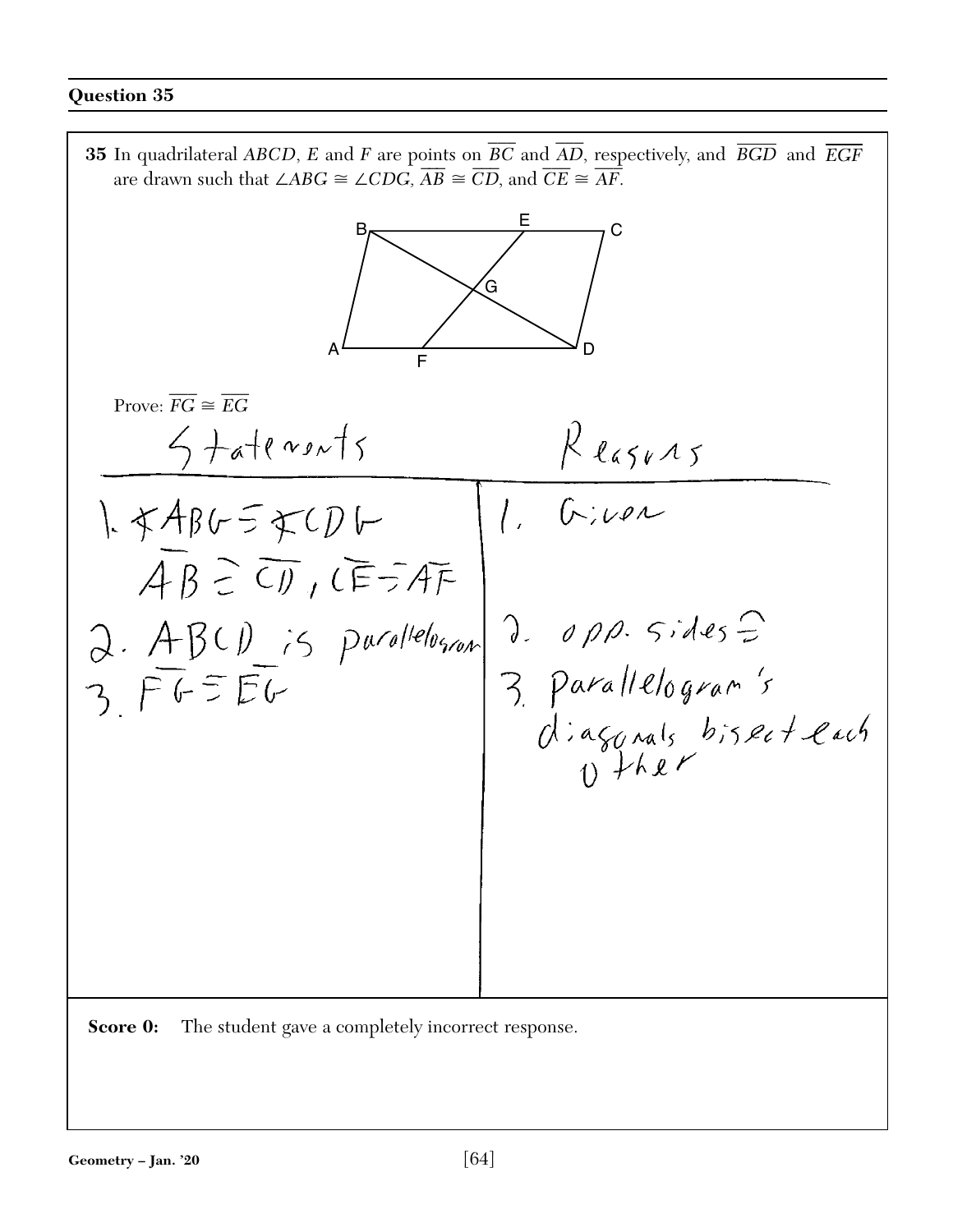## Question 35

**35** In quadrilateral $ABCD$, $E$ and $F$ are points on $\overline{BC}$ and $\overline{AD}$, respectively, and $\overline{BGD}$ and $\overline{EGF}$ are drawn such that $\angle ABG \cong \angle CDG$, $\overline{AB} \cong \overline{CD}$, and $\overline{CE} \cong \overline{AF}$.

B E C
G
A F D

Prove: $\overline{FG} \cong \overline{EG}$

| Statements | Reasons |
| --- | --- |
| 1. $\angle ABG \cong \angle CDG$, $\overline{AB} \cong \overline{CD}$, $\overline{CE} \cong \overline{AF}$ | 1. Given |
| 2. ABCD is parallelogram | 2. opp. sides $\cong$ |
| 3. $\overline{FG} \cong \overline{EG}$ | 3. Parallelogram's diagonals bisect each other |

**Score 0:** The student gave a completely incorrect response.